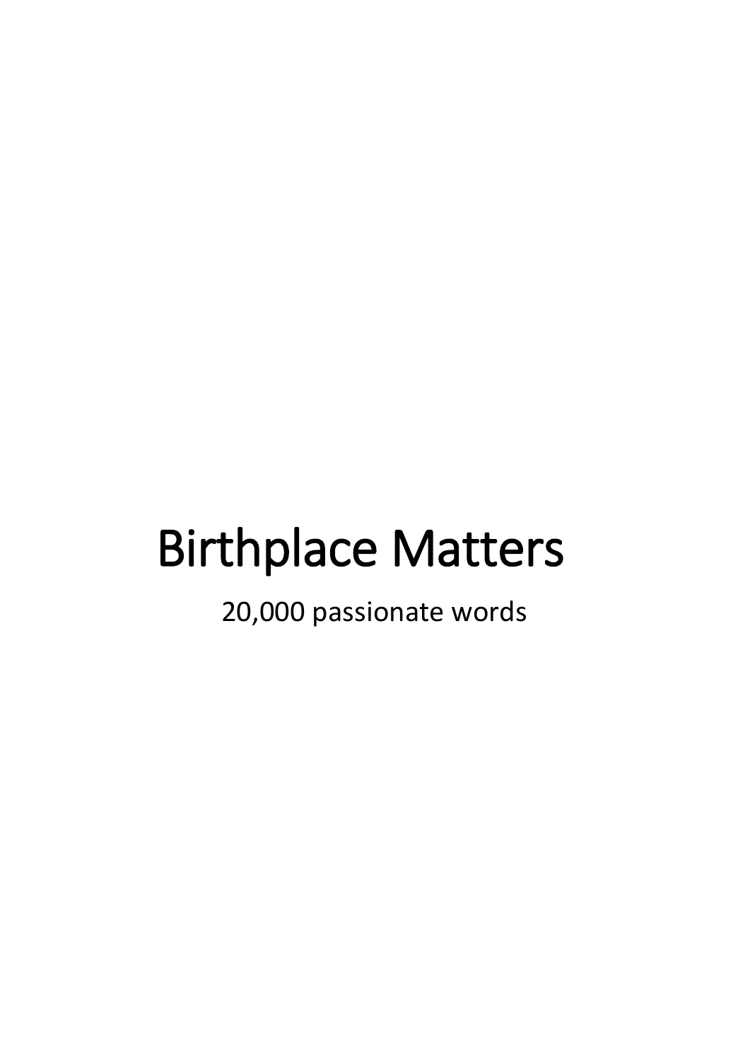# Birthplace Matters

20,000 passionate words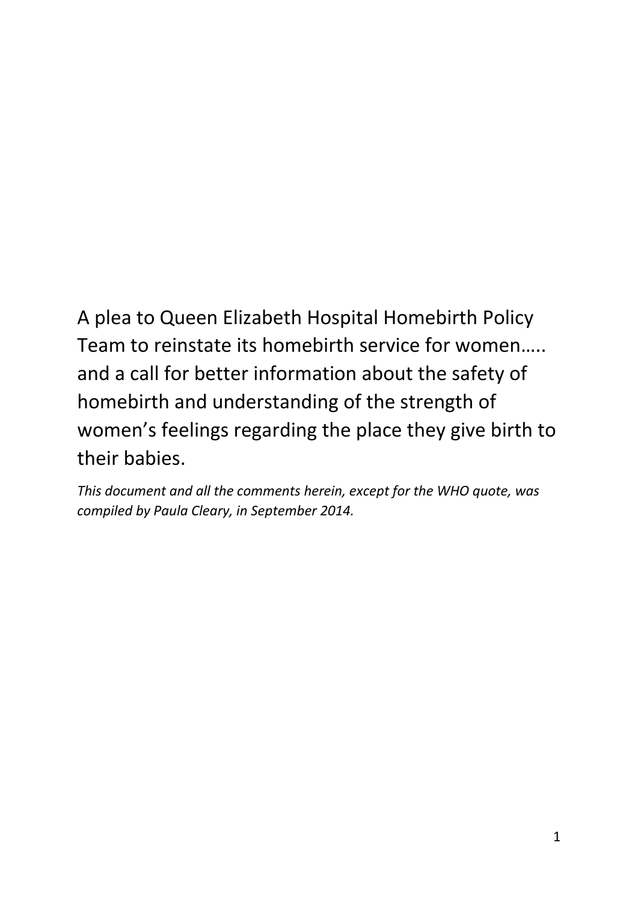# A plea to Queen Elizabeth Hospital Homebirth Policy Team to reinstate its homebirth service for women….. and a call for better information about the safety of homebirth and understanding of the strength of women's feelings regarding the place they give birth to their babies.

*This document and all the comments herein, except for the WHO quote, was compiled by Paula Cleary, in September 2014.*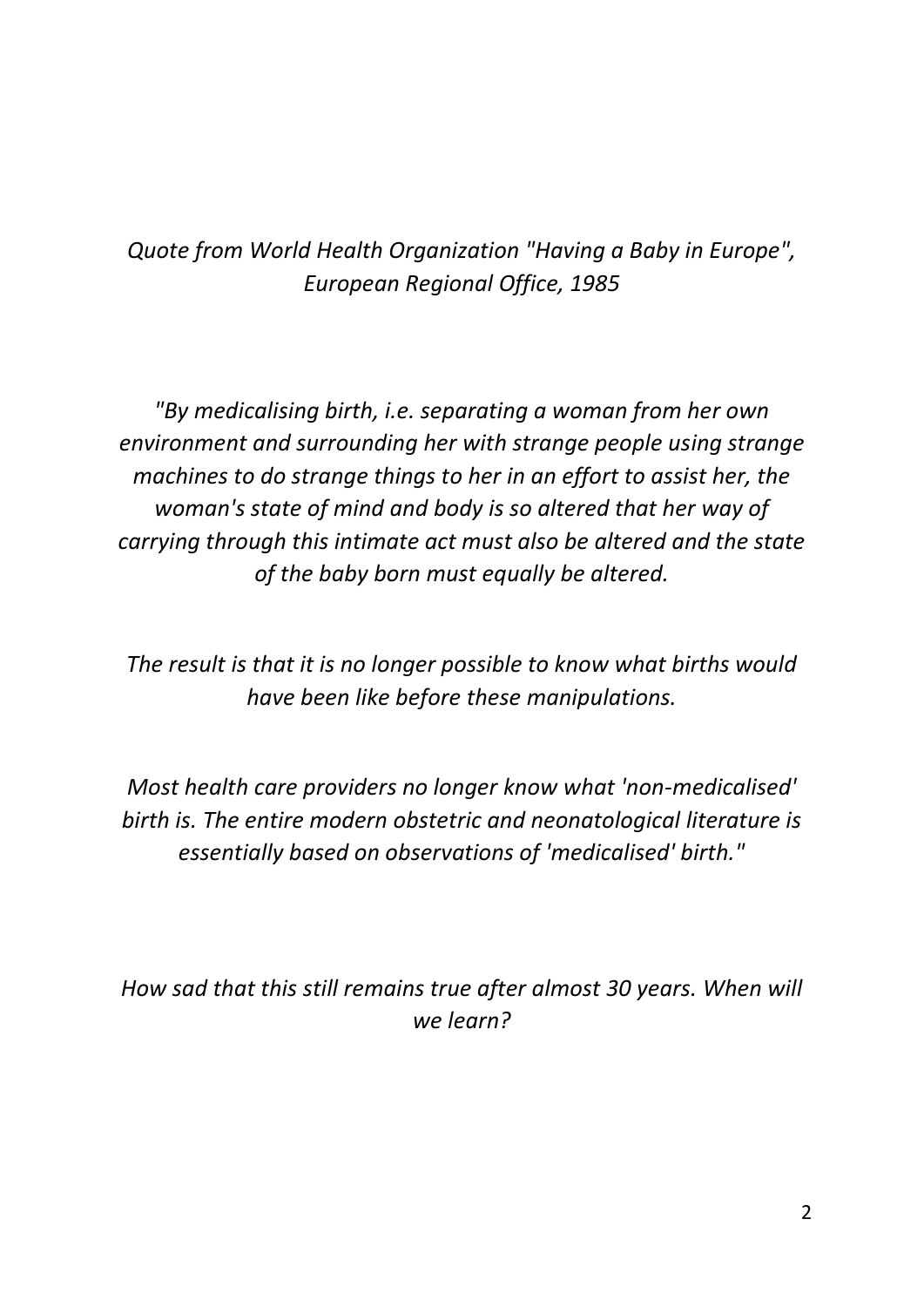*Quote from World Health Organization "Having a Baby in Europe", European Regional Office, 1985*

*"By medicalising birth, i.e. separating a woman from her own environment and surrounding her with strange people using strange machines to do strange things to her in an effort to assist her, the woman's state of mind and body is so altered that her way of carrying through this intimate act must also be altered and the state of the baby born must equally be altered.*

*The result is that it is no longer possible to know what births would have been like before these manipulations.*

*Most health care providers no longer know what 'non-medicalised' birth is. The entire modern obstetric and neonatological literature is essentially based on observations of 'medicalised' birth."*

*How sad that this still remains true after almost 30 years. When will we learn?*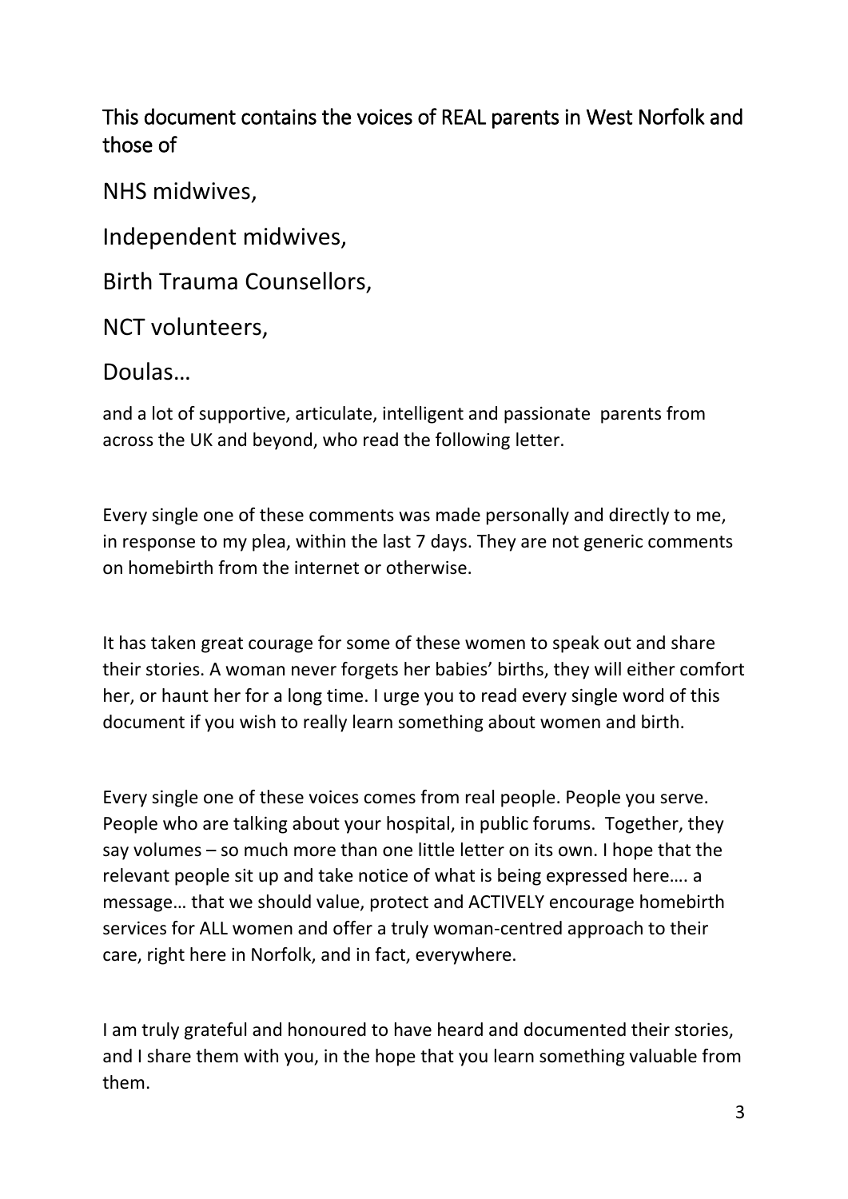## This document contains the voices of REAL parents in West Norfolk and those of

NHS midwives,

Independent midwives,

Birth Trauma Counsellors,

NCT volunteers,

Doulas…

and a lot of supportive, articulate, intelligent and passionate parents from across the UK and beyond, who read the following letter.

Every single one of these comments was made personally and directly to me, in response to my plea, within the last 7 days. They are not generic comments on homebirth from the internet or otherwise.

It has taken great courage for some of these women to speak out and share their stories. A woman never forgets her babies' births, they will either comfort her, or haunt her for a long time. I urge you to read every single word of this document if you wish to really learn something about women and birth.

Every single one of these voices comes from real people. People you serve. People who are talking about your hospital, in public forums. Together, they say volumes – so much more than one little letter on its own. I hope that the relevant people sit up and take notice of what is being expressed here…. a message… that we should value, protect and ACTIVELY encourage homebirth services for ALL women and offer a truly woman-centred approach to their care, right here in Norfolk, and in fact, everywhere.

I am truly grateful and honoured to have heard and documented their stories, and I share them with you, in the hope that you learn something valuable from them.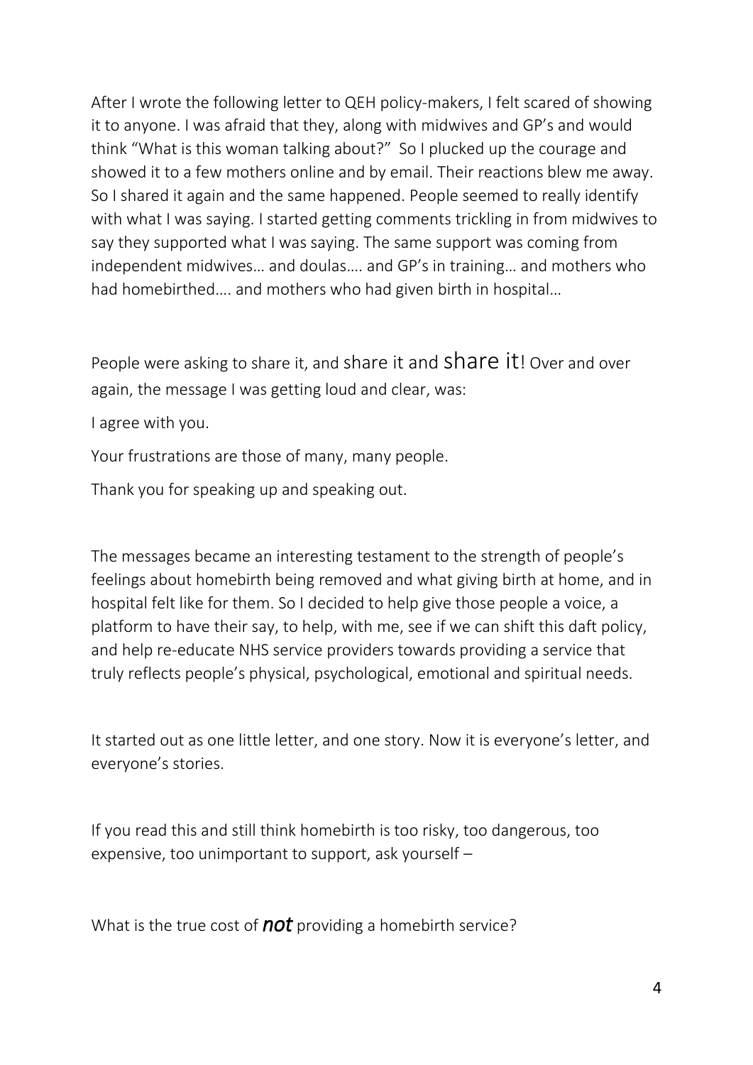After I wrote the following letter to QEH policy-makers, I felt scared of showing it to anyone. I was afraid that they, along with midwives and GP's and would think "What is this woman talking about?" So I plucked up the courage and showed it to a few mothers online and by email. Their reactions blew me away. So I shared it again and the same happened. People seemed to really identify with what I was saying. I started getting comments trickling in from midwives to say they supported what I was saying. The same support was coming from independent midwives… and doulas…. and GP's in training… and mothers who had homebirthed…. and mothers who had given birth in hospital…

People were asking to share it, and share it and share it! Over and over again, the message I was getting loud and clear, was:

I agree with you.

Your frustrations are those of many, many people.

Thank you for speaking up and speaking out.

The messages became an interesting testament to the strength of people's feelings about homebirth being removed and what giving birth at home, and in hospital felt like for them. So I decided to help give those people a voice, a platform to have their say, to help, with me, see if we can shift this daft policy, and help re-educate NHS service providers towards providing a service that truly reflects people's physical, psychological, emotional and spiritual needs.

It started out as one little letter, and one story. Now it is everyone's letter, and everyone's stories.

If you read this and still think homebirth is too risky, too dangerous, too expensive, too unimportant to support, ask yourself –

What is the true cost of ***not*** providing a homebirth service?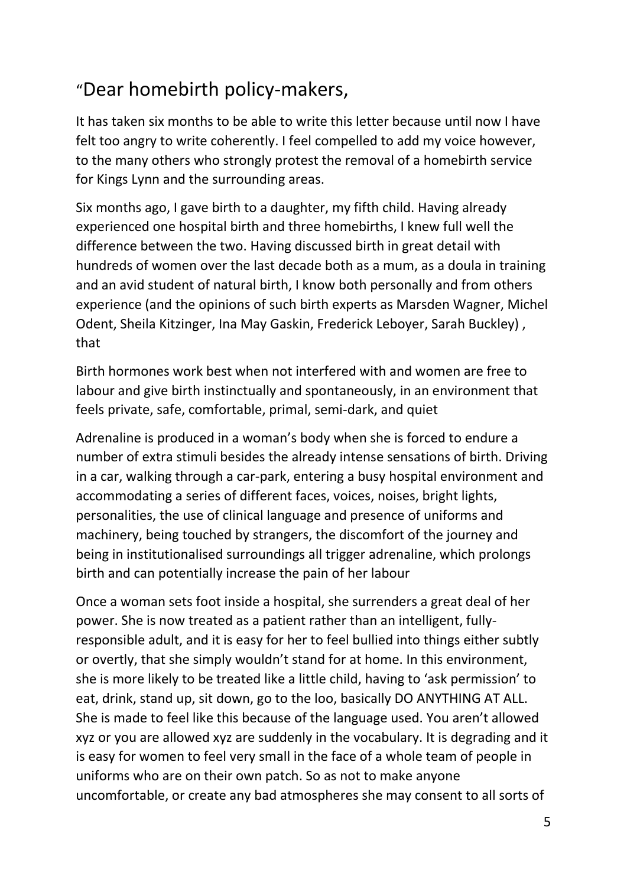## “Dear homebirth policy-makers,

It has taken six months to be able to write this letter because until now I have felt too angry to write coherently. I feel compelled to add my voice however, to the many others who strongly protest the removal of a homebirth service for Kings Lynn and the surrounding areas.

Six months ago, I gave birth to a daughter, my fifth child. Having already experienced one hospital birth and three homebirths, I knew full well the difference between the two. Having discussed birth in great detail with hundreds of women over the last decade both as a mum, as a doula in training and an avid student of natural birth, I know both personally and from others experience (and the opinions of such birth experts as Marsden Wagner, Michel Odent, Sheila Kitzinger, Ina May Gaskin, Frederick Leboyer, Sarah Buckley) , that

Birth hormones work best when not interfered with and women are free to labour and give birth instinctually and spontaneously, in an environment that feels private, safe, comfortable, primal, semi-dark, and quiet

Adrenaline is produced in a woman’s body when she is forced to endure a number of extra stimuli besides the already intense sensations of birth. Driving in a car, walking through a car-park, entering a busy hospital environment and accommodating a series of different faces, voices, noises, bright lights, personalities, the use of clinical language and presence of uniforms and machinery, being touched by strangers, the discomfort of the journey and being in institutionalised surroundings all trigger adrenaline, which prolongs birth and can potentially increase the pain of her labour

Once a woman sets foot inside a hospital, she surrenders a great deal of her power. She is now treated as a patient rather than an intelligent, fully-responsible adult, and it is easy for her to feel bullied into things either subtly or overtly, that she simply wouldn’t stand for at home. In this environment, she is more likely to be treated like a little child, having to ‘ask permission’ to eat, drink, stand up, sit down, go to the loo, basically DO ANYTHING AT ALL. She is made to feel like this because of the language used. You aren’t allowed xyz or you are allowed xyz are suddenly in the vocabulary. It is degrading and it is easy for women to feel very small in the face of a whole team of people in uniforms who are on their own patch. So as not to make anyone uncomfortable, or create any bad atmospheres she may consent to all sorts of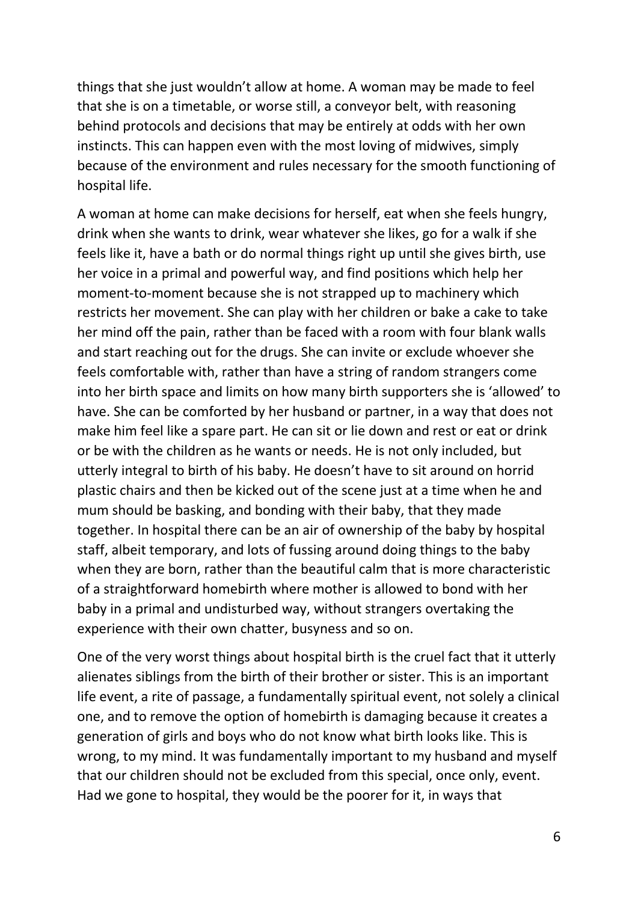things that she just wouldn't allow at home. A woman may be made to feel that she is on a timetable, or worse still, a conveyor belt, with reasoning behind protocols and decisions that may be entirely at odds with her own instincts. This can happen even with the most loving of midwives, simply because of the environment and rules necessary for the smooth functioning of hospital life.

A woman at home can make decisions for herself, eat when she feels hungry, drink when she wants to drink, wear whatever she likes, go for a walk if she feels like it, have a bath or do normal things right up until she gives birth, use her voice in a primal and powerful way, and find positions which help her moment-to-moment because she is not strapped up to machinery which restricts her movement. She can play with her children or bake a cake to take her mind off the pain, rather than be faced with a room with four blank walls and start reaching out for the drugs. She can invite or exclude whoever she feels comfortable with, rather than have a string of random strangers come into her birth space and limits on how many birth supporters she is 'allowed' to have. She can be comforted by her husband or partner, in a way that does not make him feel like a spare part. He can sit or lie down and rest or eat or drink or be with the children as he wants or needs. He is not only included, but utterly integral to birth of his baby. He doesn't have to sit around on horrid plastic chairs and then be kicked out of the scene just at a time when he and mum should be basking, and bonding with their baby, that they made together. In hospital there can be an air of ownership of the baby by hospital staff, albeit temporary, and lots of fussing around doing things to the baby when they are born, rather than the beautiful calm that is more characteristic of a straightforward homebirth where mother is allowed to bond with her baby in a primal and undisturbed way, without strangers overtaking the experience with their own chatter, busyness and so on.

One of the very worst things about hospital birth is the cruel fact that it utterly alienates siblings from the birth of their brother or sister. This is an important life event, a rite of passage, a fundamentally spiritual event, not solely a clinical one, and to remove the option of homebirth is damaging because it creates a generation of girls and boys who do not know what birth looks like. This is wrong, to my mind. It was fundamentally important to my husband and myself that our children should not be excluded from this special, once only, event. Had we gone to hospital, they would be the poorer for it, in ways that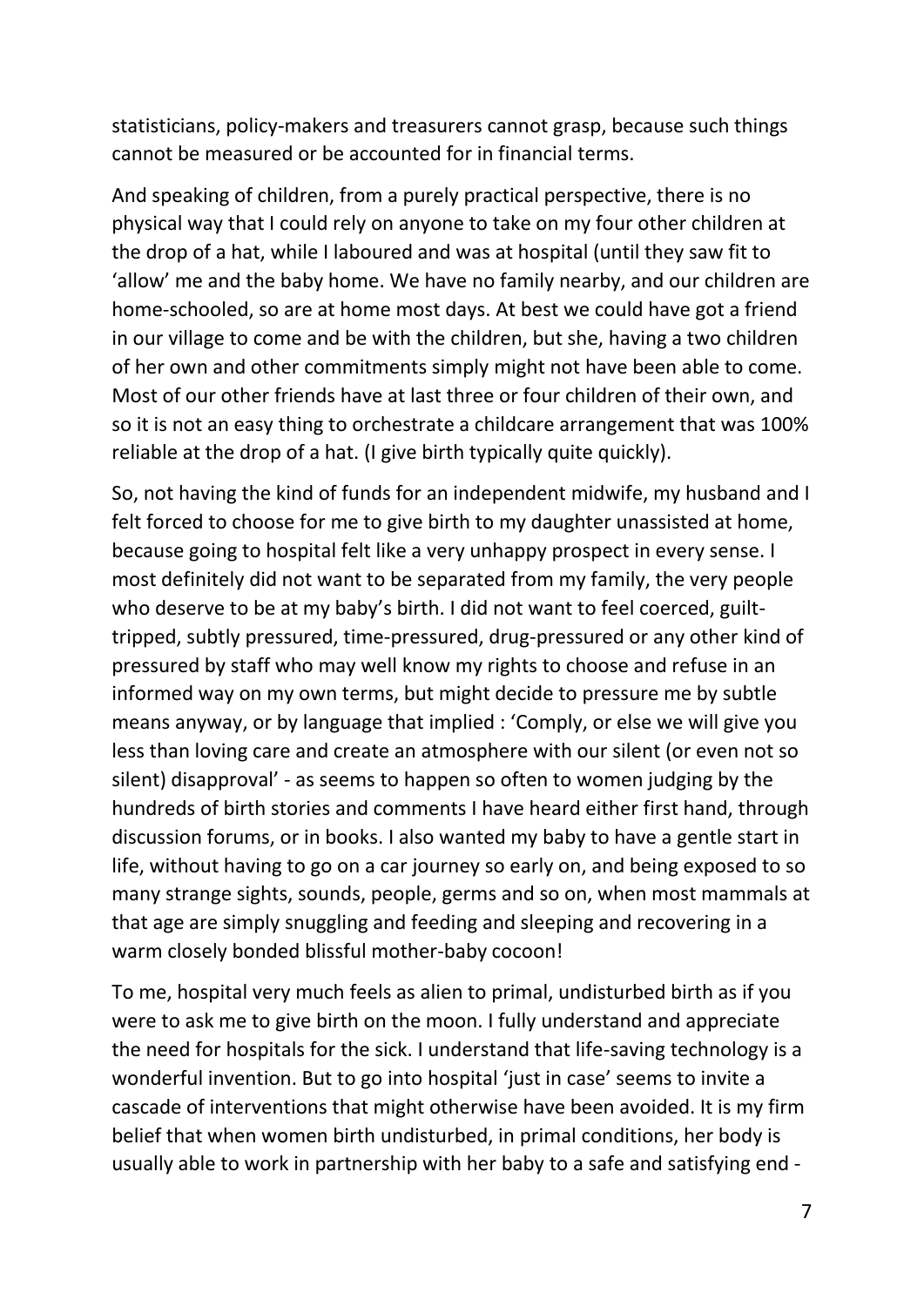statisticians, policy-makers and treasurers cannot grasp, because such things cannot be measured or be accounted for in financial terms.

And speaking of children, from a purely practical perspective, there is no physical way that I could rely on anyone to take on my four other children at the drop of a hat, while I laboured and was at hospital (until they saw fit to 'allow' me and the baby home. We have no family nearby, and our children are home-schooled, so are at home most days. At best we could have got a friend in our village to come and be with the children, but she, having a two children of her own and other commitments simply might not have been able to come. Most of our other friends have at last three or four children of their own, and so it is not an easy thing to orchestrate a childcare arrangement that was 100% reliable at the drop of a hat. (I give birth typically quite quickly).

So, not having the kind of funds for an independent midwife, my husband and I felt forced to choose for me to give birth to my daughter unassisted at home, because going to hospital felt like a very unhappy prospect in every sense. I most definitely did not want to be separated from my family, the very people who deserve to be at my baby's birth. I did not want to feel coerced, guilt-tripped, subtly pressured, time-pressured, drug-pressured or any other kind of pressured by staff who may well know my rights to choose and refuse in an informed way on my own terms, but might decide to pressure me by subtle means anyway, or by language that implied : 'Comply, or else we will give you less than loving care and create an atmosphere with our silent (or even not so silent) disapproval' - as seems to happen so often to women judging by the hundreds of birth stories and comments I have heard either first hand, through discussion forums, or in books. I also wanted my baby to have a gentle start in life, without having to go on a car journey so early on, and being exposed to so many strange sights, sounds, people, germs and so on, when most mammals at that age are simply snuggling and feeding and sleeping and recovering in a warm closely bonded blissful mother-baby cocoon!

To me, hospital very much feels as alien to primal, undisturbed birth as if you were to ask me to give birth on the moon. I fully understand and appreciate the need for hospitals for the sick. I understand that life-saving technology is a wonderful invention. But to go into hospital 'just in case' seems to invite a cascade of interventions that might otherwise have been avoided. It is my firm belief that when women birth undisturbed, in primal conditions, her body is usually able to work in partnership with her baby to a safe and satisfying end -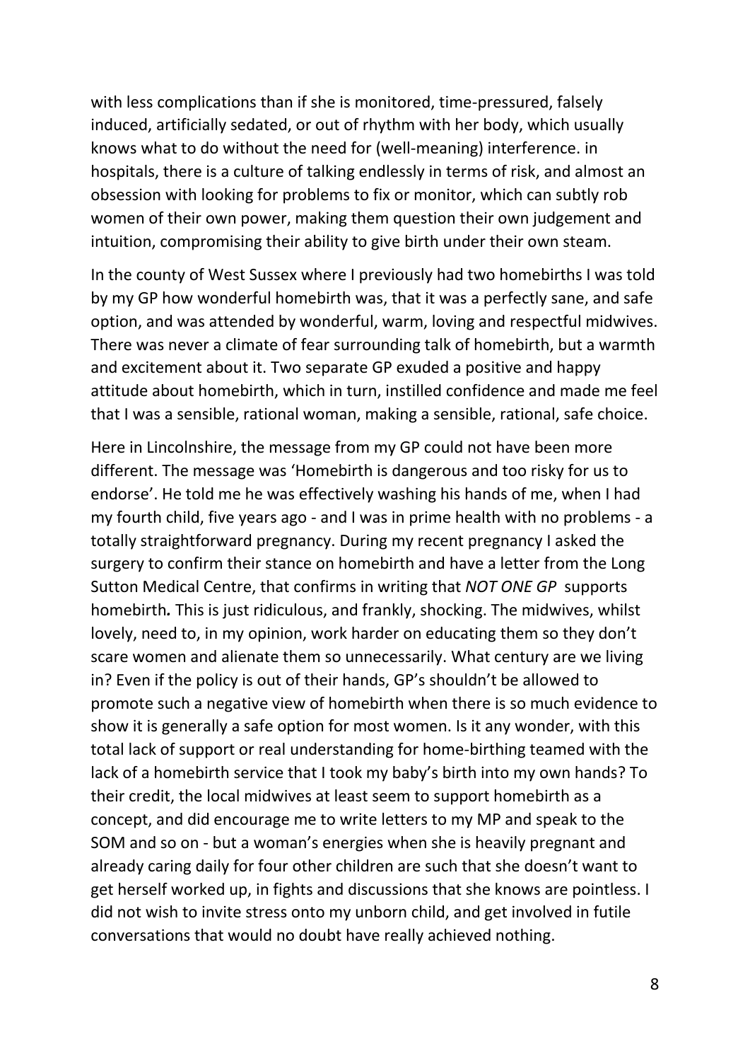with less complications than if she is monitored, time-pressured, falsely induced, artificially sedated, or out of rhythm with her body, which usually knows what to do without the need for (well-meaning) interference. in hospitals, there is a culture of talking endlessly in terms of risk, and almost an obsession with looking for problems to fix or monitor, which can subtly rob women of their own power, making them question their own judgement and intuition, compromising their ability to give birth under their own steam.

In the county of West Sussex where I previously had two homebirths I was told by my GP how wonderful homebirth was, that it was a perfectly sane, and safe option, and was attended by wonderful, warm, loving and respectful midwives. There was never a climate of fear surrounding talk of homebirth, but a warmth and excitement about it. Two separate GP exuded a positive and happy attitude about homebirth, which in turn, instilled confidence and made me feel that I was a sensible, rational woman, making a sensible, rational, safe choice.

Here in Lincolnshire, the message from my GP could not have been more different. The message was 'Homebirth is dangerous and too risky for us to endorse'. He told me he was effectively washing his hands of me, when I had my fourth child, five years ago - and I was in prime health with no problems - a totally straightforward pregnancy. During my recent pregnancy I asked the surgery to confirm their stance on homebirth and have a letter from the Long Sutton Medical Centre, that confirms in writing that *NOT ONE GP* supports homebirth**.** This is just ridiculous, and frankly, shocking. The midwives, whilst lovely, need to, in my opinion, work harder on educating them so they don't scare women and alienate them so unnecessarily. What century are we living in? Even if the policy is out of their hands, GP's shouldn't be allowed to promote such a negative view of homebirth when there is so much evidence to show it is generally a safe option for most women. Is it any wonder, with this total lack of support or real understanding for home-birthing teamed with the lack of a homebirth service that I took my baby's birth into my own hands? To their credit, the local midwives at least seem to support homebirth as a concept, and did encourage me to write letters to my MP and speak to the SOM and so on - but a woman's energies when she is heavily pregnant and already caring daily for four other children are such that she doesn't want to get herself worked up, in fights and discussions that she knows are pointless. I did not wish to invite stress onto my unborn child, and get involved in futile conversations that would no doubt have really achieved nothing.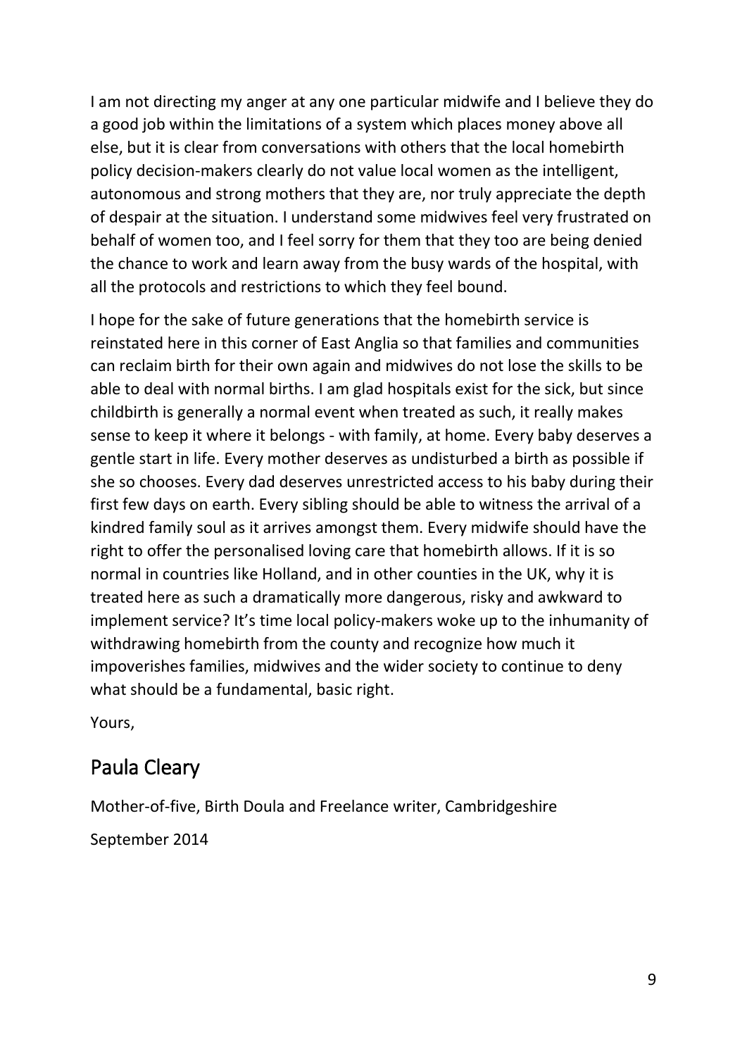I am not directing my anger at any one particular midwife and I believe they do a good job within the limitations of a system which places money above all else, but it is clear from conversations with others that the local homebirth policy decision-makers clearly do not value local women as the intelligent, autonomous and strong mothers that they are, nor truly appreciate the depth of despair at the situation. I understand some midwives feel very frustrated on behalf of women too, and I feel sorry for them that they too are being denied the chance to work and learn away from the busy wards of the hospital, with all the protocols and restrictions to which they feel bound.

I hope for the sake of future generations that the homebirth service is reinstated here in this corner of East Anglia so that families and communities can reclaim birth for their own again and midwives do not lose the skills to be able to deal with normal births. I am glad hospitals exist for the sick, but since childbirth is generally a normal event when treated as such, it really makes sense to keep it where it belongs - with family, at home. Every baby deserves a gentle start in life. Every mother deserves as undisturbed a birth as possible if she so chooses. Every dad deserves unrestricted access to his baby during their first few days on earth. Every sibling should be able to witness the arrival of a kindred family soul as it arrives amongst them. Every midwife should have the right to offer the personalised loving care that homebirth allows. If it is so normal in countries like Holland, and in other counties in the UK, why it is treated here as such a dramatically more dangerous, risky and awkward to implement service? It's time local policy-makers woke up to the inhumanity of withdrawing homebirth from the county and recognize how much it impoverishes families, midwives and the wider society to continue to deny what should be a fundamental, basic right.

Yours,

## Paula Cleary

Mother-of-five, Birth Doula and Freelance writer, Cambridgeshire

September 2014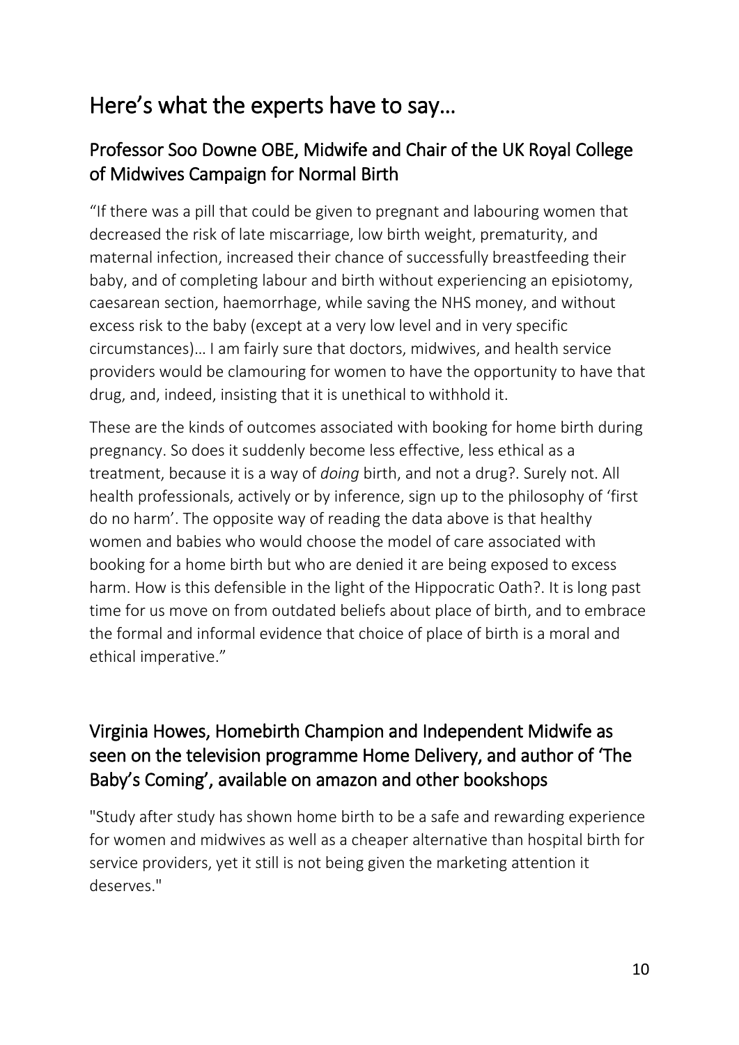# Here's what the experts have to say…

## Professor Soo Downe OBE, Midwife and Chair of the UK Royal College of Midwives Campaign for Normal Birth

"If there was a pill that could be given to pregnant and labouring women that decreased the risk of late miscarriage, low birth weight, prematurity, and maternal infection, increased their chance of successfully breastfeeding their baby, and of completing labour and birth without experiencing an episiotomy, caesarean section, haemorrhage, while saving the NHS money, and without excess risk to the baby (except at a very low level and in very specific circumstances)… I am fairly sure that doctors, midwives, and health service providers would be clamouring for women to have the opportunity to have that drug, and, indeed, insisting that it is unethical to withhold it.

These are the kinds of outcomes associated with booking for home birth during pregnancy. So does it suddenly become less effective, less ethical as a treatment, because it is a way of *doing* birth, and not a drug?. Surely not. All health professionals, actively or by inference, sign up to the philosophy of 'first do no harm'. The opposite way of reading the data above is that healthy women and babies who would choose the model of care associated with booking for a home birth but who are denied it are being exposed to excess harm. How is this defensible in the light of the Hippocratic Oath?. It is long past time for us move on from outdated beliefs about place of birth, and to embrace the formal and informal evidence that choice of place of birth is a moral and ethical imperative."

## Virginia Howes, Homebirth Champion and Independent Midwife as seen on the television programme Home Delivery, and author of 'The Baby's Coming', available on amazon and other bookshops

"Study after study has shown home birth to be a safe and rewarding experience for women and midwives as well as a cheaper alternative than hospital birth for service providers, yet it still is not being given the marketing attention it deserves."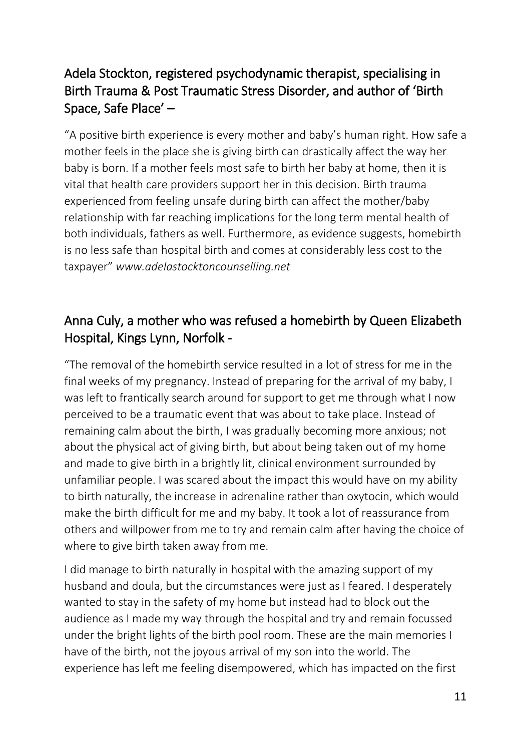## Adela Stockton, registered psychodynamic therapist, specialising in Birth Trauma & Post Traumatic Stress Disorder, and author of 'Birth Space, Safe Place' –

"A positive birth experience is every mother and baby's human right. How safe a mother feels in the place she is giving birth can drastically affect the way her baby is born. If a mother feels most safe to birth her baby at home, then it is vital that health care providers support her in this decision. Birth trauma experienced from feeling unsafe during birth can affect the mother/baby relationship with far reaching implications for the long term mental health of both individuals, fathers as well. Furthermore, as evidence suggests, homebirth is no less safe than hospital birth and comes at considerably less cost to the taxpayer" *www.adelastocktoncounselling.net*

## Anna Culy, a mother who was refused a homebirth by Queen Elizabeth Hospital, Kings Lynn, Norfolk -

"The removal of the homebirth service resulted in a lot of stress for me in the final weeks of my pregnancy. Instead of preparing for the arrival of my baby, I was left to frantically search around for support to get me through what I now perceived to be a traumatic event that was about to take place. Instead of remaining calm about the birth, I was gradually becoming more anxious; not about the physical act of giving birth, but about being taken out of my home and made to give birth in a brightly lit, clinical environment surrounded by unfamiliar people. I was scared about the impact this would have on my ability to birth naturally, the increase in adrenaline rather than oxytocin, which would make the birth difficult for me and my baby. It took a lot of reassurance from others and willpower from me to try and remain calm after having the choice of where to give birth taken away from me.

I did manage to birth naturally in hospital with the amazing support of my husband and doula, but the circumstances were just as I feared. I desperately wanted to stay in the safety of my home but instead had to block out the audience as I made my way through the hospital and try and remain focussed under the bright lights of the birth pool room. These are the main memories I have of the birth, not the joyous arrival of my son into the world. The experience has left me feeling disempowered, which has impacted on the first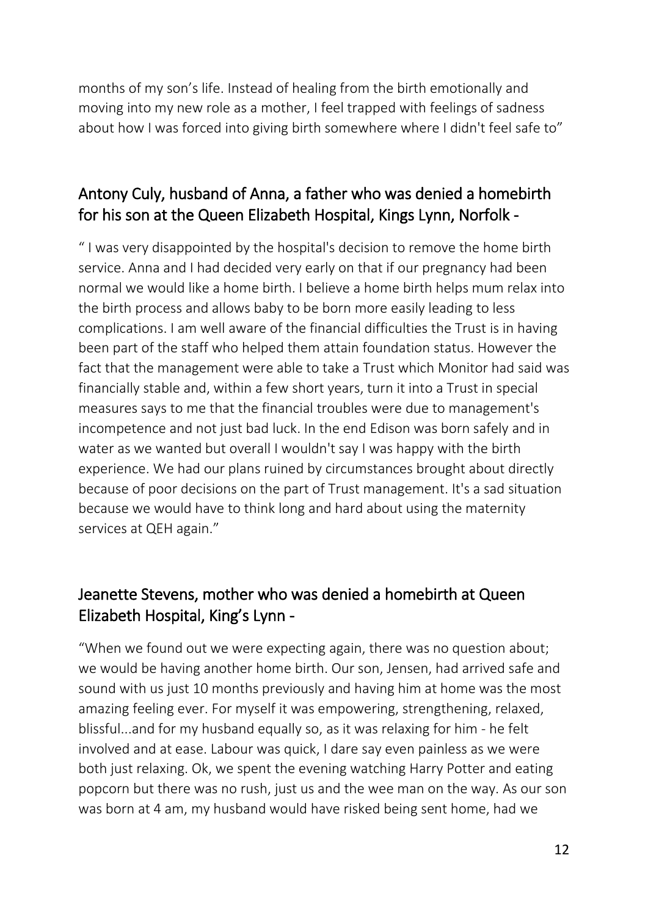months of my son's life. Instead of healing from the birth emotionally and moving into my new role as a mother, I feel trapped with feelings of sadness about how I was forced into giving birth somewhere where I didn't feel safe to"

## Antony Culy, husband of Anna, a father who was denied a homebirth for his son at the Queen Elizabeth Hospital, Kings Lynn, Norfolk -

" I was very disappointed by the hospital's decision to remove the home birth service. Anna and I had decided very early on that if our pregnancy had been normal we would like a home birth. I believe a home birth helps mum relax into the birth process and allows baby to be born more easily leading to less complications. I am well aware of the financial difficulties the Trust is in having been part of the staff who helped them attain foundation status. However the fact that the management were able to take a Trust which Monitor had said was financially stable and, within a few short years, turn it into a Trust in special measures says to me that the financial troubles were due to management's incompetence and not just bad luck. In the end Edison was born safely and in water as we wanted but overall I wouldn't say I was happy with the birth experience. We had our plans ruined by circumstances brought about directly because of poor decisions on the part of Trust management. It's a sad situation because we would have to think long and hard about using the maternity services at QEH again."

## Jeanette Stevens, mother who was denied a homebirth at Queen Elizabeth Hospital, King's Lynn -

"When we found out we were expecting again, there was no question about; we would be having another home birth. Our son, Jensen, had arrived safe and sound with us just 10 months previously and having him at home was the most amazing feeling ever. For myself it was empowering, strengthening, relaxed, blissful...and for my husband equally so, as it was relaxing for him - he felt involved and at ease. Labour was quick, I dare say even painless as we were both just relaxing. Ok, we spent the evening watching Harry Potter and eating popcorn but there was no rush, just us and the wee man on the way. As our son was born at 4 am, my husband would have risked being sent home, had we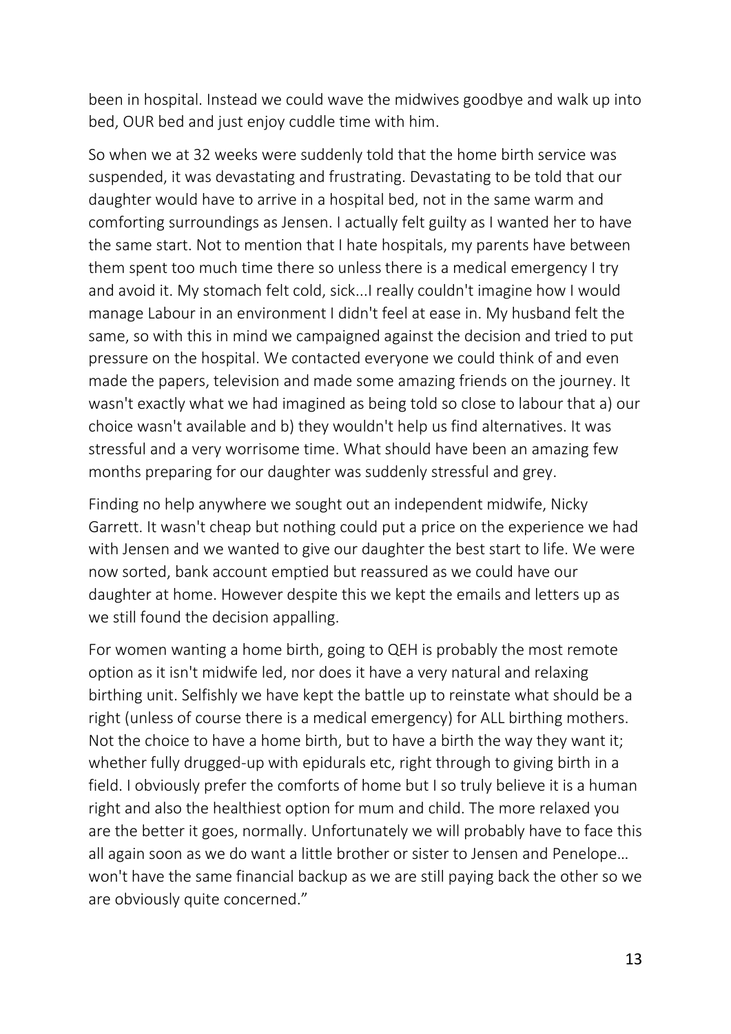been in hospital. Instead we could wave the midwives goodbye and walk up into bed, OUR bed and just enjoy cuddle time with him.

So when we at 32 weeks were suddenly told that the home birth service was suspended, it was devastating and frustrating. Devastating to be told that our daughter would have to arrive in a hospital bed, not in the same warm and comforting surroundings as Jensen. I actually felt guilty as I wanted her to have the same start. Not to mention that I hate hospitals, my parents have between them spent too much time there so unless there is a medical emergency I try and avoid it. My stomach felt cold, sick...I really couldn't imagine how I would manage Labour in an environment I didn't feel at ease in. My husband felt the same, so with this in mind we campaigned against the decision and tried to put pressure on the hospital. We contacted everyone we could think of and even made the papers, television and made some amazing friends on the journey. It wasn't exactly what we had imagined as being told so close to labour that a) our choice wasn't available and b) they wouldn't help us find alternatives. It was stressful and a very worrisome time. What should have been an amazing few months preparing for our daughter was suddenly stressful and grey.

Finding no help anywhere we sought out an independent midwife, Nicky Garrett. It wasn't cheap but nothing could put a price on the experience we had with Jensen and we wanted to give our daughter the best start to life. We were now sorted, bank account emptied but reassured as we could have our daughter at home. However despite this we kept the emails and letters up as we still found the decision appalling.

For women wanting a home birth, going to QEH is probably the most remote option as it isn't midwife led, nor does it have a very natural and relaxing birthing unit. Selfishly we have kept the battle up to reinstate what should be a right (unless of course there is a medical emergency) for ALL birthing mothers. Not the choice to have a home birth, but to have a birth the way they want it; whether fully drugged-up with epidurals etc, right through to giving birth in a field. I obviously prefer the comforts of home but I so truly believe it is a human right and also the healthiest option for mum and child. The more relaxed you are the better it goes, normally. Unfortunately we will probably have to face this all again soon as we do want a little brother or sister to Jensen and Penelope… won't have the same financial backup as we are still paying back the other so we are obviously quite concerned."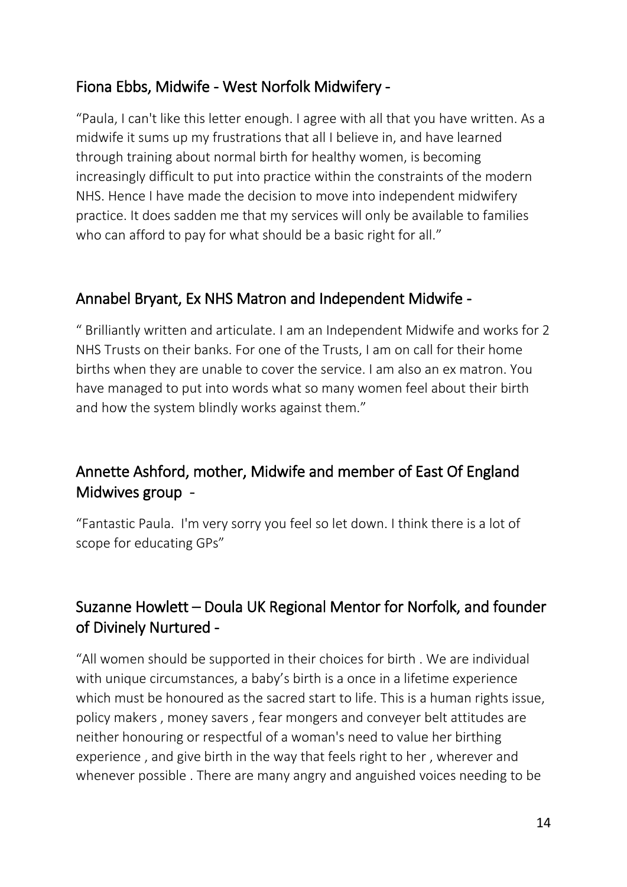## Fiona Ebbs, Midwife - West Norfolk Midwifery -

"Paula, I can't like this letter enough. I agree with all that you have written. As a midwife it sums up my frustrations that all I believe in, and have learned through training about normal birth for healthy women, is becoming increasingly difficult to put into practice within the constraints of the modern NHS. Hence I have made the decision to move into independent midwifery practice. It does sadden me that my services will only be available to families who can afford to pay for what should be a basic right for all."

## Annabel Bryant, Ex NHS Matron and Independent Midwife -

" Brilliantly written and articulate. I am an Independent Midwife and works for 2 NHS Trusts on their banks. For one of the Trusts, I am on call for their home births when they are unable to cover the service. I am also an ex matron. You have managed to put into words what so many women feel about their birth and how the system blindly works against them."

## Annette Ashford, mother, Midwife and member of East Of England Midwives group -

"Fantastic Paula. I'm very sorry you feel so let down. I think there is a lot of scope for educating GPs"

## Suzanne Howlett – Doula UK Regional Mentor for Norfolk, and founder of Divinely Nurtured -

"All women should be supported in their choices for birth . We are individual with unique circumstances, a baby's birth is a once in a lifetime experience which must be honoured as the sacred start to life. This is a human rights issue, policy makers , money savers , fear mongers and conveyer belt attitudes are neither honouring or respectful of a woman's need to value her birthing experience , and give birth in the way that feels right to her , wherever and whenever possible . There are many angry and anguished voices needing to be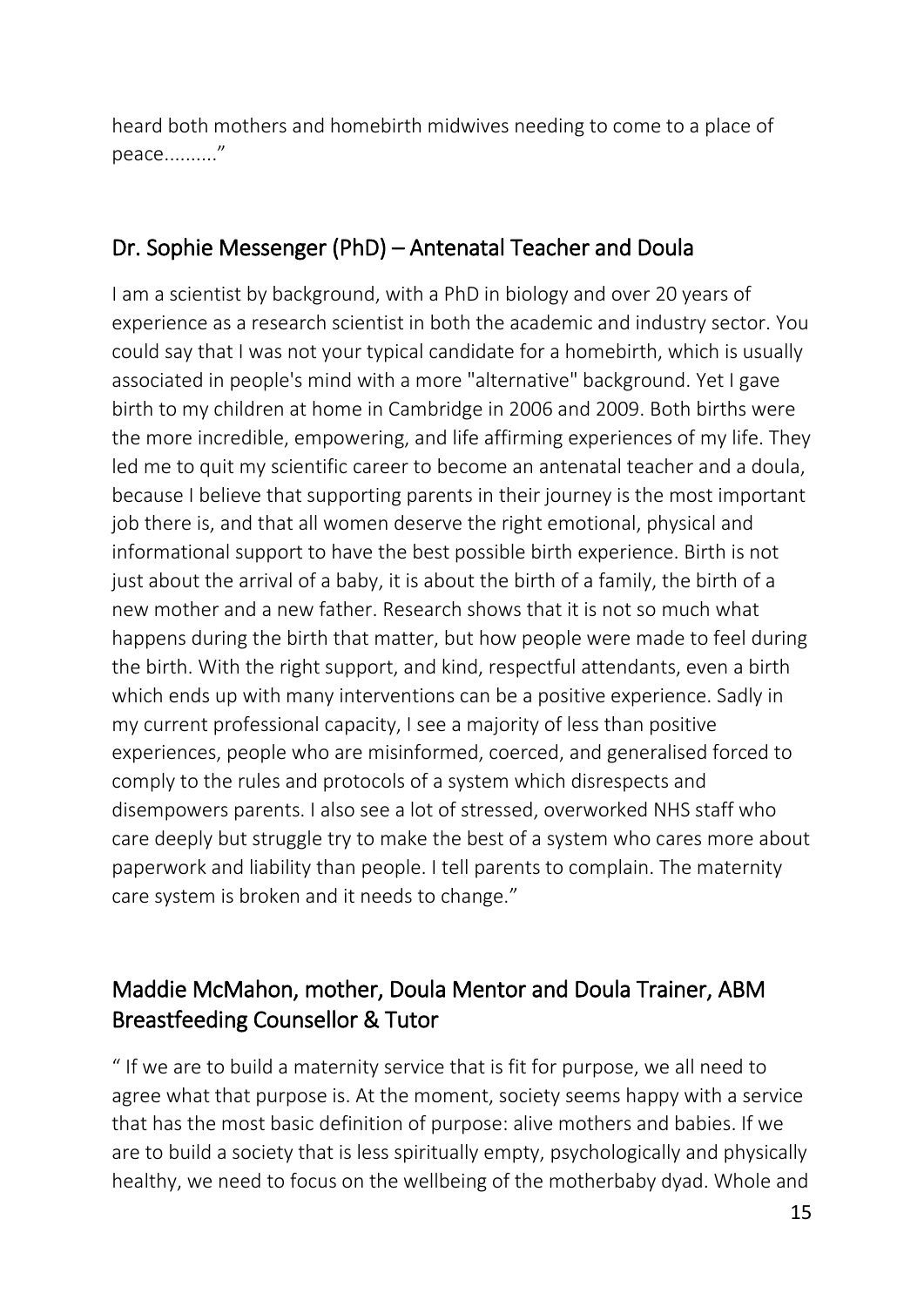heard both mothers and homebirth midwives needing to come to a place of peace.........."

## Dr. Sophie Messenger (PhD) – Antenatal Teacher and Doula

I am a scientist by background, with a PhD in biology and over 20 years of experience as a research scientist in both the academic and industry sector. You could say that I was not your typical candidate for a homebirth, which is usually associated in people's mind with a more "alternative" background. Yet I gave birth to my children at home in Cambridge in 2006 and 2009. Both births were the more incredible, empowering, and life affirming experiences of my life. They led me to quit my scientific career to become an antenatal teacher and a doula, because I believe that supporting parents in their journey is the most important job there is, and that all women deserve the right emotional, physical and informational support to have the best possible birth experience. Birth is not just about the arrival of a baby, it is about the birth of a family, the birth of a new mother and a new father. Research shows that it is not so much what happens during the birth that matter, but how people were made to feel during the birth. With the right support, and kind, respectful attendants, even a birth which ends up with many interventions can be a positive experience. Sadly in my current professional capacity, I see a majority of less than positive experiences, people who are misinformed, coerced, and generalised forced to comply to the rules and protocols of a system which disrespects and disempowers parents. I also see a lot of stressed, overworked NHS staff who care deeply but struggle try to make the best of a system who cares more about paperwork and liability than people. I tell parents to complain. The maternity care system is broken and it needs to change."

## Maddie McMahon, mother, Doula Mentor and Doula Trainer, ABM Breastfeeding Counsellor & Tutor

" If we are to build a maternity service that is fit for purpose, we all need to agree what that purpose is. At the moment, society seems happy with a service that has the most basic definition of purpose: alive mothers and babies. If we are to build a society that is less spiritually empty, psychologically and physically healthy, we need to focus on the wellbeing of the motherbaby dyad. Whole and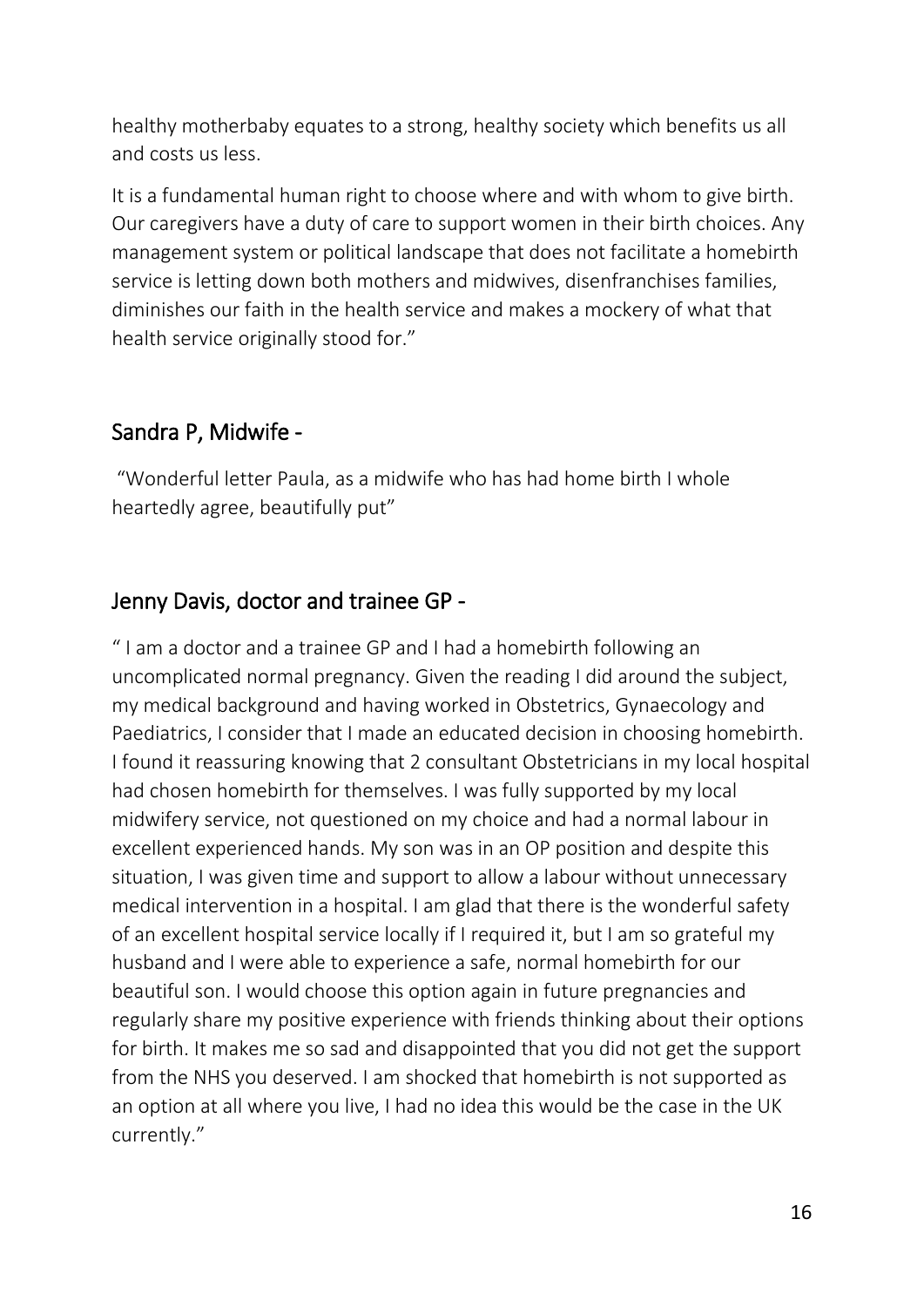healthy motherbaby equates to a strong, healthy society which benefits us all and costs us less.

It is a fundamental human right to choose where and with whom to give birth. Our caregivers have a duty of care to support women in their birth choices. Any management system or political landscape that does not facilitate a homebirth service is letting down both mothers and midwives, disenfranchises families, diminishes our faith in the health service and makes a mockery of what that health service originally stood for."

## Sandra P, Midwife -

"Wonderful letter Paula, as a midwife who has had home birth I whole heartedly agree, beautifully put"

## Jenny Davis, doctor and trainee GP -

" I am a doctor and a trainee GP and I had a homebirth following an uncomplicated normal pregnancy. Given the reading I did around the subject, my medical background and having worked in Obstetrics, Gynaecology and Paediatrics, I consider that I made an educated decision in choosing homebirth. I found it reassuring knowing that 2 consultant Obstetricians in my local hospital had chosen homebirth for themselves. I was fully supported by my local midwifery service, not questioned on my choice and had a normal labour in excellent experienced hands. My son was in an OP position and despite this situation, I was given time and support to allow a labour without unnecessary medical intervention in a hospital. I am glad that there is the wonderful safety of an excellent hospital service locally if I required it, but I am so grateful my husband and I were able to experience a safe, normal homebirth for our beautiful son. I would choose this option again in future pregnancies and regularly share my positive experience with friends thinking about their options for birth. It makes me so sad and disappointed that you did not get the support from the NHS you deserved. I am shocked that homebirth is not supported as an option at all where you live, I had no idea this would be the case in the UK currently."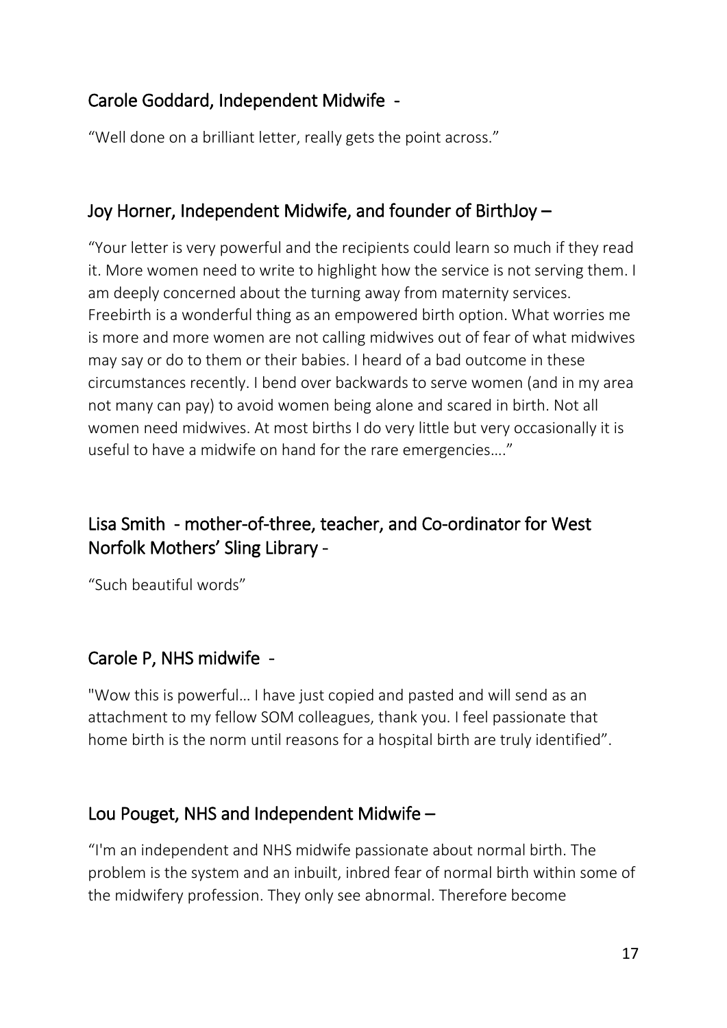## Carole Goddard, Independent Midwife -

"Well done on a brilliant letter, really gets the point across."

## Joy Horner, Independent Midwife, and founder of BirthJoy –

"Your letter is very powerful and the recipients could learn so much if they read it. More women need to write to highlight how the service is not serving them. I am deeply concerned about the turning away from maternity services. Freebirth is a wonderful thing as an empowered birth option. What worries me is more and more women are not calling midwives out of fear of what midwives may say or do to them or their babies. I heard of a bad outcome in these circumstances recently. I bend over backwards to serve women (and in my area not many can pay) to avoid women being alone and scared in birth. Not all women need midwives. At most births I do very little but very occasionally it is useful to have a midwife on hand for the rare emergencies…."

## Lisa Smith - mother-of-three, teacher, and Co-ordinator for West Norfolk Mothers' Sling Library -

"Such beautiful words"

## Carole P, NHS midwife -

"Wow this is powerful… I have just copied and pasted and will send as an attachment to my fellow SOM colleagues, thank you. I feel passionate that home birth is the norm until reasons for a hospital birth are truly identified".

## Lou Pouget, NHS and Independent Midwife –

"I'm an independent and NHS midwife passionate about normal birth. The problem is the system and an inbuilt, inbred fear of normal birth within some of the midwifery profession. They only see abnormal. Therefore become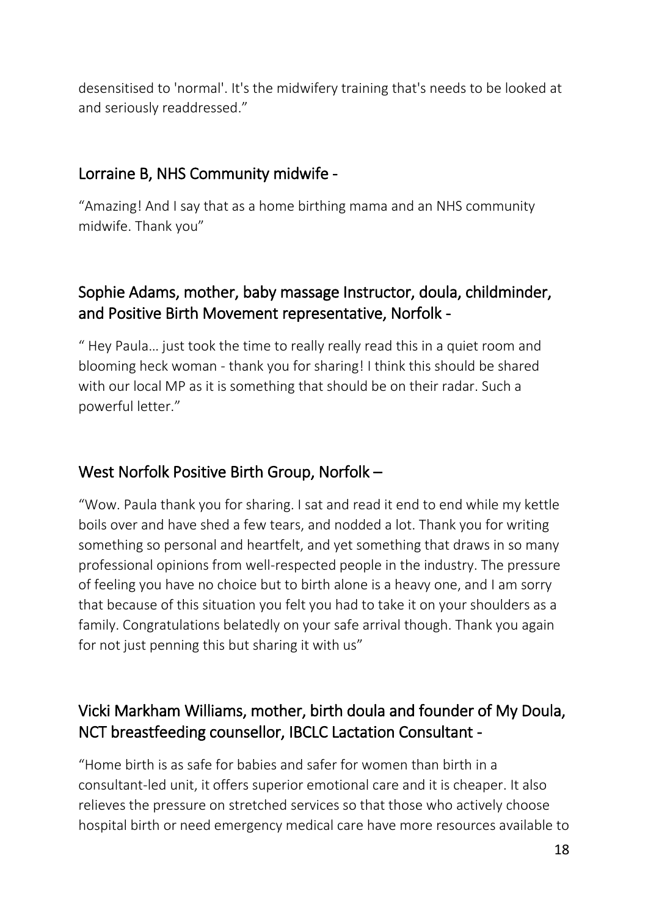desensitised to 'normal'. It's the midwifery training that's needs to be looked at and seriously readdressed."

## Lorraine B, NHS Community midwife -

"Amazing! And I say that as a home birthing mama and an NHS community midwife. Thank you"

## Sophie Adams, mother, baby massage Instructor, doula, childminder, and Positive Birth Movement representative, Norfolk -

" Hey Paula… just took the time to really really read this in a quiet room and blooming heck woman - thank you for sharing! I think this should be shared with our local MP as it is something that should be on their radar. Such a powerful letter."

## West Norfolk Positive Birth Group, Norfolk –

"Wow. Paula thank you for sharing. I sat and read it end to end while my kettle boils over and have shed a few tears, and nodded a lot. Thank you for writing something so personal and heartfelt, and yet something that draws in so many professional opinions from well-respected people in the industry. The pressure of feeling you have no choice but to birth alone is a heavy one, and I am sorry that because of this situation you felt you had to take it on your shoulders as a family. Congratulations belatedly on your safe arrival though. Thank you again for not just penning this but sharing it with us"

## Vicki Markham Williams, mother, birth doula and founder of My Doula, NCT breastfeeding counsellor, IBCLC Lactation Consultant -

"Home birth is as safe for babies and safer for women than birth in a consultant-led unit, it offers superior emotional care and it is cheaper. It also relieves the pressure on stretched services so that those who actively choose hospital birth or need emergency medical care have more resources available to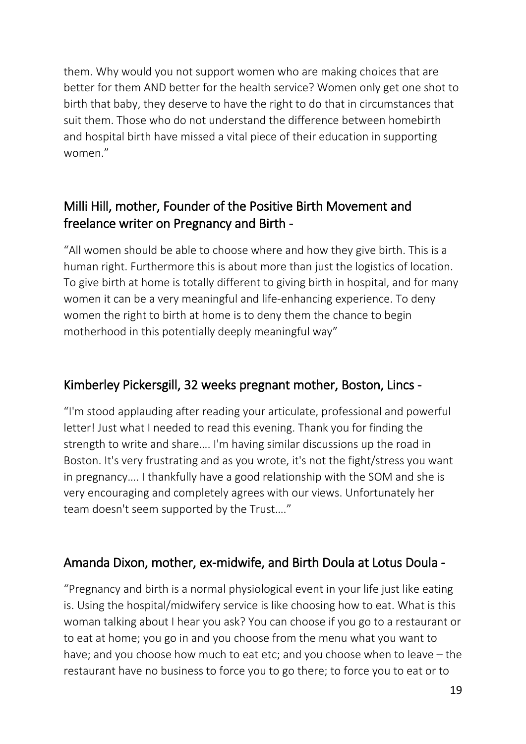them. Why would you not support women who are making choices that are better for them AND better for the health service? Women only get one shot to birth that baby, they deserve to have the right to do that in circumstances that suit them. Those who do not understand the difference between homebirth and hospital birth have missed a vital piece of their education in supporting women."

## Milli Hill, mother, Founder of the Positive Birth Movement and freelance writer on Pregnancy and Birth -

"All women should be able to choose where and how they give birth. This is a human right. Furthermore this is about more than just the logistics of location. To give birth at home is totally different to giving birth in hospital, and for many women it can be a very meaningful and life-enhancing experience. To deny women the right to birth at home is to deny them the chance to begin motherhood in this potentially deeply meaningful way"

## Kimberley Pickersgill, 32 weeks pregnant mother, Boston, Lincs -

"I'm stood applauding after reading your articulate, professional and powerful letter! Just what I needed to read this evening. Thank you for finding the strength to write and share…. I'm having similar discussions up the road in Boston. It's very frustrating and as you wrote, it's not the fight/stress you want in pregnancy…. I thankfully have a good relationship with the SOM and she is very encouraging and completely agrees with our views. Unfortunately her team doesn't seem supported by the Trust…."

## Amanda Dixon, mother, ex-midwife, and Birth Doula at Lotus Doula -

"Pregnancy and birth is a normal physiological event in your life just like eating is. Using the hospital/midwifery service is like choosing how to eat. What is this woman talking about I hear you ask? You can choose if you go to a restaurant or to eat at home; you go in and you choose from the menu what you want to have; and you choose how much to eat etc; and you choose when to leave – the restaurant have no business to force you to go there; to force you to eat or to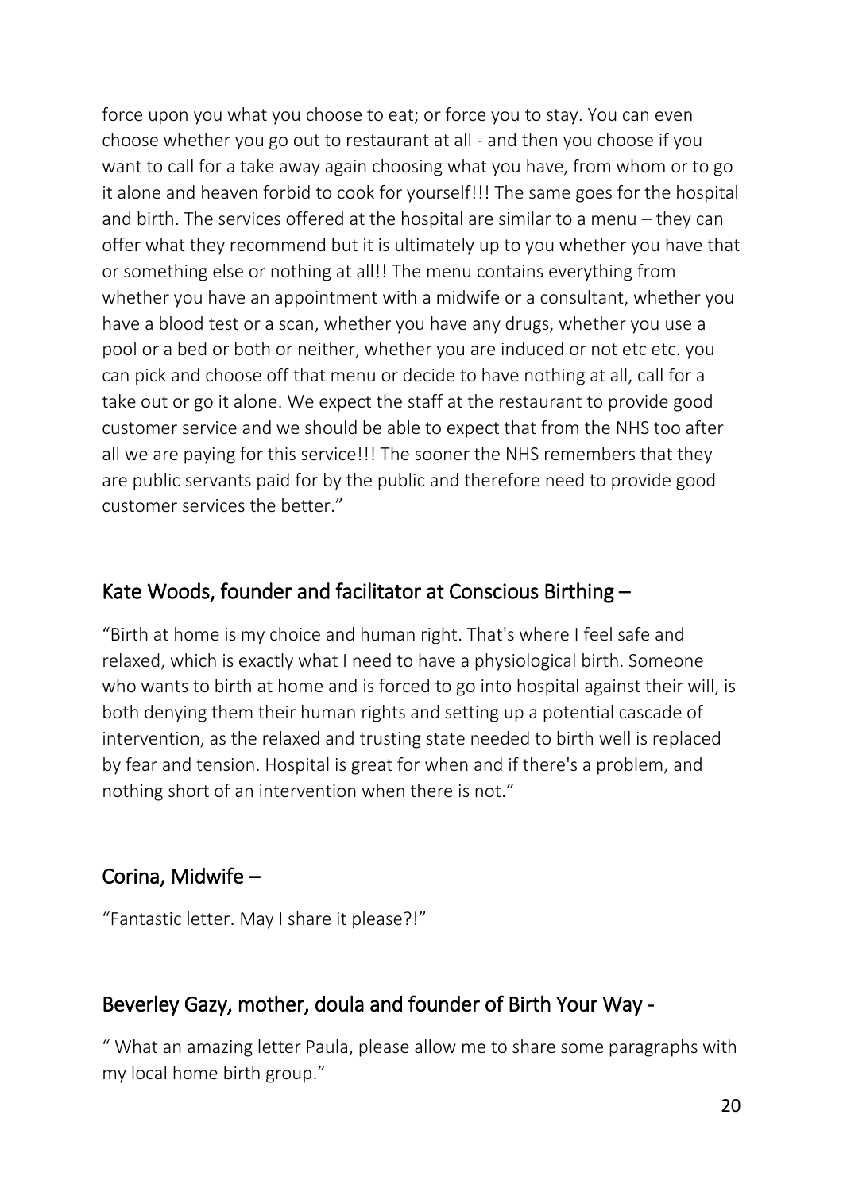force upon you what you choose to eat; or force you to stay. You can even choose whether you go out to restaurant at all - and then you choose if you want to call for a take away again choosing what you have, from whom or to go it alone and heaven forbid to cook for yourself!!! The same goes for the hospital and birth. The services offered at the hospital are similar to a menu – they can offer what they recommend but it is ultimately up to you whether you have that or something else or nothing at all!! The menu contains everything from whether you have an appointment with a midwife or a consultant, whether you have a blood test or a scan, whether you have any drugs, whether you use a pool or a bed or both or neither, whether you are induced or not etc etc. you can pick and choose off that menu or decide to have nothing at all, call for a take out or go it alone. We expect the staff at the restaurant to provide good customer service and we should be able to expect that from the NHS too after all we are paying for this service!!! The sooner the NHS remembers that they are public servants paid for by the public and therefore need to provide good customer services the better."

## Kate Woods, founder and facilitator at Conscious Birthing –

"Birth at home is my choice and human right. That's where I feel safe and relaxed, which is exactly what I need to have a physiological birth. Someone who wants to birth at home and is forced to go into hospital against their will, is both denying them their human rights and setting up a potential cascade of intervention, as the relaxed and trusting state needed to birth well is replaced by fear and tension. Hospital is great for when and if there's a problem, and nothing short of an intervention when there is not."

## Corina, Midwife –

"Fantastic letter. May I share it please?!"

## Beverley Gazy, mother, doula and founder of Birth Your Way -

" What an amazing letter Paula, please allow me to share some paragraphs with my local home birth group."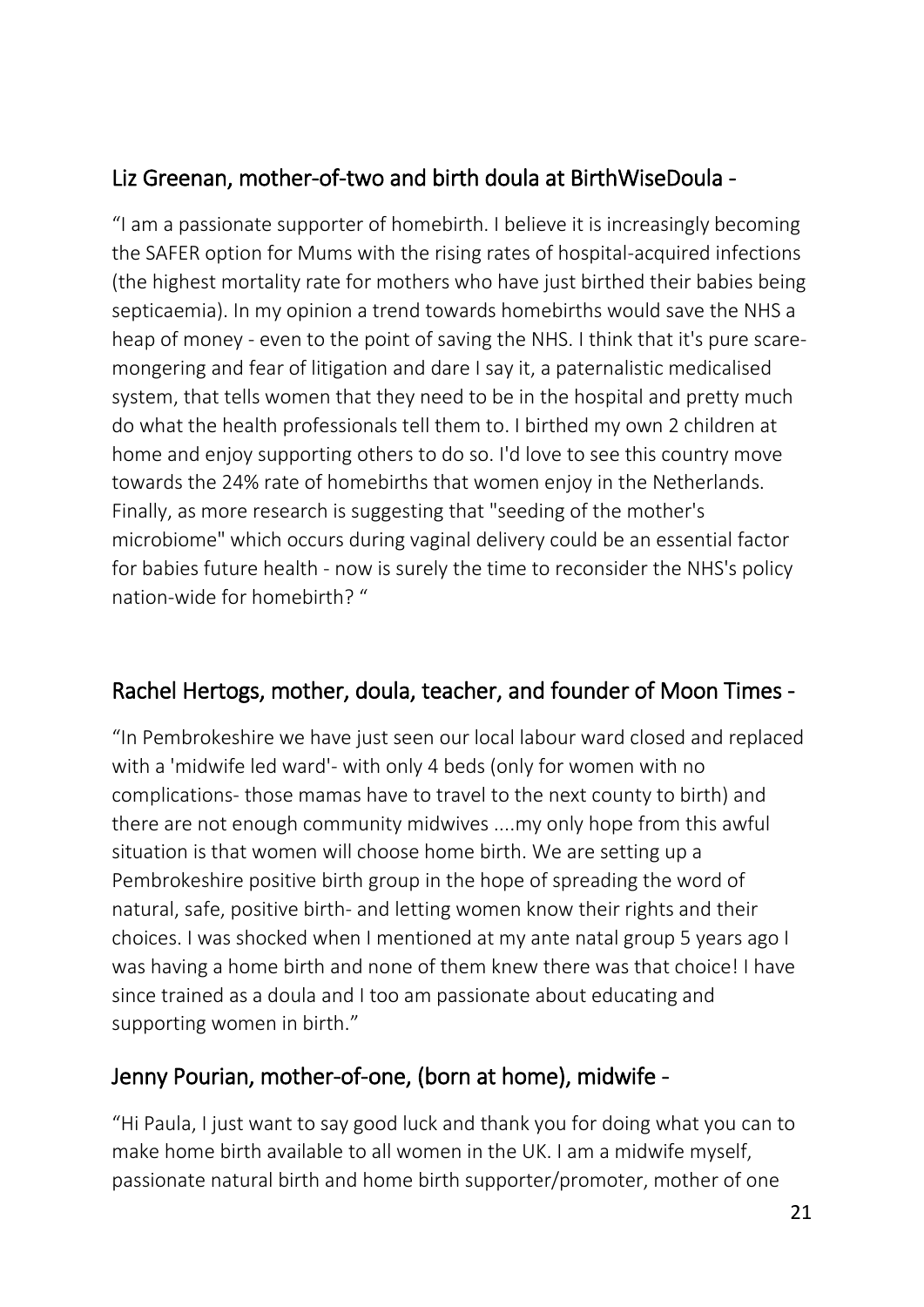## Liz Greenan, mother-of-two and birth doula at BirthWiseDoula -

"I am a passionate supporter of homebirth. I believe it is increasingly becoming the SAFER option for Mums with the rising rates of hospital-acquired infections (the highest mortality rate for mothers who have just birthed their babies being septicaemia). In my opinion a trend towards homebirths would save the NHS a heap of money - even to the point of saving the NHS. I think that it's pure scare-mongering and fear of litigation and dare I say it, a paternalistic medicalised system, that tells women that they need to be in the hospital and pretty much do what the health professionals tell them to. I birthed my own 2 children at home and enjoy supporting others to do so. I'd love to see this country move towards the 24% rate of homebirths that women enjoy in the Netherlands. Finally, as more research is suggesting that "seeding of the mother's microbiome" which occurs during vaginal delivery could be an essential factor for babies future health - now is surely the time to reconsider the NHS's policy nation-wide for homebirth? "

## Rachel Hertogs, mother, doula, teacher, and founder of Moon Times -

"In Pembrokeshire we have just seen our local labour ward closed and replaced with a 'midwife led ward'- with only 4 beds (only for women with no complications- those mamas have to travel to the next county to birth) and there are not enough community midwives ....my only hope from this awful situation is that women will choose home birth. We are setting up a Pembrokeshire positive birth group in the hope of spreading the word of natural, safe, positive birth- and letting women know their rights and their choices. I was shocked when I mentioned at my ante natal group 5 years ago I was having a home birth and none of them knew there was that choice! I have since trained as a doula and I too am passionate about educating and supporting women in birth."

## Jenny Pourian, mother-of-one, (born at home), midwife -

"Hi Paula, I just want to say good luck and thank you for doing what you can to make home birth available to all women in the UK. I am a midwife myself, passionate natural birth and home birth supporter/promoter, mother of one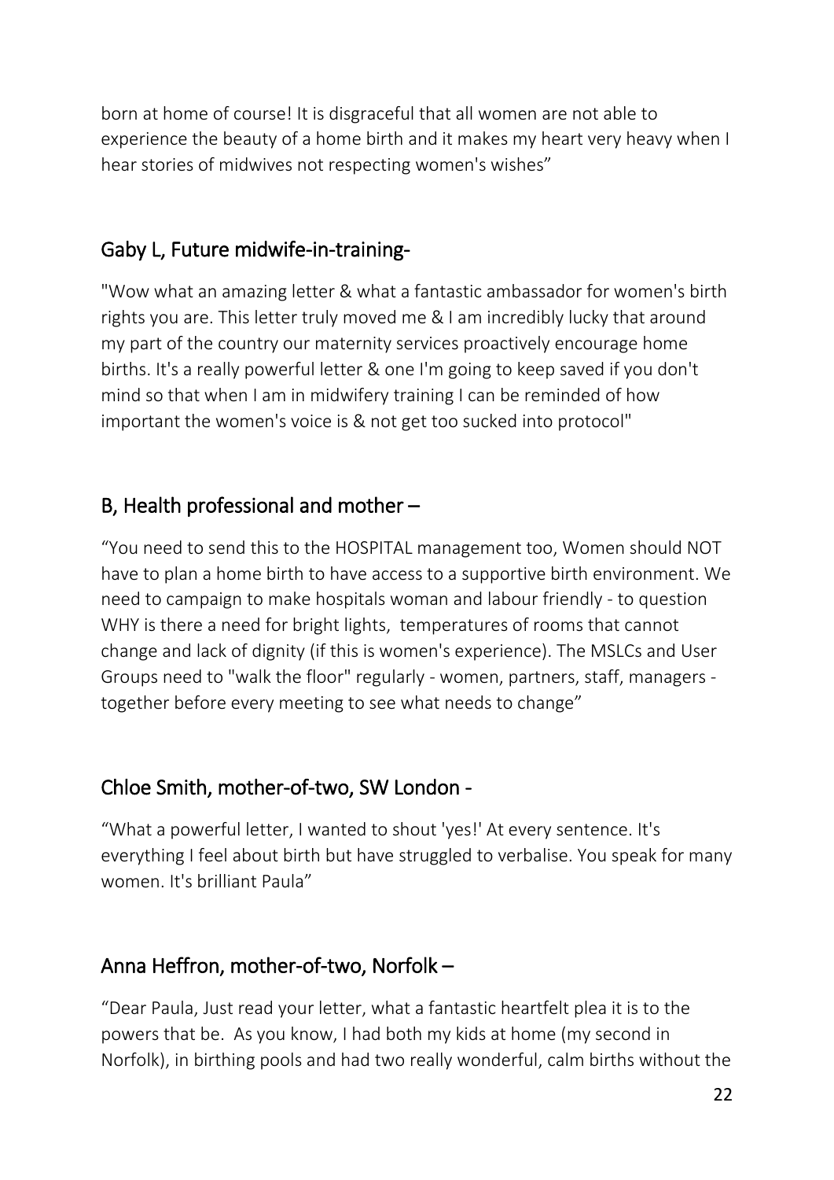born at home of course! It is disgraceful that all women are not able to experience the beauty of a home birth and it makes my heart very heavy when I hear stories of midwives not respecting women's wishes"

## Gaby L, Future midwife-in-training-

"Wow what an amazing letter & what a fantastic ambassador for women's birth rights you are. This letter truly moved me & I am incredibly lucky that around my part of the country our maternity services proactively encourage home births. It's a really powerful letter & one I'm going to keep saved if you don't mind so that when I am in midwifery training I can be reminded of how important the women's voice is & not get too sucked into protocol"

## B, Health professional and mother –

"You need to send this to the HOSPITAL management too, Women should NOT have to plan a home birth to have access to a supportive birth environment. We need to campaign to make hospitals woman and labour friendly - to question WHY is there a need for bright lights, temperatures of rooms that cannot change and lack of dignity (if this is women's experience). The MSLCs and User Groups need to "walk the floor" regularly - women, partners, staff, managers - together before every meeting to see what needs to change"

## Chloe Smith, mother-of-two, SW London -

"What a powerful letter, I wanted to shout 'yes!' At every sentence. It's everything I feel about birth but have struggled to verbalise. You speak for many women. It's brilliant Paula"

## Anna Heffron, mother-of-two, Norfolk –

"Dear Paula, Just read your letter, what a fantastic heartfelt plea it is to the powers that be. As you know, I had both my kids at home (my second in Norfolk), in birthing pools and had two really wonderful, calm births without the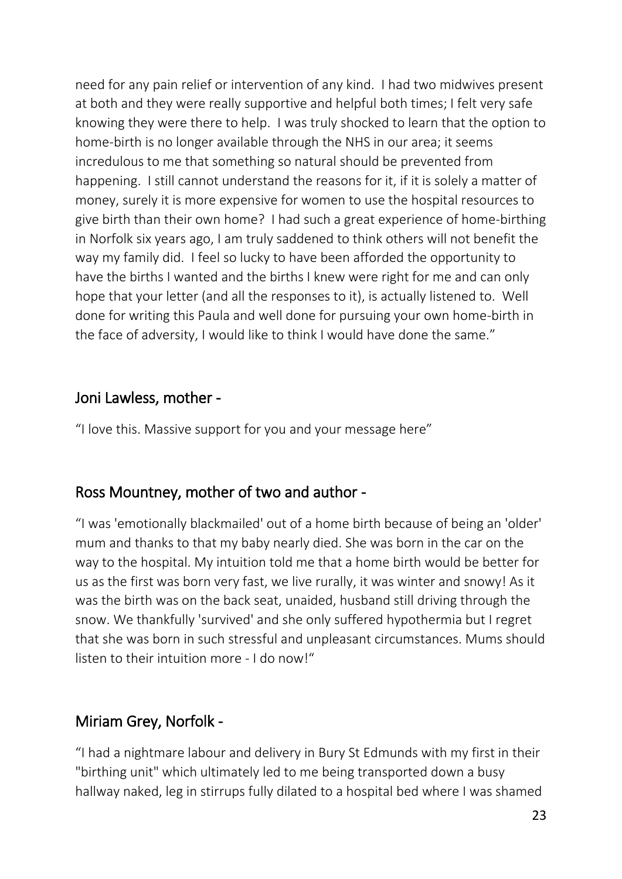need for any pain relief or intervention of any kind. I had two midwives present at both and they were really supportive and helpful both times; I felt very safe knowing they were there to help. I was truly shocked to learn that the option to home-birth is no longer available through the NHS in our area; it seems incredulous to me that something so natural should be prevented from happening. I still cannot understand the reasons for it, if it is solely a matter of money, surely it is more expensive for women to use the hospital resources to give birth than their own home? I had such a great experience of home-birthing in Norfolk six years ago, I am truly saddened to think others will not benefit the way my family did. I feel so lucky to have been afforded the opportunity to have the births I wanted and the births I knew were right for me and can only hope that your letter (and all the responses to it), is actually listened to. Well done for writing this Paula and well done for pursuing your own home-birth in the face of adversity, I would like to think I would have done the same."

## Joni Lawless, mother -

"I love this. Massive support for you and your message here"

## Ross Mountney, mother of two and author -

"I was 'emotionally blackmailed' out of a home birth because of being an 'older' mum and thanks to that my baby nearly died. She was born in the car on the way to the hospital. My intuition told me that a home birth would be better for us as the first was born very fast, we live rurally, it was winter and snowy! As it was the birth was on the back seat, unaided, husband still driving through the snow. We thankfully 'survived' and she only suffered hypothermia but I regret that she was born in such stressful and unpleasant circumstances. Mums should listen to their intuition more - I do now!"

## Miriam Grey, Norfolk -

"I had a nightmare labour and delivery in Bury St Edmunds with my first in their "birthing unit" which ultimately led to me being transported down a busy hallway naked, leg in stirrups fully dilated to a hospital bed where I was shamed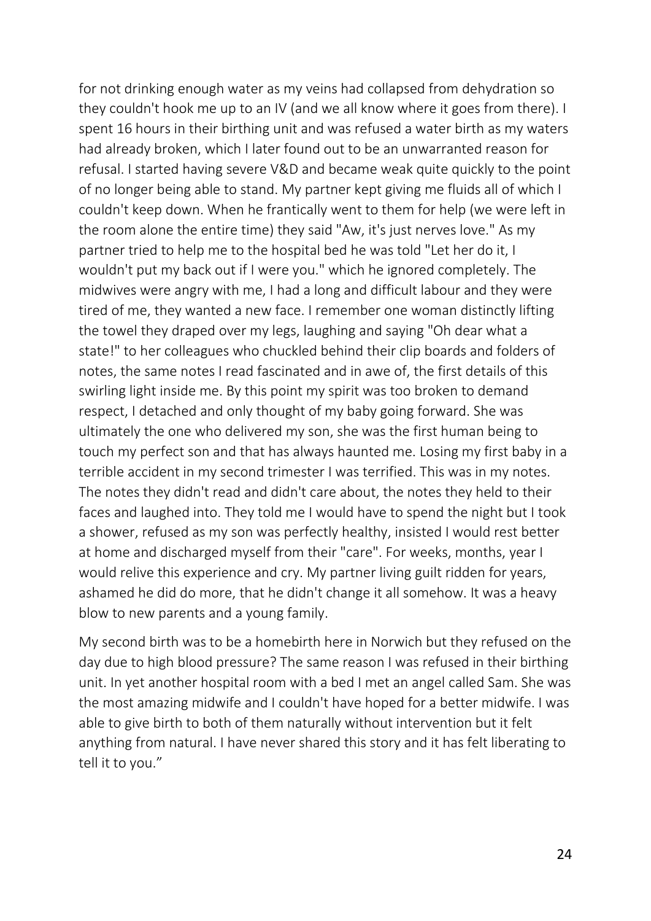for not drinking enough water as my veins had collapsed from dehydration so they couldn't hook me up to an IV (and we all know where it goes from there). I spent 16 hours in their birthing unit and was refused a water birth as my waters had already broken, which I later found out to be an unwarranted reason for refusal. I started having severe V&D and became weak quite quickly to the point of no longer being able to stand. My partner kept giving me fluids all of which I couldn't keep down. When he frantically went to them for help (we were left in the room alone the entire time) they said "Aw, it's just nerves love." As my partner tried to help me to the hospital bed he was told "Let her do it, I wouldn't put my back out if I were you." which he ignored completely. The midwives were angry with me, I had a long and difficult labour and they were tired of me, they wanted a new face. I remember one woman distinctly lifting the towel they draped over my legs, laughing and saying "Oh dear what a state!" to her colleagues who chuckled behind their clip boards and folders of notes, the same notes I read fascinated and in awe of, the first details of this swirling light inside me. By this point my spirit was too broken to demand respect, I detached and only thought of my baby going forward. She was ultimately the one who delivered my son, she was the first human being to touch my perfect son and that has always haunted me. Losing my first baby in a terrible accident in my second trimester I was terrified. This was in my notes. The notes they didn't read and didn't care about, the notes they held to their faces and laughed into. They told me I would have to spend the night but I took a shower, refused as my son was perfectly healthy, insisted I would rest better at home and discharged myself from their "care". For weeks, months, year I would relive this experience and cry. My partner living guilt ridden for years, ashamed he did do more, that he didn't change it all somehow. It was a heavy blow to new parents and a young family.

My second birth was to be a homebirth here in Norwich but they refused on the day due to high blood pressure? The same reason I was refused in their birthing unit. In yet another hospital room with a bed I met an angel called Sam. She was the most amazing midwife and I couldn't have hoped for a better midwife. I was able to give birth to both of them naturally without intervention but it felt anything from natural. I have never shared this story and it has felt liberating to tell it to you."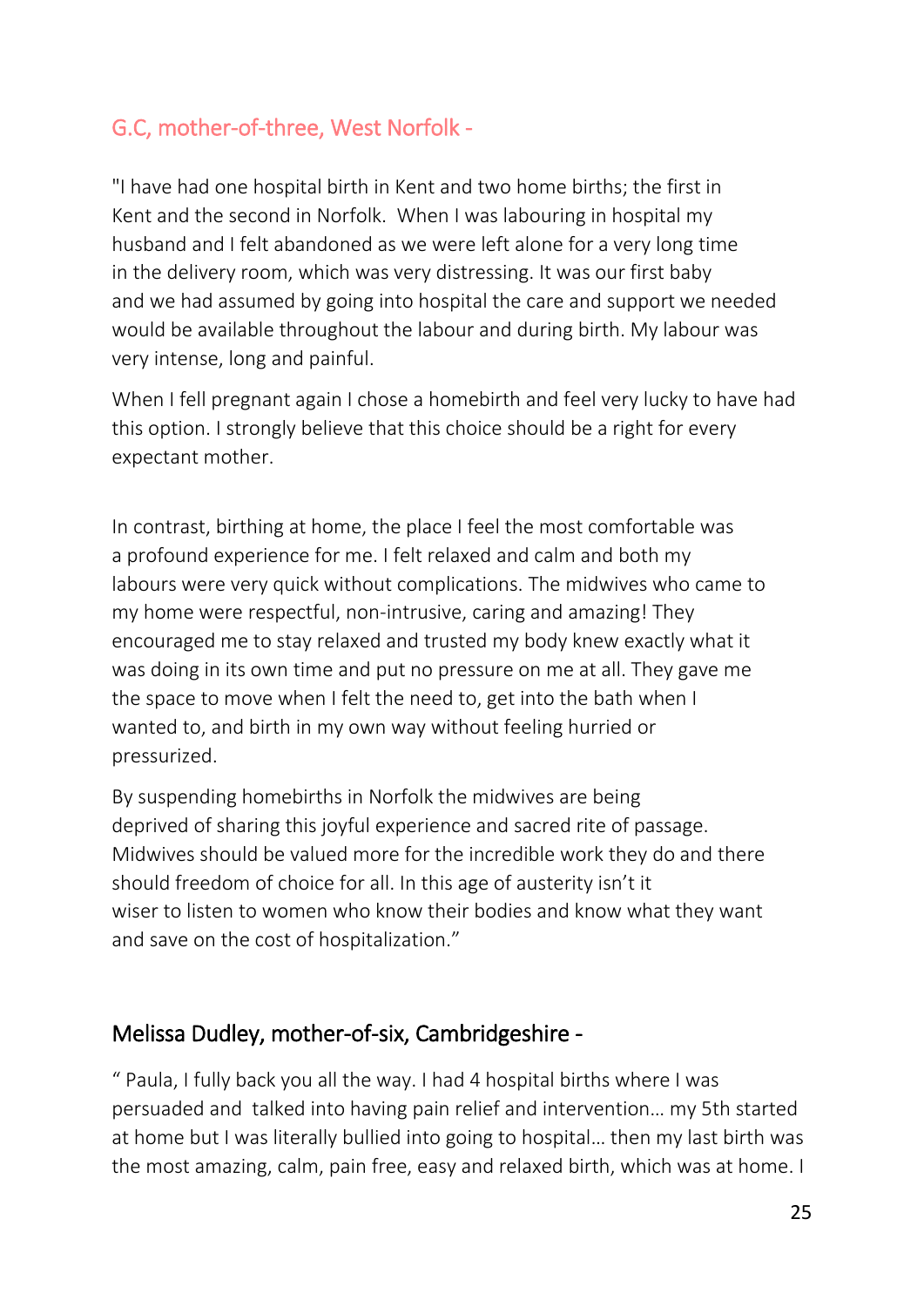## G.C, mother-of-three, West Norfolk -

"I have had one hospital birth in Kent and two home births; the first in Kent and the second in Norfolk. When I was labouring in hospital my husband and I felt abandoned as we were left alone for a very long time in the delivery room, which was very distressing. It was our first baby and we had assumed by going into hospital the care and support we needed would be available throughout the labour and during birth. My labour was very intense, long and painful.

When I fell pregnant again I chose a homebirth and feel very lucky to have had this option. I strongly believe that this choice should be a right for every expectant mother.

In contrast, birthing at home, the place I feel the most comfortable was a profound experience for me. I felt relaxed and calm and both my labours were very quick without complications. The midwives who came to my home were respectful, non-intrusive, caring and amazing! They encouraged me to stay relaxed and trusted my body knew exactly what it was doing in its own time and put no pressure on me at all. They gave me the space to move when I felt the need to, get into the bath when I wanted to, and birth in my own way without feeling hurried or pressurized.

By suspending homebirths in Norfolk the midwives are being deprived of sharing this joyful experience and sacred rite of passage. Midwives should be valued more for the incredible work they do and there should freedom of choice for all. In this age of austerity isn't it wiser to listen to women who know their bodies and know what they want and save on the cost of hospitalization."

## Melissa Dudley, mother-of-six, Cambridgeshire -

" Paula, I fully back you all the way. I had 4 hospital births where I was persuaded and talked into having pain relief and intervention… my 5th started at home but I was literally bullied into going to hospital… then my last birth was the most amazing, calm, pain free, easy and relaxed birth, which was at home. I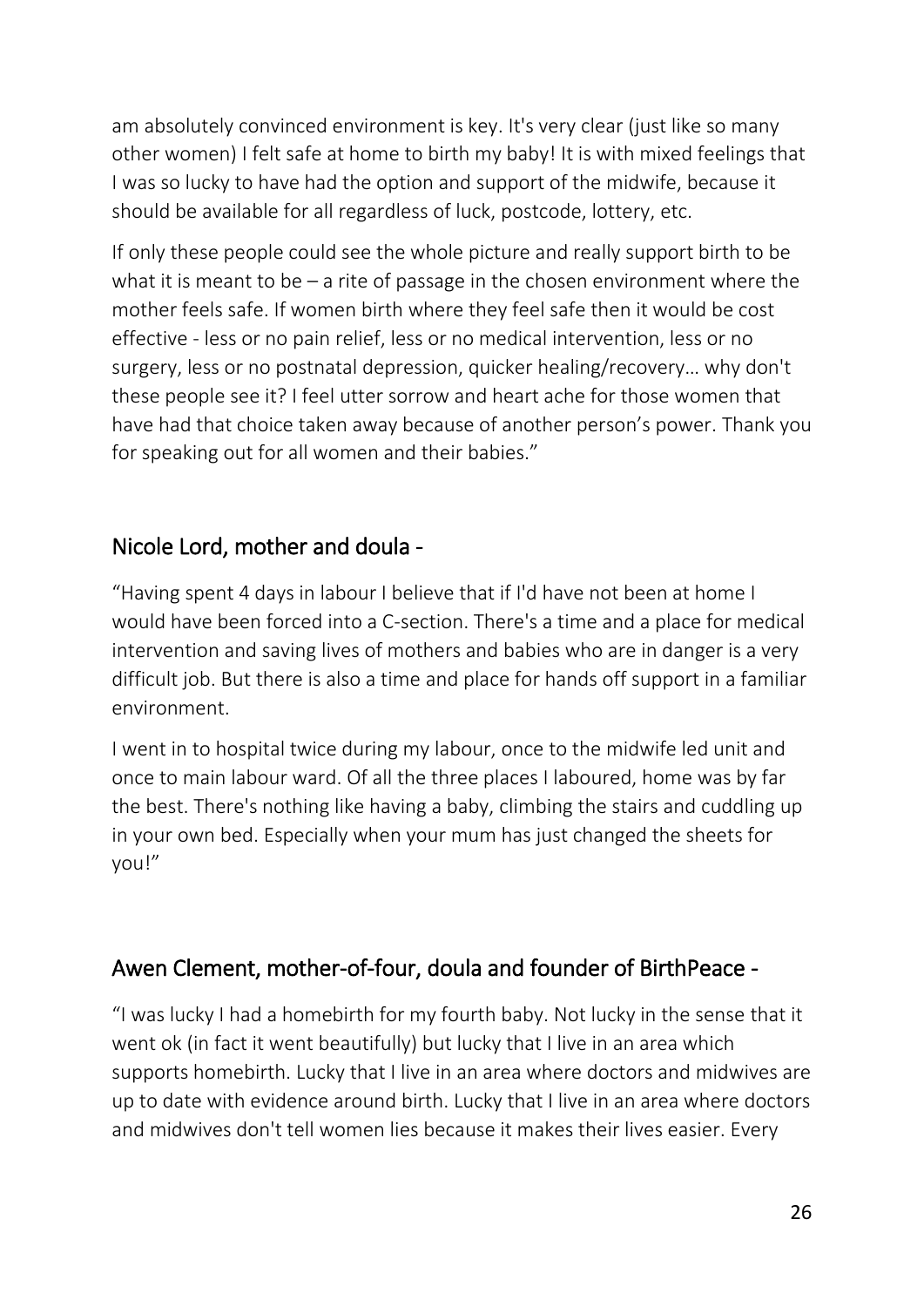am absolutely convinced environment is key. It's very clear (just like so many other women) I felt safe at home to birth my baby! It is with mixed feelings that I was so lucky to have had the option and support of the midwife, because it should be available for all regardless of luck, postcode, lottery, etc.

If only these people could see the whole picture and really support birth to be what it is meant to be – a rite of passage in the chosen environment where the mother feels safe. If women birth where they feel safe then it would be cost effective - less or no pain relief, less or no medical intervention, less or no surgery, less or no postnatal depression, quicker healing/recovery… why don't these people see it? I feel utter sorrow and heart ache for those women that have had that choice taken away because of another person's power. Thank you for speaking out for all women and their babies."

## Nicole Lord, mother and doula -

"Having spent 4 days in labour I believe that if I'd have not been at home I would have been forced into a C-section. There's a time and a place for medical intervention and saving lives of mothers and babies who are in danger is a very difficult job. But there is also a time and place for hands off support in a familiar environment.

I went in to hospital twice during my labour, once to the midwife led unit and once to main labour ward. Of all the three places I laboured, home was by far the best. There's nothing like having a baby, climbing the stairs and cuddling up in your own bed. Especially when your mum has just changed the sheets for you!"

## Awen Clement, mother-of-four, doula and founder of BirthPeace -

"I was lucky I had a homebirth for my fourth baby. Not lucky in the sense that it went ok (in fact it went beautifully) but lucky that I live in an area which supports homebirth. Lucky that I live in an area where doctors and midwives are up to date with evidence around birth. Lucky that I live in an area where doctors and midwives don't tell women lies because it makes their lives easier. Every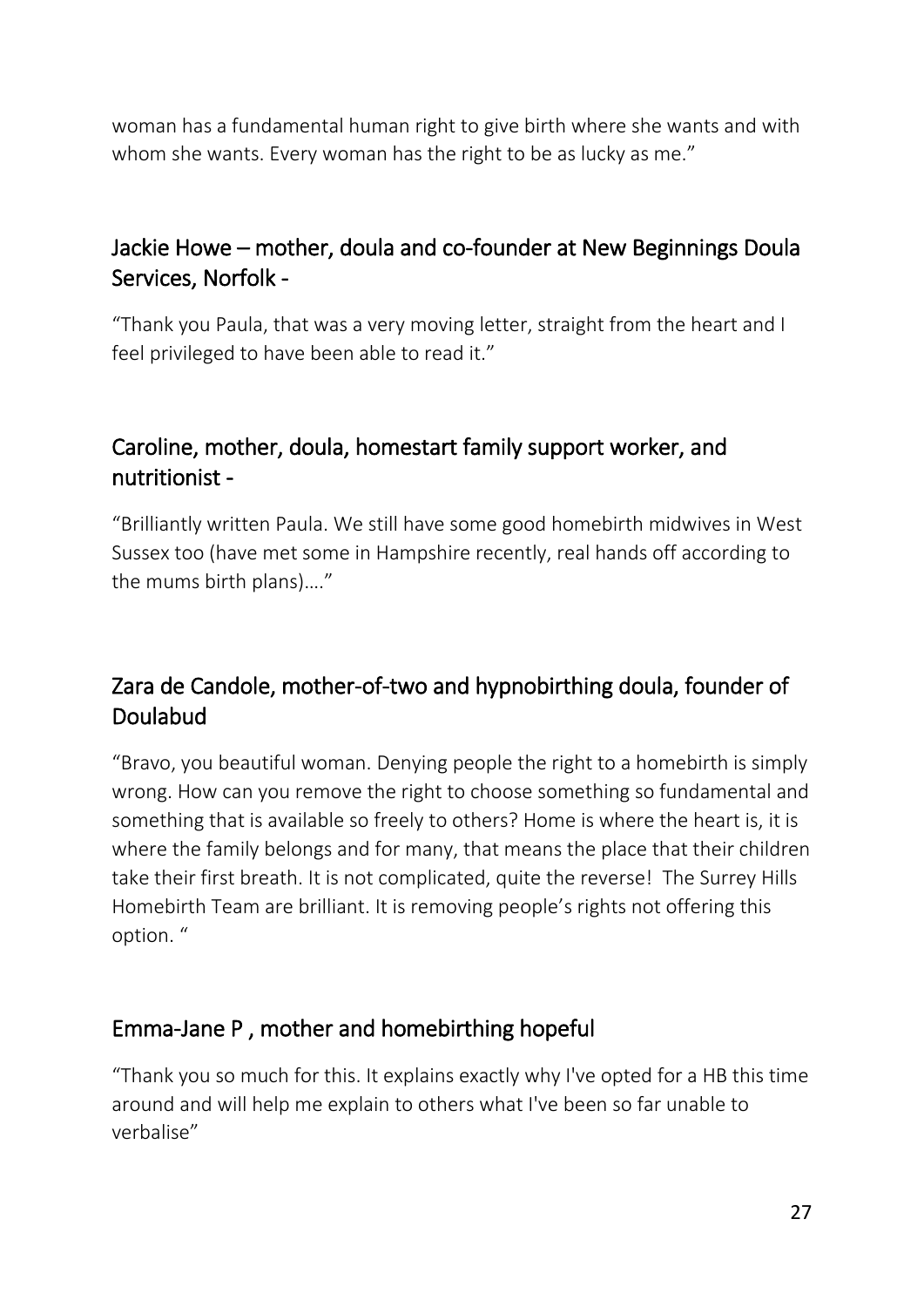woman has a fundamental human right to give birth where she wants and with whom she wants. Every woman has the right to be as lucky as me."

## Jackie Howe – mother, doula and co-founder at New Beginnings Doula Services, Norfolk -

"Thank you Paula, that was a very moving letter, straight from the heart and I feel privileged to have been able to read it."

## Caroline, mother, doula, homestart family support worker, and nutritionist -

"Brilliantly written Paula. We still have some good homebirth midwives in West Sussex too (have met some in Hampshire recently, real hands off according to the mums birth plans)…."

## Zara de Candole, mother-of-two and hypnobirthing doula, founder of Doulabud

"Bravo, you beautiful woman. Denying people the right to a homebirth is simply wrong. How can you remove the right to choose something so fundamental and something that is available so freely to others? Home is where the heart is, it is where the family belongs and for many, that means the place that their children take their first breath. It is not complicated, quite the reverse! The Surrey Hills Homebirth Team are brilliant. It is removing people's rights not offering this option. "

## Emma-Jane P , mother and homebirthing hopeful

"Thank you so much for this. It explains exactly why I've opted for a HB this time around and will help me explain to others what I've been so far unable to verbalise"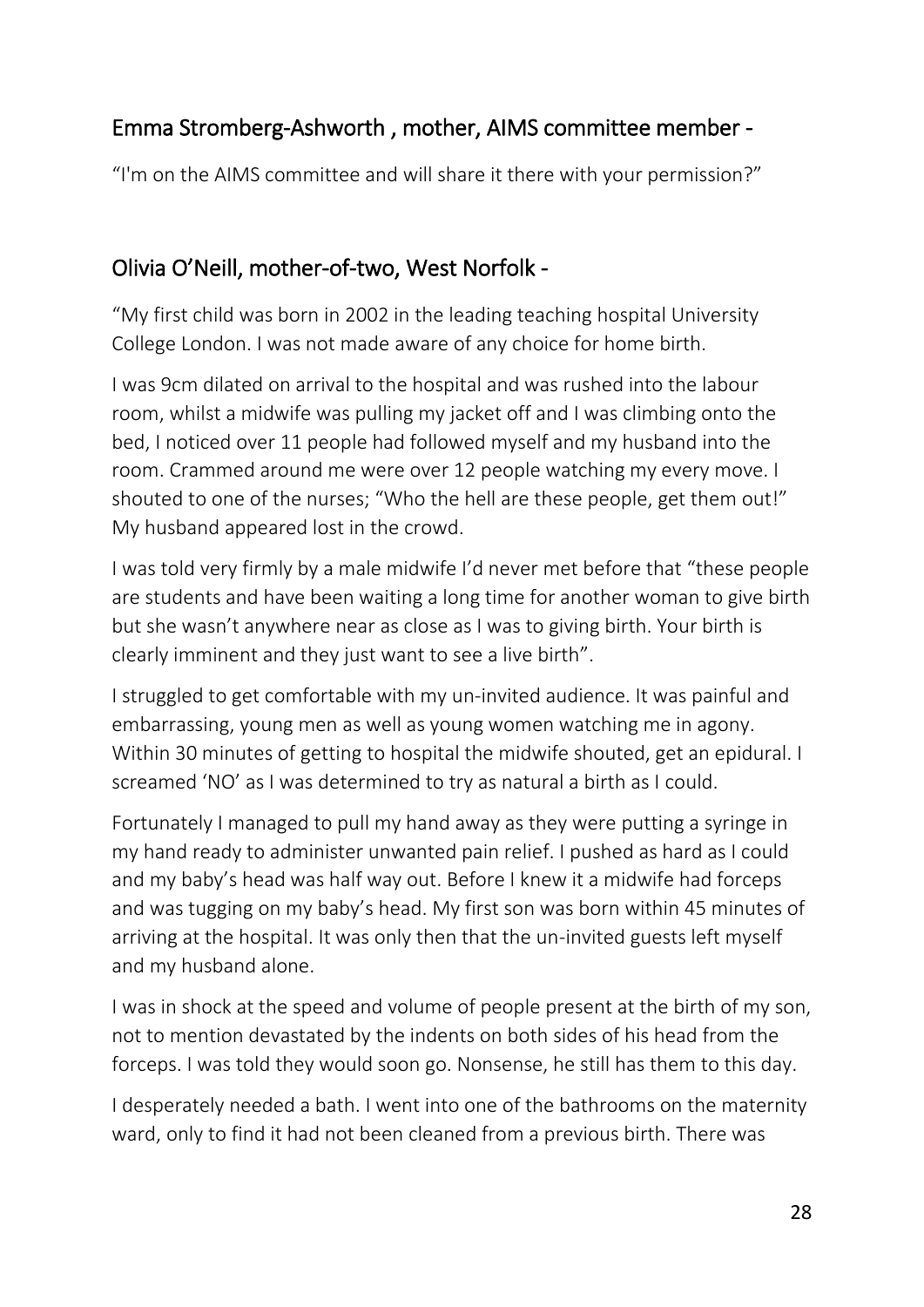## Emma Stromberg-Ashworth , mother, AIMS committee member -

“I'm on the AIMS committee and will share it there with your permission?”

## Olivia O’Neill, mother-of-two, West Norfolk -

“My first child was born in 2002 in the leading teaching hospital University College London. I was not made aware of any choice for home birth.

I was 9cm dilated on arrival to the hospital and was rushed into the labour room, whilst a midwife was pulling my jacket off and I was climbing onto the bed, I noticed over 11 people had followed myself and my husband into the room. Crammed around me were over 12 people watching my every move. I shouted to one of the nurses; “Who the hell are these people, get them out!” My husband appeared lost in the crowd.

I was told very firmly by a male midwife I’d never met before that “these people are students and have been waiting a long time for another woman to give birth but she wasn’t anywhere near as close as I was to giving birth. Your birth is clearly imminent and they just want to see a live birth”.

I struggled to get comfortable with my un-invited audience. It was painful and embarrassing, young men as well as young women watching me in agony. Within 30 minutes of getting to hospital the midwife shouted, get an epidural. I screamed ‘NO’ as I was determined to try as natural a birth as I could.

Fortunately I managed to pull my hand away as they were putting a syringe in my hand ready to administer unwanted pain relief. I pushed as hard as I could and my baby’s head was half way out. Before I knew it a midwife had forceps and was tugging on my baby’s head. My first son was born within 45 minutes of arriving at the hospital. It was only then that the un-invited guests left myself and my husband alone.

I was in shock at the speed and volume of people present at the birth of my son, not to mention devastated by the indents on both sides of his head from the forceps. I was told they would soon go. Nonsense, he still has them to this day.

I desperately needed a bath. I went into one of the bathrooms on the maternity ward, only to find it had not been cleaned from a previous birth. There was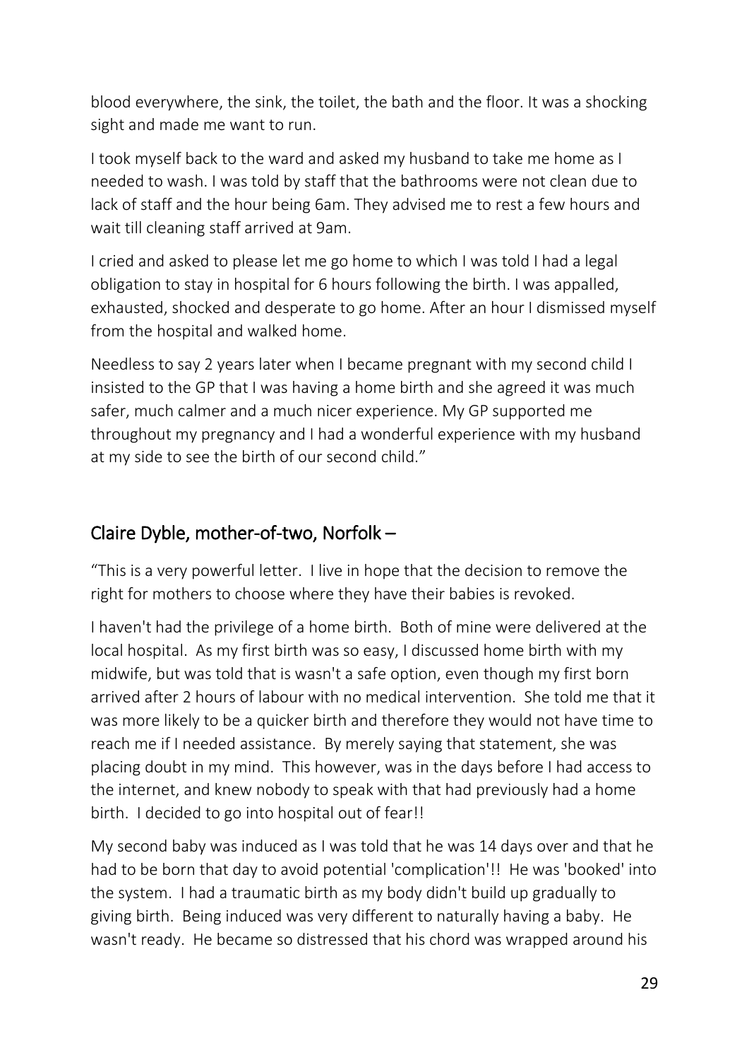blood everywhere, the sink, the toilet, the bath and the floor. It was a shocking sight and made me want to run.

I took myself back to the ward and asked my husband to take me home as I needed to wash. I was told by staff that the bathrooms were not clean due to lack of staff and the hour being 6am. They advised me to rest a few hours and wait till cleaning staff arrived at 9am.

I cried and asked to please let me go home to which I was told I had a legal obligation to stay in hospital for 6 hours following the birth. I was appalled, exhausted, shocked and desperate to go home. After an hour I dismissed myself from the hospital and walked home.

Needless to say 2 years later when I became pregnant with my second child I insisted to the GP that I was having a home birth and she agreed it was much safer, much calmer and a much nicer experience. My GP supported me throughout my pregnancy and I had a wonderful experience with my husband at my side to see the birth of our second child."

## Claire Dyble, mother-of-two, Norfolk –

"This is a very powerful letter. I live in hope that the decision to remove the right for mothers to choose where they have their babies is revoked.

I haven't had the privilege of a home birth. Both of mine were delivered at the local hospital. As my first birth was so easy, I discussed home birth with my midwife, but was told that is wasn't a safe option, even though my first born arrived after 2 hours of labour with no medical intervention. She told me that it was more likely to be a quicker birth and therefore they would not have time to reach me if I needed assistance. By merely saying that statement, she was placing doubt in my mind. This however, was in the days before I had access to the internet, and knew nobody to speak with that had previously had a home birth. I decided to go into hospital out of fear!!

My second baby was induced as I was told that he was 14 days over and that he had to be born that day to avoid potential 'complication'!! He was 'booked' into the system. I had a traumatic birth as my body didn't build up gradually to giving birth. Being induced was very different to naturally having a baby. He wasn't ready. He became so distressed that his chord was wrapped around his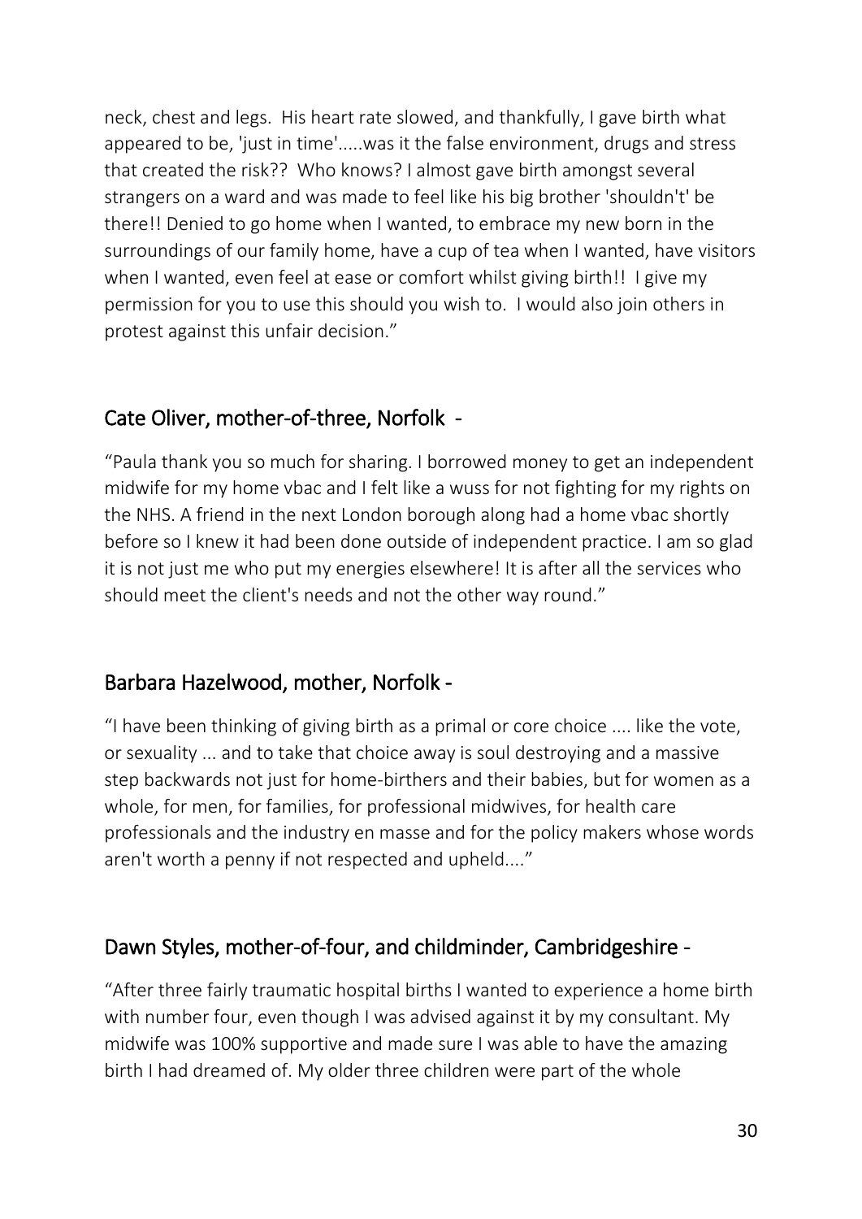neck, chest and legs. His heart rate slowed, and thankfully, I gave birth what appeared to be, 'just in time'.....was it the false environment, drugs and stress that created the risk?? Who knows? I almost gave birth amongst several strangers on a ward and was made to feel like his big brother 'shouldn't' be there!! Denied to go home when I wanted, to embrace my new born in the surroundings of our family home, have a cup of tea when I wanted, have visitors when I wanted, even feel at ease or comfort whilst giving birth!! I give my permission for you to use this should you wish to. I would also join others in protest against this unfair decision."

## Cate Oliver, mother-of-three, Norfolk -

"Paula thank you so much for sharing. I borrowed money to get an independent midwife for my home vbac and I felt like a wuss for not fighting for my rights on the NHS. A friend in the next London borough along had a home vbac shortly before so I knew it had been done outside of independent practice. I am so glad it is not just me who put my energies elsewhere! It is after all the services who should meet the client's needs and not the other way round."

## Barbara Hazelwood, mother, Norfolk -

"I have been thinking of giving birth as a primal or core choice .... like the vote, or sexuality ... and to take that choice away is soul destroying and a massive step backwards not just for home-birthers and their babies, but for women as a whole, for men, for families, for professional midwives, for health care professionals and the industry en masse and for the policy makers whose words aren't worth a penny if not respected and upheld...."

## Dawn Styles, mother-of-four, and childminder, Cambridgeshire -

"After three fairly traumatic hospital births I wanted to experience a home birth with number four, even though I was advised against it by my consultant. My midwife was 100% supportive and made sure I was able to have the amazing birth I had dreamed of. My older three children were part of the whole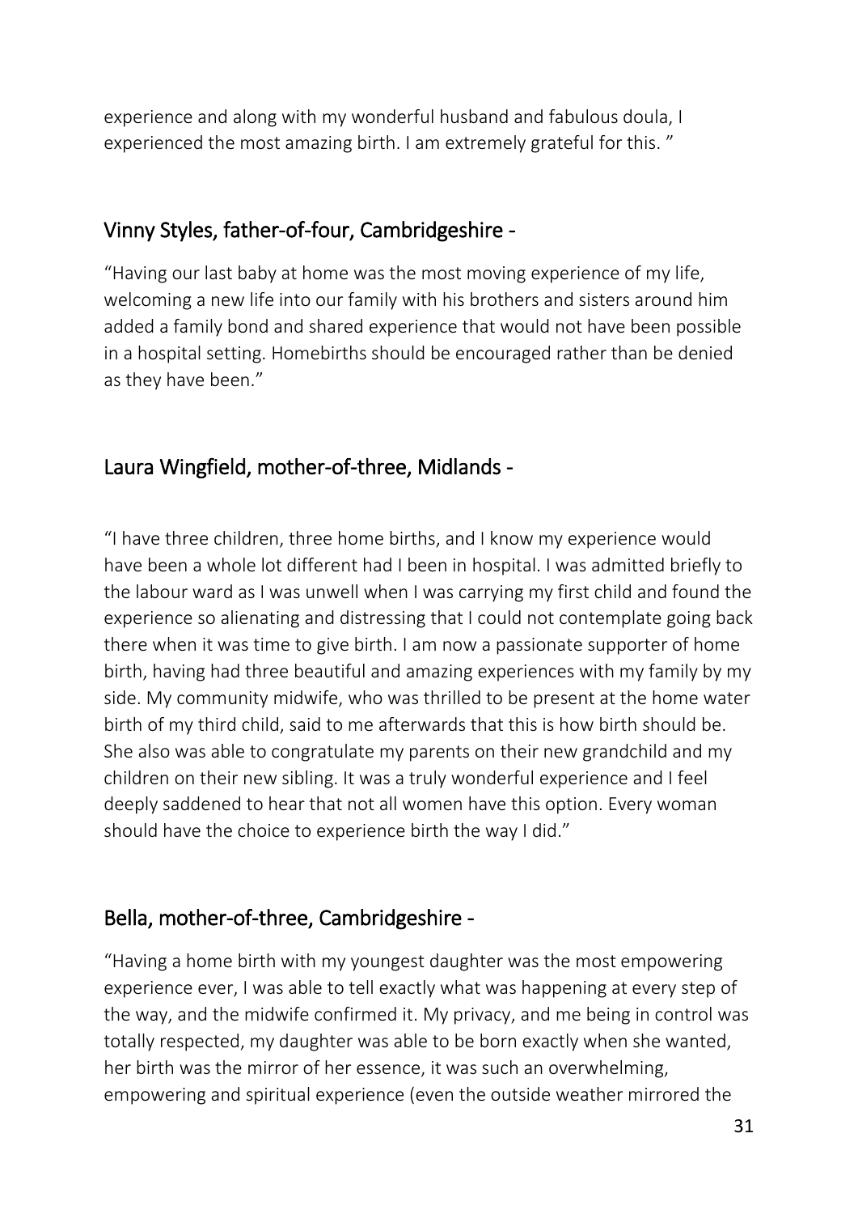experience and along with my wonderful husband and fabulous doula, I experienced the most amazing birth. I am extremely grateful for this. "

## Vinny Styles, father-of-four, Cambridgeshire -

"Having our last baby at home was the most moving experience of my life, welcoming a new life into our family with his brothers and sisters around him added a family bond and shared experience that would not have been possible in a hospital setting. Homebirths should be encouraged rather than be denied as they have been."

## Laura Wingfield, mother-of-three, Midlands -

"I have three children, three home births, and I know my experience would have been a whole lot different had I been in hospital. I was admitted briefly to the labour ward as I was unwell when I was carrying my first child and found the experience so alienating and distressing that I could not contemplate going back there when it was time to give birth. I am now a passionate supporter of home birth, having had three beautiful and amazing experiences with my family by my side. My community midwife, who was thrilled to be present at the home water birth of my third child, said to me afterwards that this is how birth should be. She also was able to congratulate my parents on their new grandchild and my children on their new sibling. It was a truly wonderful experience and I feel deeply saddened to hear that not all women have this option. Every woman should have the choice to experience birth the way I did."

## Bella, mother-of-three, Cambridgeshire -

"Having a home birth with my youngest daughter was the most empowering experience ever, I was able to tell exactly what was happening at every step of the way, and the midwife confirmed it. My privacy, and me being in control was totally respected, my daughter was able to be born exactly when she wanted, her birth was the mirror of her essence, it was such an overwhelming, empowering and spiritual experience (even the outside weather mirrored the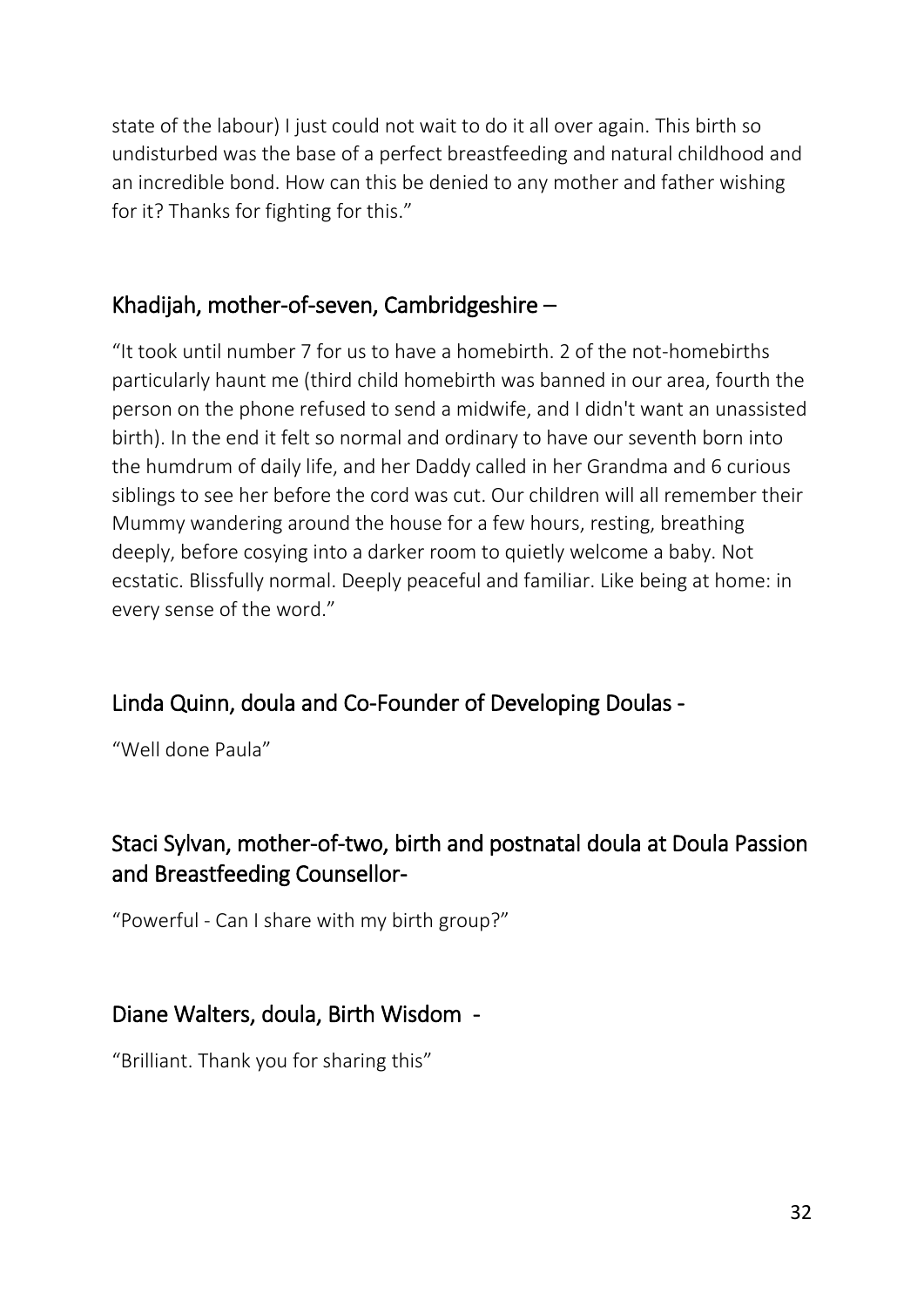state of the labour) I just could not wait to do it all over again. This birth so undisturbed was the base of a perfect breastfeeding and natural childhood and an incredible bond. How can this be denied to any mother and father wishing for it? Thanks for fighting for this."

## Khadijah, mother-of-seven, Cambridgeshire –

"It took until number 7 for us to have a homebirth. 2 of the not-homebirths particularly haunt me (third child homebirth was banned in our area, fourth the person on the phone refused to send a midwife, and I didn't want an unassisted birth). In the end it felt so normal and ordinary to have our seventh born into the humdrum of daily life, and her Daddy called in her Grandma and 6 curious siblings to see her before the cord was cut. Our children will all remember their Mummy wandering around the house for a few hours, resting, breathing deeply, before cosying into a darker room to quietly welcome a baby. Not ecstatic. Blissfully normal. Deeply peaceful and familiar. Like being at home: in every sense of the word."

## Linda Quinn, doula and Co-Founder of Developing Doulas -

"Well done Paula"

## Staci Sylvan, mother-of-two, birth and postnatal doula at Doula Passion and Breastfeeding Counsellor-

"Powerful - Can I share with my birth group?"

## Diane Walters, doula, Birth Wisdom -

"Brilliant. Thank you for sharing this"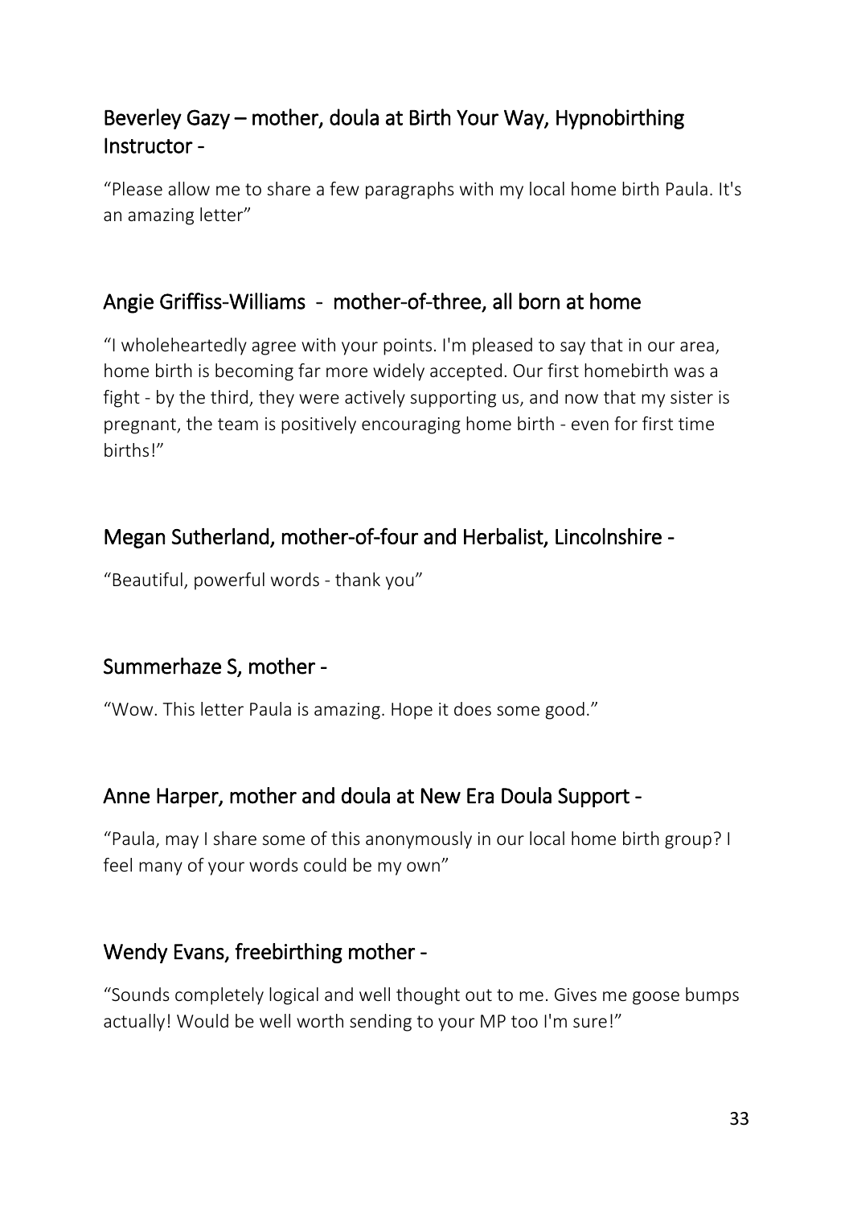## Beverley Gazy – mother, doula at Birth Your Way, Hypnobirthing Instructor -

"Please allow me to share a few paragraphs with my local home birth Paula. It's an amazing letter"

## Angie Griffiss-Williams - mother-of-three, all born at home

"I wholeheartedly agree with your points. I'm pleased to say that in our area, home birth is becoming far more widely accepted. Our first homebirth was a fight - by the third, they were actively supporting us, and now that my sister is pregnant, the team is positively encouraging home birth - even for first time births!"

## Megan Sutherland, mother-of-four and Herbalist, Lincolnshire -

"Beautiful, powerful words - thank you"

## Summerhaze S, mother -

"Wow. This letter Paula is amazing. Hope it does some good."

## Anne Harper, mother and doula at New Era Doula Support -

"Paula, may I share some of this anonymously in our local home birth group? I feel many of your words could be my own"

## Wendy Evans, freebirthing mother -

"Sounds completely logical and well thought out to me. Gives me goose bumps actually! Would be well worth sending to your MP too I'm sure!"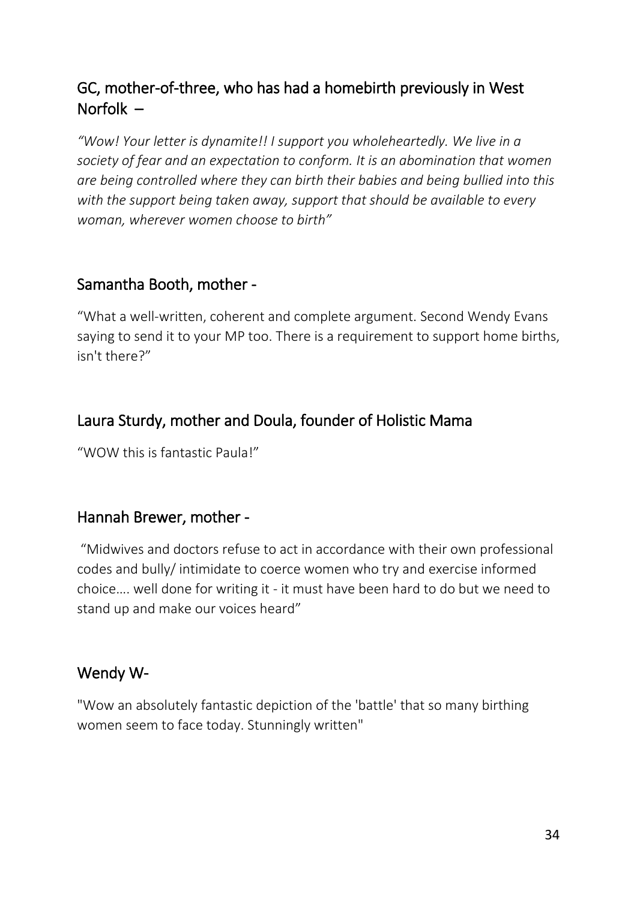## GC, mother-of-three, who has had a homebirth previously in West Norfolk –

*"Wow! Your letter is dynamite!! I support you wholeheartedly. We live in a society of fear and an expectation to conform. It is an abomination that women are being controlled where they can birth their babies and being bullied into this with the support being taken away, support that should be available to every woman, wherever women choose to birth"*

## Samantha Booth, mother -

"What a well-written, coherent and complete argument. Second Wendy Evans saying to send it to your MP too. There is a requirement to support home births, isn't there?"

## Laura Sturdy, mother and Doula, founder of Holistic Mama

"WOW this is fantastic Paula!"

## Hannah Brewer, mother -

"Midwives and doctors refuse to act in accordance with their own professional codes and bully/ intimidate to coerce women who try and exercise informed choice…. well done for writing it - it must have been hard to do but we need to stand up and make our voices heard"

## Wendy W-

"Wow an absolutely fantastic depiction of the 'battle' that so many birthing women seem to face today. Stunningly written"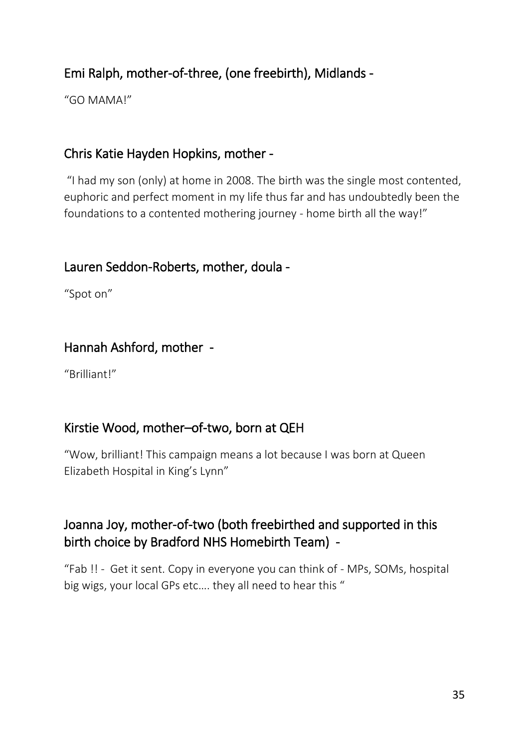## Emi Ralph, mother-of-three, (one freebirth), Midlands -

"GO MAMA!"

## Chris Katie Hayden Hopkins, mother -

"I had my son (only) at home in 2008. The birth was the single most contented, euphoric and perfect moment in my life thus far and has undoubtedly been the foundations to a contented mothering journey - home birth all the way!"

## Lauren Seddon-Roberts, mother, doula -

"Spot on"

## Hannah Ashford, mother -

"Brilliant!"

## Kirstie Wood, mother–of-two, born at QEH

"Wow, brilliant! This campaign means a lot because I was born at Queen Elizabeth Hospital in King's Lynn"

## Joanna Joy, mother-of-two (both freebirthed and supported in this birth choice by Bradford NHS Homebirth Team) -

"Fab !! - Get it sent. Copy in everyone you can think of - MPs, SOMs, hospital big wigs, your local GPs etc…. they all need to hear this "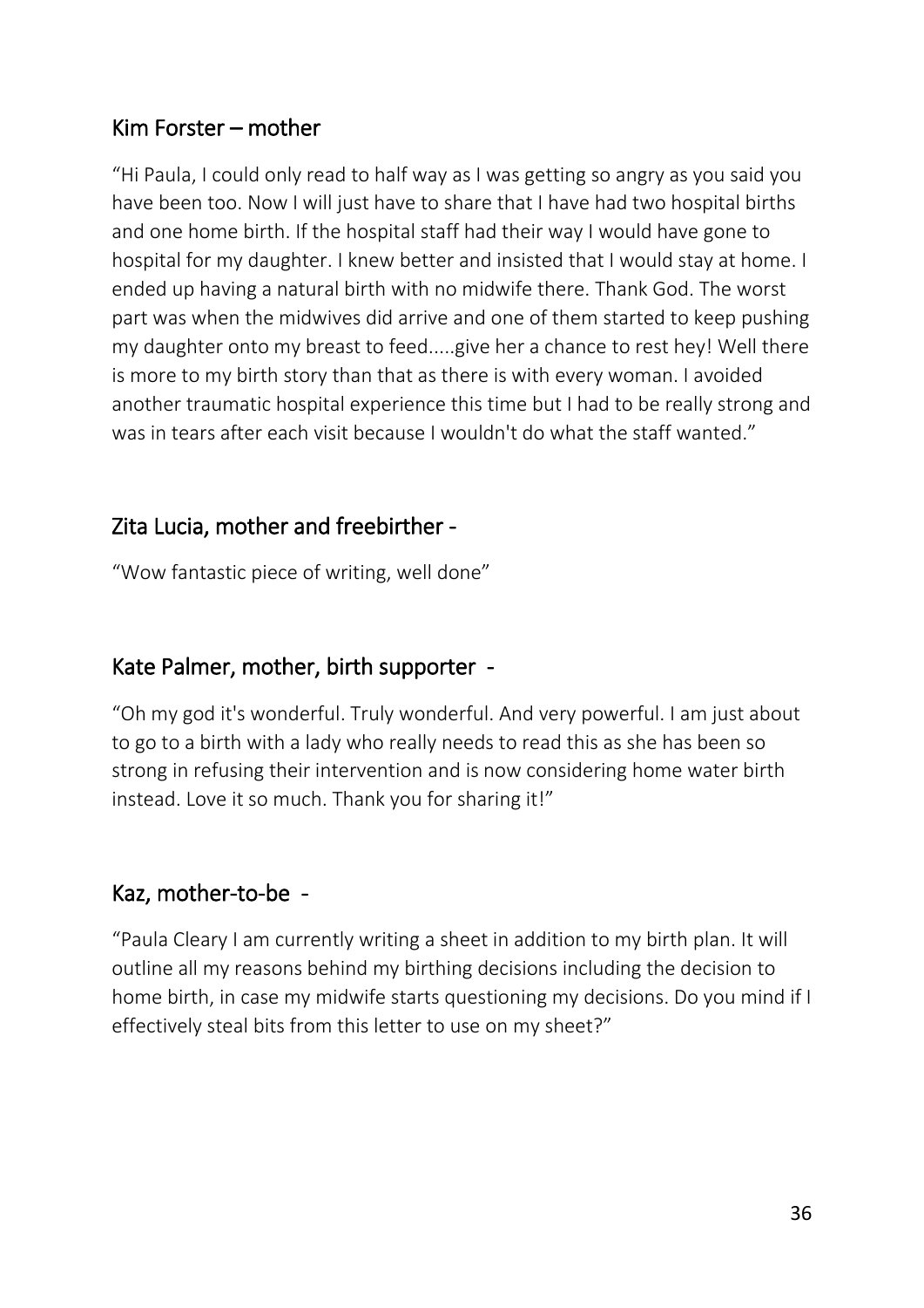## Kim Forster – mother

"Hi Paula, I could only read to half way as I was getting so angry as you said you have been too. Now I will just have to share that I have had two hospital births and one home birth. If the hospital staff had their way I would have gone to hospital for my daughter. I knew better and insisted that I would stay at home. I ended up having a natural birth with no midwife there. Thank God. The worst part was when the midwives did arrive and one of them started to keep pushing my daughter onto my breast to feed.....give her a chance to rest hey! Well there is more to my birth story than that as there is with every woman. I avoided another traumatic hospital experience this time but I had to be really strong and was in tears after each visit because I wouldn't do what the staff wanted."

## Zita Lucia, mother and freebirther -

"Wow fantastic piece of writing, well done"

## Kate Palmer, mother, birth supporter -

"Oh my god it's wonderful. Truly wonderful. And very powerful. I am just about to go to a birth with a lady who really needs to read this as she has been so strong in refusing their intervention and is now considering home water birth instead. Love it so much. Thank you for sharing it!"

## Kaz, mother-to-be -

"Paula Cleary I am currently writing a sheet in addition to my birth plan. It will outline all my reasons behind my birthing decisions including the decision to home birth, in case my midwife starts questioning my decisions. Do you mind if I effectively steal bits from this letter to use on my sheet?"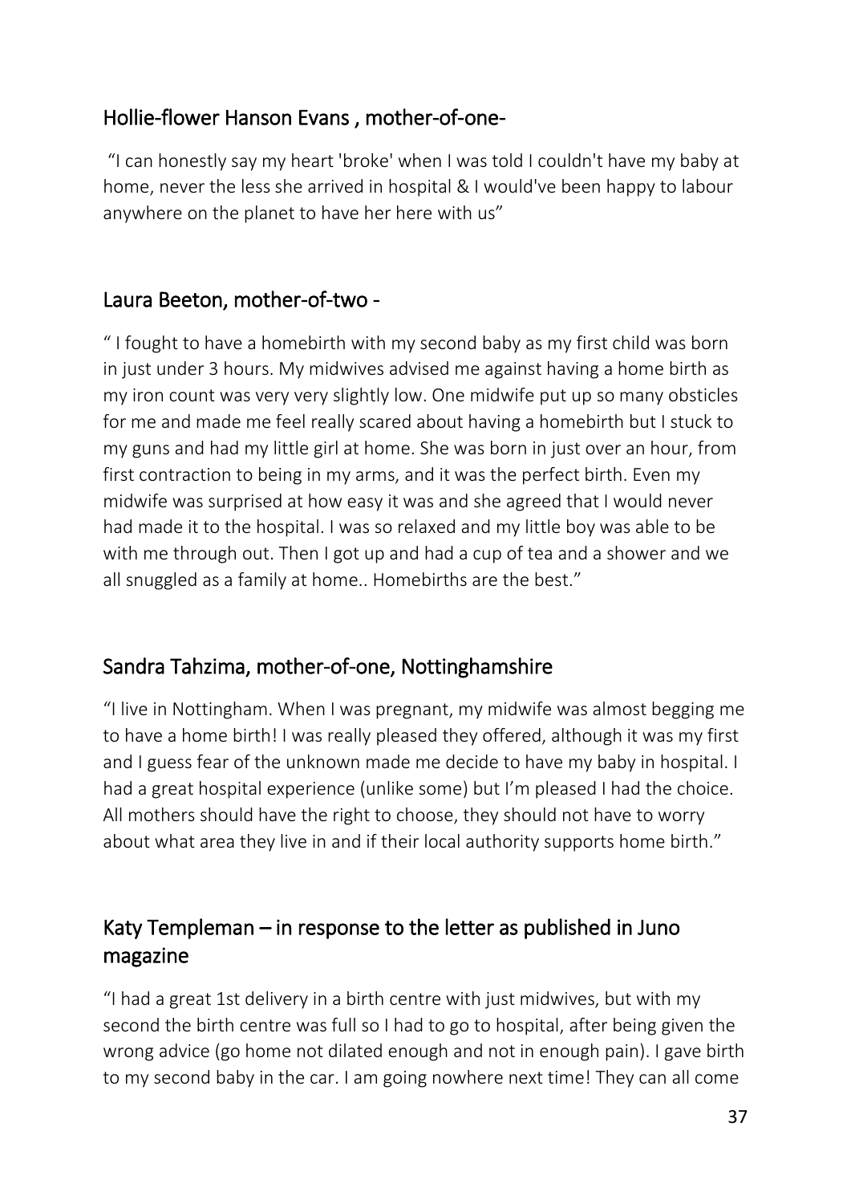## Hollie-flower Hanson Evans , mother-of-one-

"I can honestly say my heart 'broke' when I was told I couldn't have my baby at home, never the less she arrived in hospital & I would've been happy to labour anywhere on the planet to have her here with us"

## Laura Beeton, mother-of-two -

" I fought to have a homebirth with my second baby as my first child was born in just under 3 hours. My midwives advised me against having a home birth as my iron count was very very slightly low. One midwife put up so many obsticles for me and made me feel really scared about having a homebirth but I stuck to my guns and had my little girl at home. She was born in just over an hour, from first contraction to being in my arms, and it was the perfect birth. Even my midwife was surprised at how easy it was and she agreed that I would never had made it to the hospital. I was so relaxed and my little boy was able to be with me through out. Then I got up and had a cup of tea and a shower and we all snuggled as a family at home.. Homebirths are the best."

## Sandra Tahzima, mother-of-one, Nottinghamshire

"I live in Nottingham. When I was pregnant, my midwife was almost begging me to have a home birth! I was really pleased they offered, although it was my first and I guess fear of the unknown made me decide to have my baby in hospital. I had a great hospital experience (unlike some) but I'm pleased I had the choice. All mothers should have the right to choose, they should not have to worry about what area they live in and if their local authority supports home birth."

## Katy Templeman – in response to the letter as published in Juno magazine

"I had a great 1st delivery in a birth centre with just midwives, but with my second the birth centre was full so I had to go to hospital, after being given the wrong advice (go home not dilated enough and not in enough pain). I gave birth to my second baby in the car. I am going nowhere next time! They can all come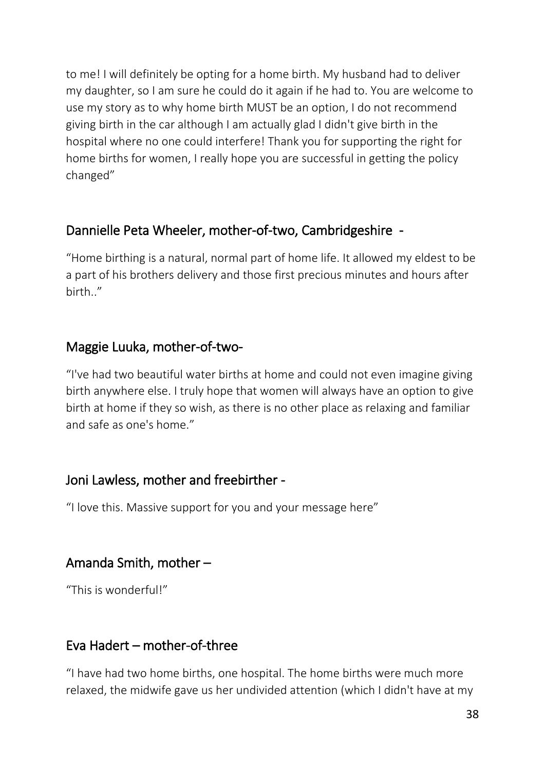to me! I will definitely be opting for a home birth. My husband had to deliver my daughter, so I am sure he could do it again if he had to. You are welcome to use my story as to why home birth MUST be an option, I do not recommend giving birth in the car although I am actually glad I didn't give birth in the hospital where no one could interfere! Thank you for supporting the right for home births for women, I really hope you are successful in getting the policy changed"

### Dannielle Peta Wheeler, mother-of-two, Cambridgeshire -

"Home birthing is a natural, normal part of home life. It allowed my eldest to be a part of his brothers delivery and those first precious minutes and hours after birth.."

### Maggie Luuka, mother-of-two-

"I've had two beautiful water births at home and could not even imagine giving birth anywhere else. I truly hope that women will always have an option to give birth at home if they so wish, as there is no other place as relaxing and familiar and safe as one's home."

### Joni Lawless, mother and freebirther -

"I love this. Massive support for you and your message here"

### Amanda Smith, mother –

"This is wonderful!"

### Eva Hadert – mother-of-three

"I have had two home births, one hospital. The home births were much more relaxed, the midwife gave us her undivided attention (which I didn't have at my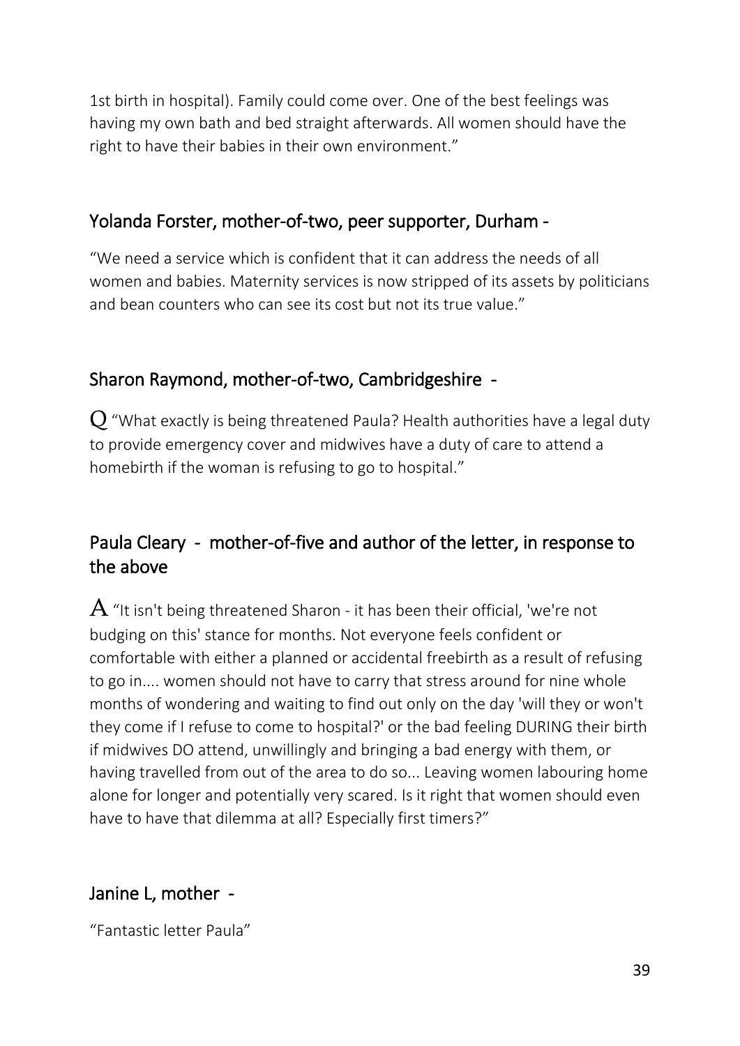1st birth in hospital). Family could come over. One of the best feelings was having my own bath and bed straight afterwards. All women should have the right to have their babies in their own environment."

## Yolanda Forster, mother-of-two, peer supporter, Durham -

"We need a service which is confident that it can address the needs of all women and babies. Maternity services is now stripped of its assets by politicians and bean counters who can see its cost but not its true value."

## Sharon Raymond, mother-of-two, Cambridgeshire -

Q "What exactly is being threatened Paula? Health authorities have a legal duty to provide emergency cover and midwives have a duty of care to attend a homebirth if the woman is refusing to go to hospital."

## Paula Cleary - mother-of-five and author of the letter, in response to the above

A "It isn't being threatened Sharon - it has been their official, 'we're not budging on this' stance for months. Not everyone feels confident or comfortable with either a planned or accidental freebirth as a result of refusing to go in.... women should not have to carry that stress around for nine whole months of wondering and waiting to find out only on the day 'will they or won't they come if I refuse to come to hospital?' or the bad feeling DURING their birth if midwives DO attend, unwillingly and bringing a bad energy with them, or having travelled from out of the area to do so... Leaving women labouring home alone for longer and potentially very scared. Is it right that women should even have to have that dilemma at all? Especially first timers?"

## Janine L, mother -

"Fantastic letter Paula"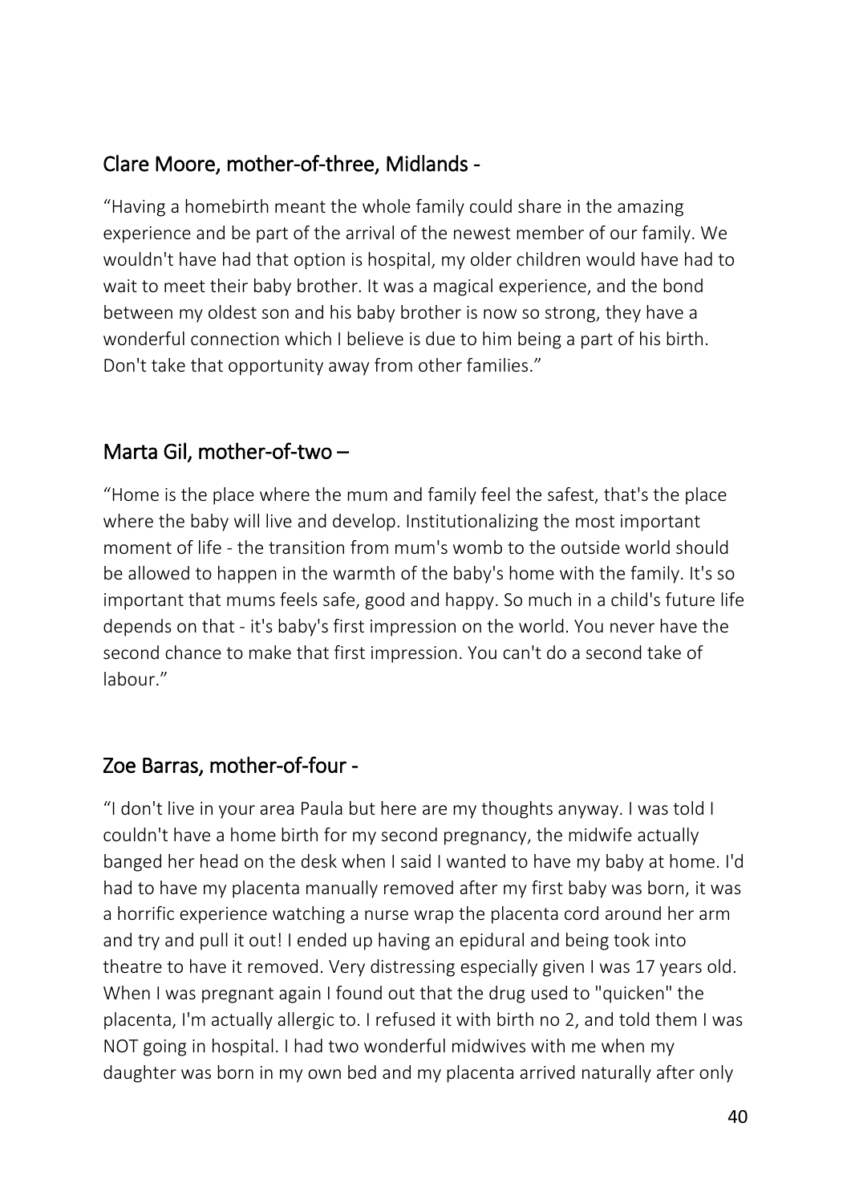## Clare Moore, mother-of-three, Midlands -

"Having a homebirth meant the whole family could share in the amazing experience and be part of the arrival of the newest member of our family. We wouldn't have had that option is hospital, my older children would have had to wait to meet their baby brother. It was a magical experience, and the bond between my oldest son and his baby brother is now so strong, they have a wonderful connection which I believe is due to him being a part of his birth. Don't take that opportunity away from other families."

## Marta Gil, mother-of-two –

"Home is the place where the mum and family feel the safest, that's the place where the baby will live and develop. Institutionalizing the most important moment of life - the transition from mum's womb to the outside world should be allowed to happen in the warmth of the baby's home with the family. It's so important that mums feels safe, good and happy. So much in a child's future life depends on that - it's baby's first impression on the world. You never have the second chance to make that first impression. You can't do a second take of labour."

## Zoe Barras, mother-of-four -

"I don't live in your area Paula but here are my thoughts anyway. I was told I couldn't have a home birth for my second pregnancy, the midwife actually banged her head on the desk when I said I wanted to have my baby at home. I'd had to have my placenta manually removed after my first baby was born, it was a horrific experience watching a nurse wrap the placenta cord around her arm and try and pull it out! I ended up having an epidural and being took into theatre to have it removed. Very distressing especially given I was 17 years old. When I was pregnant again I found out that the drug used to "quicken" the placenta, I'm actually allergic to. I refused it with birth no 2, and told them I was NOT going in hospital. I had two wonderful midwives with me when my daughter was born in my own bed and my placenta arrived naturally after only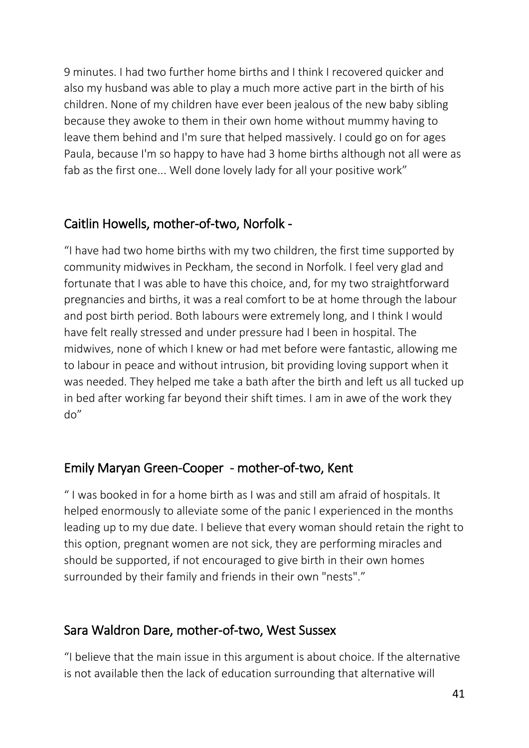9 minutes. I had two further home births and I think I recovered quicker and also my husband was able to play a much more active part in the birth of his children. None of my children have ever been jealous of the new baby sibling because they awoke to them in their own home without mummy having to leave them behind and I'm sure that helped massively. I could go on for ages Paula, because I'm so happy to have had 3 home births although not all were as fab as the first one... Well done lovely lady for all your positive work"

## Caitlin Howells, mother-of-two, Norfolk -

"I have had two home births with my two children, the first time supported by community midwives in Peckham, the second in Norfolk. I feel very glad and fortunate that I was able to have this choice, and, for my two straightforward pregnancies and births, it was a real comfort to be at home through the labour and post birth period. Both labours were extremely long, and I think I would have felt really stressed and under pressure had I been in hospital. The midwives, none of which I knew or had met before were fantastic, allowing me to labour in peace and without intrusion, bit providing loving support when it was needed. They helped me take a bath after the birth and left us all tucked up in bed after working far beyond their shift times. I am in awe of the work they do"

## Emily Maryan Green-Cooper - mother-of-two, Kent

" I was booked in for a home birth as I was and still am afraid of hospitals. It helped enormously to alleviate some of the panic I experienced in the months leading up to my due date. I believe that every woman should retain the right to this option, pregnant women are not sick, they are performing miracles and should be supported, if not encouraged to give birth in their own homes surrounded by their family and friends in their own "nests"."

## Sara Waldron Dare, mother-of-two, West Sussex

"I believe that the main issue in this argument is about choice. If the alternative is not available then the lack of education surrounding that alternative will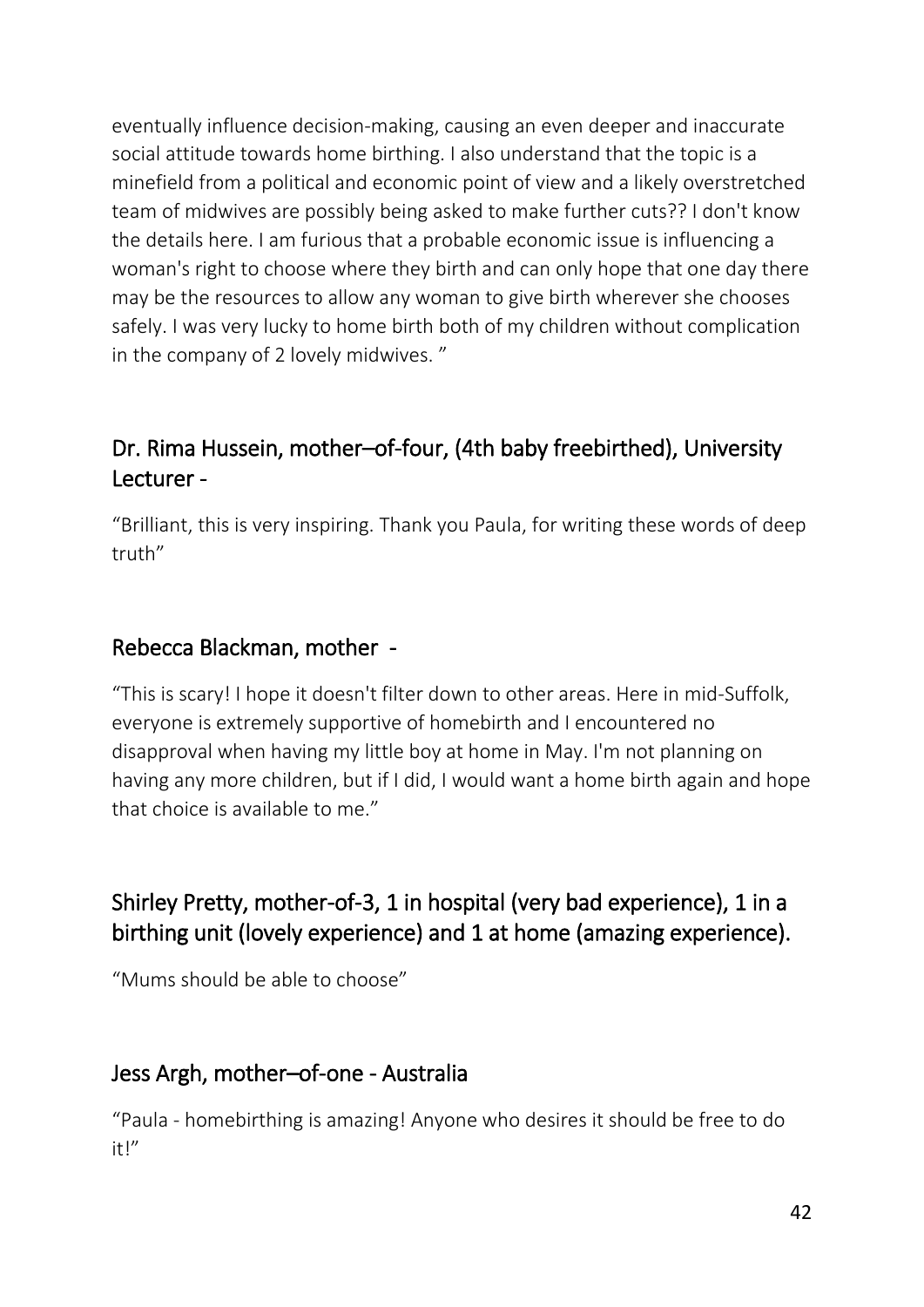eventually influence decision-making, causing an even deeper and inaccurate social attitude towards home birthing. I also understand that the topic is a minefield from a political and economic point of view and a likely overstretched team of midwives are possibly being asked to make further cuts?? I don't know the details here. I am furious that a probable economic issue is influencing a woman's right to choose where they birth and can only hope that one day there may be the resources to allow any woman to give birth wherever she chooses safely. I was very lucky to home birth both of my children without complication in the company of 2 lovely midwives. "

## Dr. Rima Hussein, mother–of-four, (4th baby freebirthed), University Lecturer -

"Brilliant, this is very inspiring. Thank you Paula, for writing these words of deep truth"

## Rebecca Blackman, mother -

"This is scary! I hope it doesn't filter down to other areas. Here in mid-Suffolk, everyone is extremely supportive of homebirth and I encountered no disapproval when having my little boy at home in May. I'm not planning on having any more children, but if I did, I would want a home birth again and hope that choice is available to me."

## Shirley Pretty, mother-of-3, 1 in hospital (very bad experience), 1 in a birthing unit (lovely experience) and 1 at home (amazing experience).

"Mums should be able to choose"

## Jess Argh, mother–of-one - Australia

"Paula - homebirthing is amazing! Anyone who desires it should be free to do it!"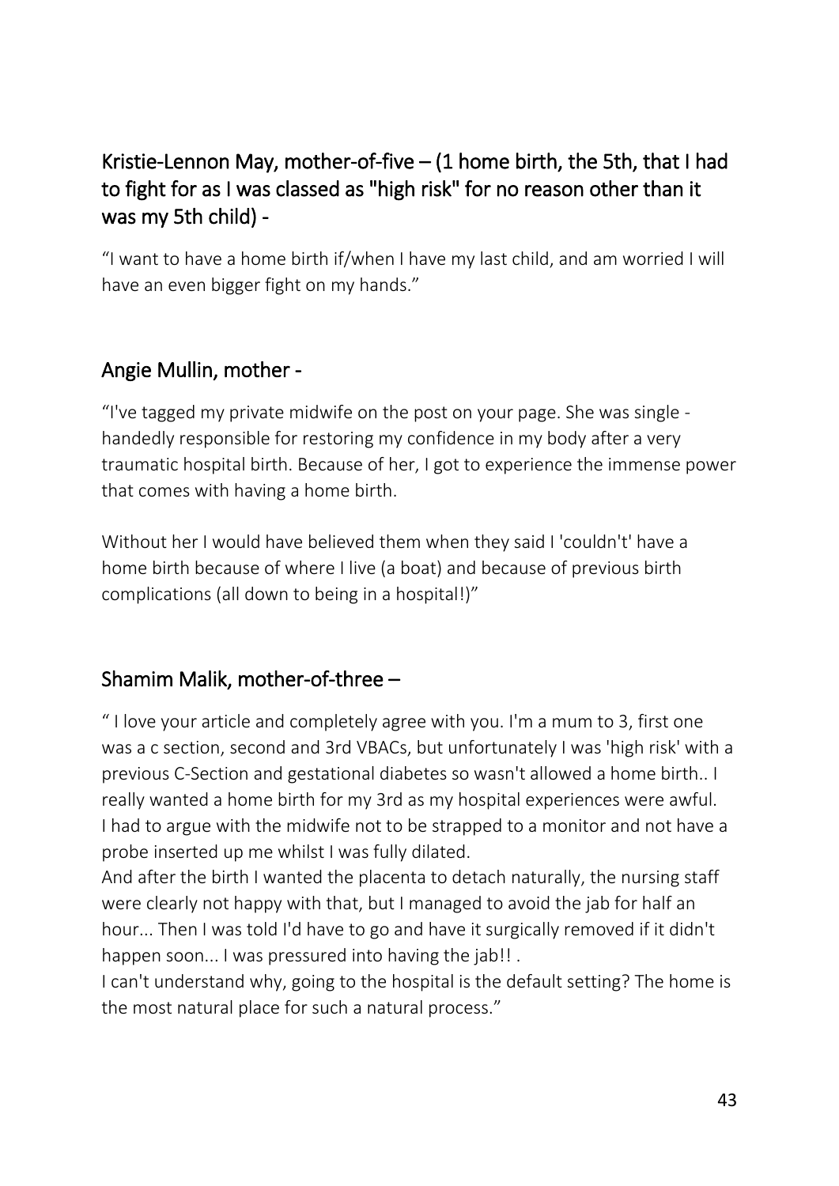## Kristie-Lennon May, mother-of-five – (1 home birth, the 5th, that I had to fight for as I was classed as "high risk" for no reason other than it was my 5th child) -

"I want to have a home birth if/when I have my last child, and am worried I will have an even bigger fight on my hands."

## Angie Mullin, mother -

"I've tagged my private midwife on the post on your page. She was single - handedly responsible for restoring my confidence in my body after a very traumatic hospital birth. Because of her, I got to experience the immense power that comes with having a home birth.

Without her I would have believed them when they said I 'couldn't' have a home birth because of where I live (a boat) and because of previous birth complications (all down to being in a hospital!)"

## Shamim Malik, mother-of-three –

" I love your article and completely agree with you. I'm a mum to 3, first one was a c section, second and 3rd VBACs, but unfortunately I was 'high risk' with a previous C-Section and gestational diabetes so wasn't allowed a home birth.. I really wanted a home birth for my 3rd as my hospital experiences were awful.
I had to argue with the midwife not to be strapped to a monitor and not have a probe inserted up me whilst I was fully dilated.
And after the birth I wanted the placenta to detach naturally, the nursing staff were clearly not happy with that, but I managed to avoid the jab for half an hour... Then I was told I'd have to go and have it surgically removed if it didn't happen soon... I was pressured into having the jab!! .
I can't understand why, going to the hospital is the default setting? The home is the most natural place for such a natural process."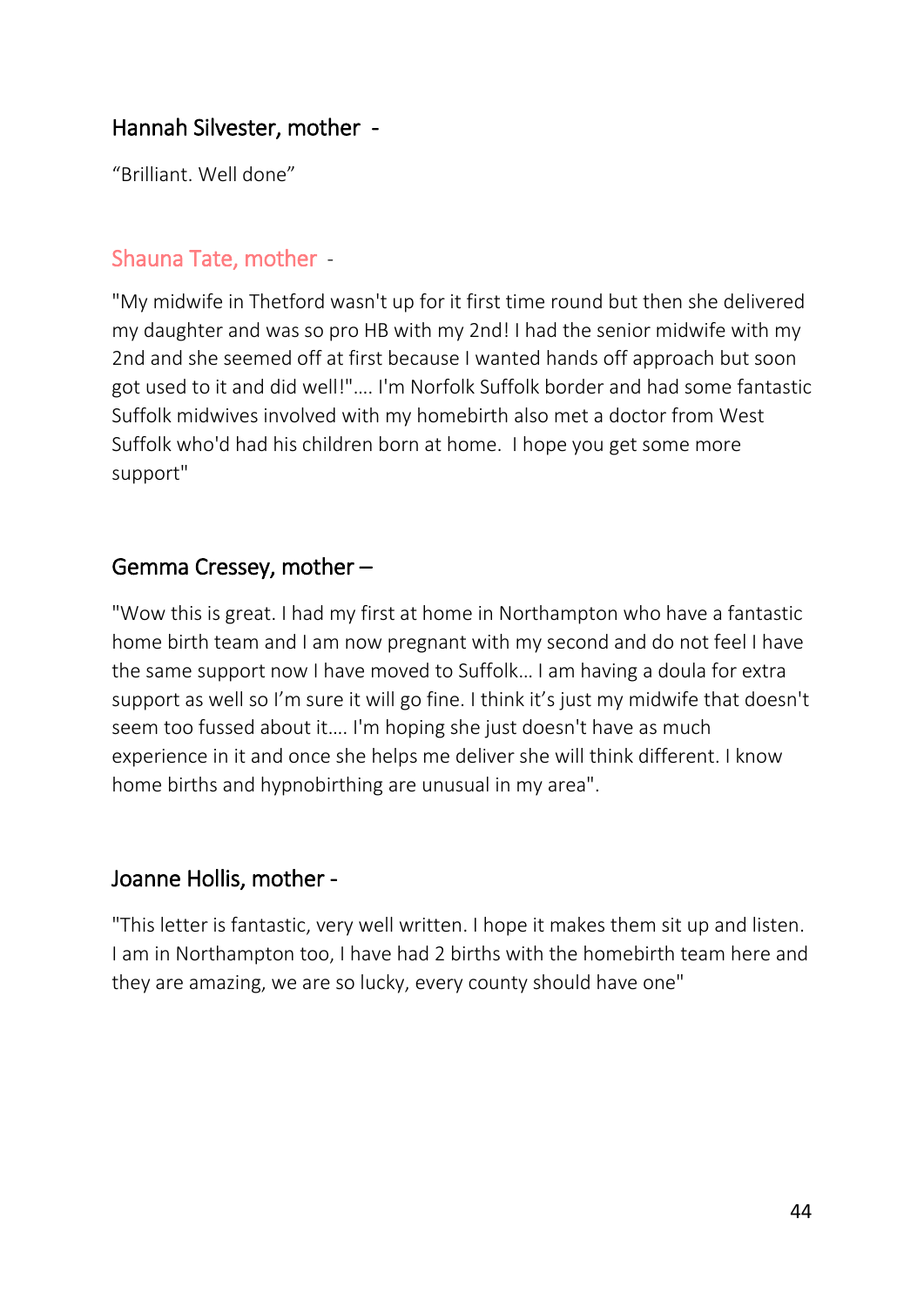### Hannah Silvester, mother -

"Brilliant. Well done"

### Shauna Tate, mother -

"My midwife in Thetford wasn't up for it first time round but then she delivered my daughter and was so pro HB with my 2nd! I had the senior midwife with my 2nd and she seemed off at first because I wanted hands off approach but soon got used to it and did well!".... I'm Norfolk Suffolk border and had some fantastic Suffolk midwives involved with my homebirth also met a doctor from West Suffolk who'd had his children born at home. I hope you get some more support"

### Gemma Cressey, mother –

"Wow this is great. I had my first at home in Northampton who have a fantastic home birth team and I am now pregnant with my second and do not feel I have the same support now I have moved to Suffolk... I am having a doula for extra support as well so I'm sure it will go fine. I think it's just my midwife that doesn't seem too fussed about it.... I'm hoping she just doesn't have as much experience in it and once she helps me deliver she will think different. I know home births and hypnobirthing are unusual in my area".

### Joanne Hollis, mother -

"This letter is fantastic, very well written. I hope it makes them sit up and listen. I am in Northampton too, I have had 2 births with the homebirth team here and they are amazing, we are so lucky, every county should have one"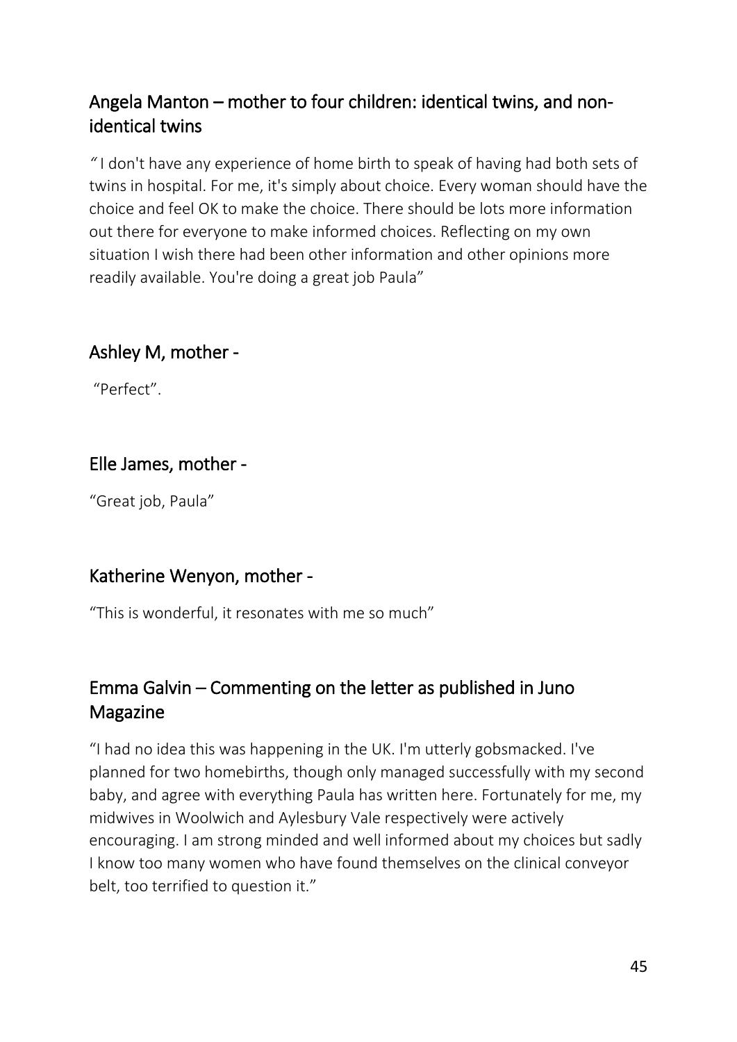## Angela Manton – mother to four children: identical twins, and non-identical twins

" I don't have any experience of home birth to speak of having had both sets of twins in hospital. For me, it's simply about choice. Every woman should have the choice and feel OK to make the choice. There should be lots more information out there for everyone to make informed choices. Reflecting on my own situation I wish there had been other information and other opinions more readily available. You're doing a great job Paula"

## Ashley M, mother -

"Perfect".

## Elle James, mother -

"Great job, Paula"

## Katherine Wenyon, mother -

"This is wonderful, it resonates with me so much"

## Emma Galvin – Commenting on the letter as published in Juno Magazine

"I had no idea this was happening in the UK. I'm utterly gobsmacked. I've planned for two homebirths, though only managed successfully with my second baby, and agree with everything Paula has written here. Fortunately for me, my midwives in Woolwich and Aylesbury Vale respectively were actively encouraging. I am strong minded and well informed about my choices but sadly I know too many women who have found themselves on the clinical conveyor belt, too terrified to question it."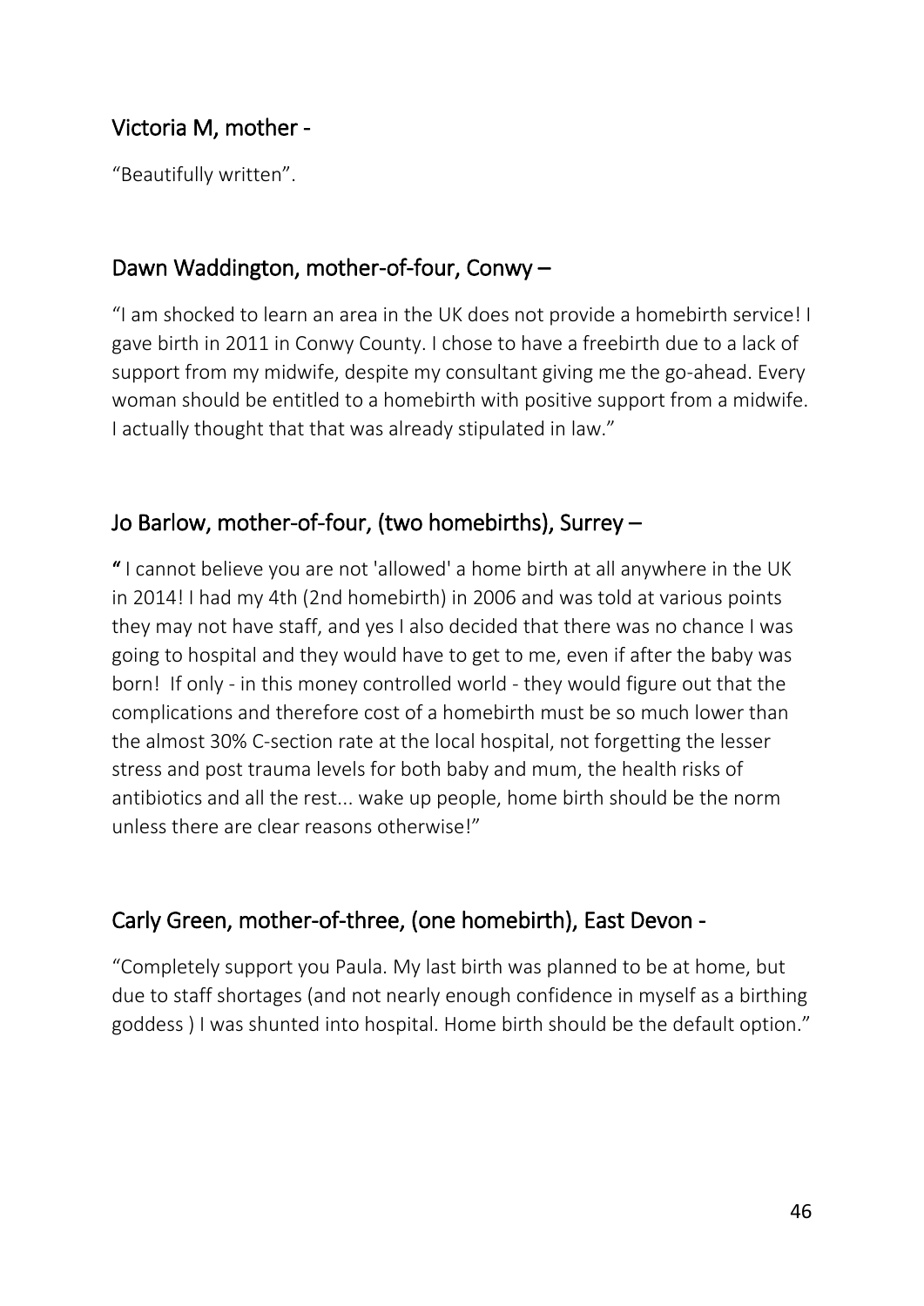## Victoria M, mother -

"Beautifully written".

## Dawn Waddington, mother-of-four, Conwy –

"I am shocked to learn an area in the UK does not provide a homebirth service! I gave birth in 2011 in Conwy County. I chose to have a freebirth due to a lack of support from my midwife, despite my consultant giving me the go-ahead. Every woman should be entitled to a homebirth with positive support from a midwife. I actually thought that that was already stipulated in law."

## Jo Barlow, mother-of-four, (two homebirths), Surrey –

**"** I cannot believe you are not 'allowed' a home birth at all anywhere in the UK in 2014! I had my 4th (2nd homebirth) in 2006 and was told at various points they may not have staff, and yes I also decided that there was no chance I was going to hospital and they would have to get to me, even if after the baby was born! If only - in this money controlled world - they would figure out that the complications and therefore cost of a homebirth must be so much lower than the almost 30% C-section rate at the local hospital, not forgetting the lesser stress and post trauma levels for both baby and mum, the health risks of antibiotics and all the rest... wake up people, home birth should be the norm unless there are clear reasons otherwise!"

## Carly Green, mother-of-three, (one homebirth), East Devon -

"Completely support you Paula. My last birth was planned to be at home, but due to staff shortages (and not nearly enough confidence in myself as a birthing goddess ) I was shunted into hospital. Home birth should be the default option."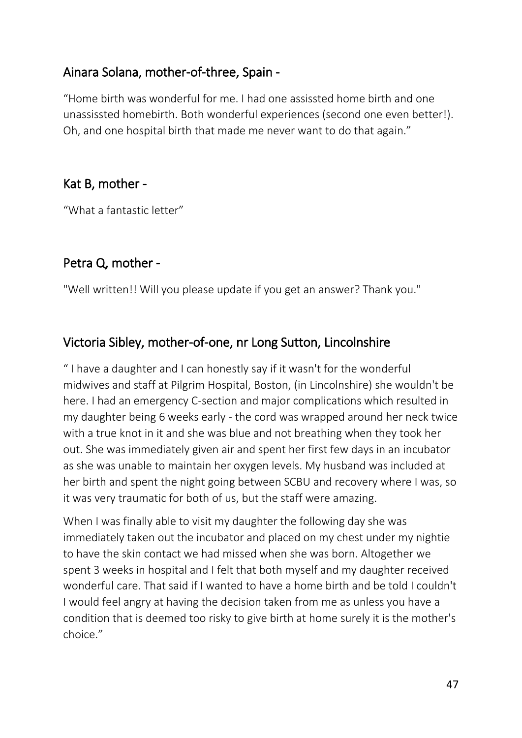## Ainara Solana, mother-of-three, Spain -

“Home birth was wonderful for me. I had one assissted home birth and one unassissted homebirth. Both wonderful experiences (second one even better!). Oh, and one hospital birth that made me never want to do that again.”

## Kat B, mother -

“What a fantastic letter”

## Petra Q, mother -

"Well written!! Will you please update if you get an answer? Thank you."

## Victoria Sibley, mother-of-one, nr Long Sutton, Lincolnshire

“ I have a daughter and I can honestly say if it wasn't for the wonderful midwives and staff at Pilgrim Hospital, Boston, (in Lincolnshire) she wouldn't be here. I had an emergency C-section and major complications which resulted in my daughter being 6 weeks early - the cord was wrapped around her neck twice with a true knot in it and she was blue and not breathing when they took her out. She was immediately given air and spent her first few days in an incubator as she was unable to maintain her oxygen levels. My husband was included at her birth and spent the night going between SCBU and recovery where I was, so it was very traumatic for both of us, but the staff were amazing.

When I was finally able to visit my daughter the following day she was immediately taken out the incubator and placed on my chest under my nightie to have the skin contact we had missed when she was born. Altogether we spent 3 weeks in hospital and I felt that both myself and my daughter received wonderful care. That said if I wanted to have a home birth and be told I couldn't I would feel angry at having the decision taken from me as unless you have a condition that is deemed too risky to give birth at home surely it is the mother's choice.”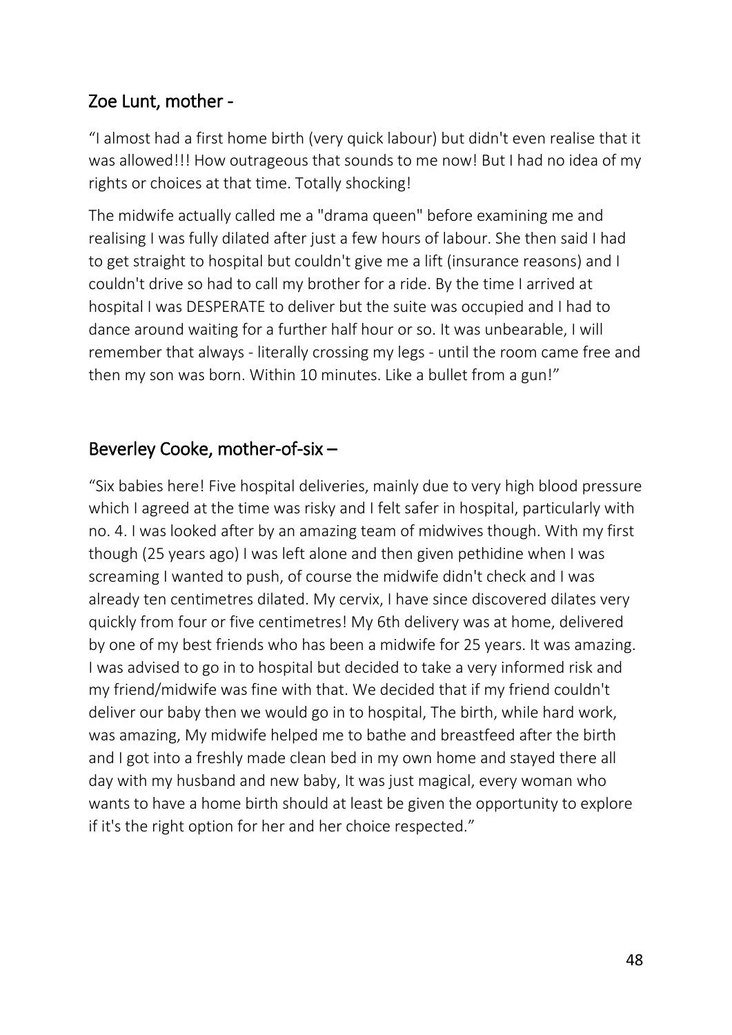## Zoe Lunt, mother -

"I almost had a first home birth (very quick labour) but didn't even realise that it was allowed!!! How outrageous that sounds to me now! But I had no idea of my rights or choices at that time. Totally shocking!

The midwife actually called me a "drama queen" before examining me and realising I was fully dilated after just a few hours of labour. She then said I had to get straight to hospital but couldn't give me a lift (insurance reasons) and I couldn't drive so had to call my brother for a ride. By the time I arrived at hospital I was DESPERATE to deliver but the suite was occupied and I had to dance around waiting for a further half hour or so. It was unbearable, I will remember that always - literally crossing my legs - until the room came free and then my son was born. Within 10 minutes. Like a bullet from a gun!"

## Beverley Cooke, mother-of-six –

"Six babies here! Five hospital deliveries, mainly due to very high blood pressure which I agreed at the time was risky and I felt safer in hospital, particularly with no. 4. I was looked after by an amazing team of midwives though. With my first though (25 years ago) I was left alone and then given pethidine when I was screaming I wanted to push, of course the midwife didn't check and I was already ten centimetres dilated. My cervix, I have since discovered dilates very quickly from four or five centimetres! My 6th delivery was at home, delivered by one of my best friends who has been a midwife for 25 years. It was amazing. I was advised to go in to hospital but decided to take a very informed risk and my friend/midwife was fine with that. We decided that if my friend couldn't deliver our baby then we would go in to hospital, The birth, while hard work, was amazing, My midwife helped me to bathe and breastfeed after the birth and I got into a freshly made clean bed in my own home and stayed there all day with my husband and new baby, It was just magical, every woman who wants to have a home birth should at least be given the opportunity to explore if it's the right option for her and her choice respected."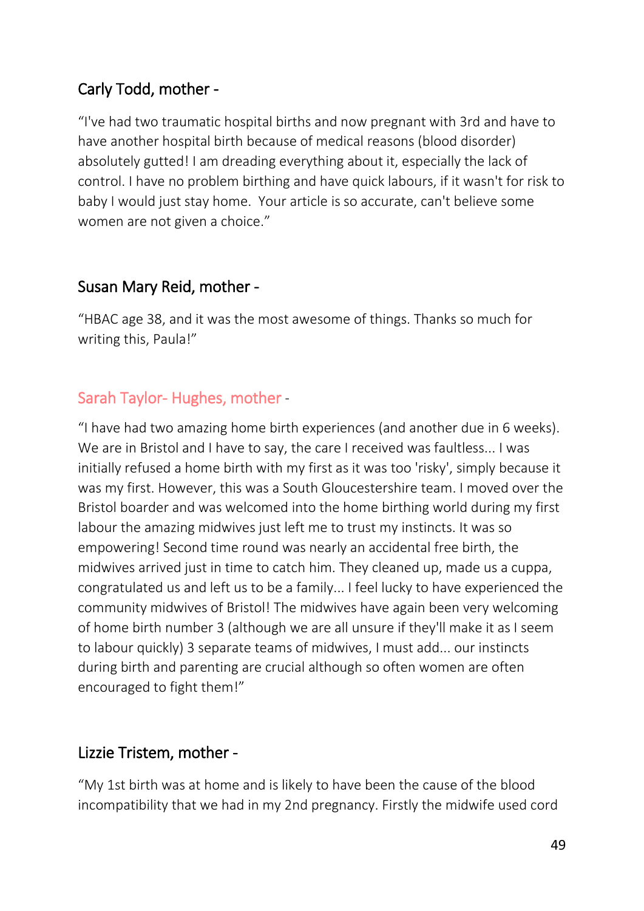## Carly Todd, mother -

"I've had two traumatic hospital births and now pregnant with 3rd and have to have another hospital birth because of medical reasons (blood disorder) absolutely gutted! I am dreading everything about it, especially the lack of control. I have no problem birthing and have quick labours, if it wasn't for risk to baby I would just stay home.  Your article is so accurate, can't believe some women are not given a choice."

## Susan Mary Reid, mother -

"HBAC age 38, and it was the most awesome of things. Thanks so much for writing this, Paula!"

## Sarah Taylor- Hughes, mother -

"I have had two amazing home birth experiences (and another due in 6 weeks). We are in Bristol and I have to say, the care I received was faultless... I was initially refused a home birth with my first as it was too 'risky', simply because it was my first. However, this was a South Gloucestershire team. I moved over the Bristol boarder and was welcomed into the home birthing world during my first labour the amazing midwives just left me to trust my instincts. It was so empowering! Second time round was nearly an accidental free birth, the midwives arrived just in time to catch him. They cleaned up, made us a cuppa, congratulated us and left us to be a family... I feel lucky to have experienced the community midwives of Bristol! The midwives have again been very welcoming of home birth number 3 (although we are all unsure if they'll make it as I seem to labour quickly) 3 separate teams of midwives, I must add... our instincts during birth and parenting are crucial although so often women are often encouraged to fight them!"

## Lizzie Tristem, mother -

"My 1st birth was at home and is likely to have been the cause of the blood incompatibility that we had in my 2nd pregnancy. Firstly the midwife used cord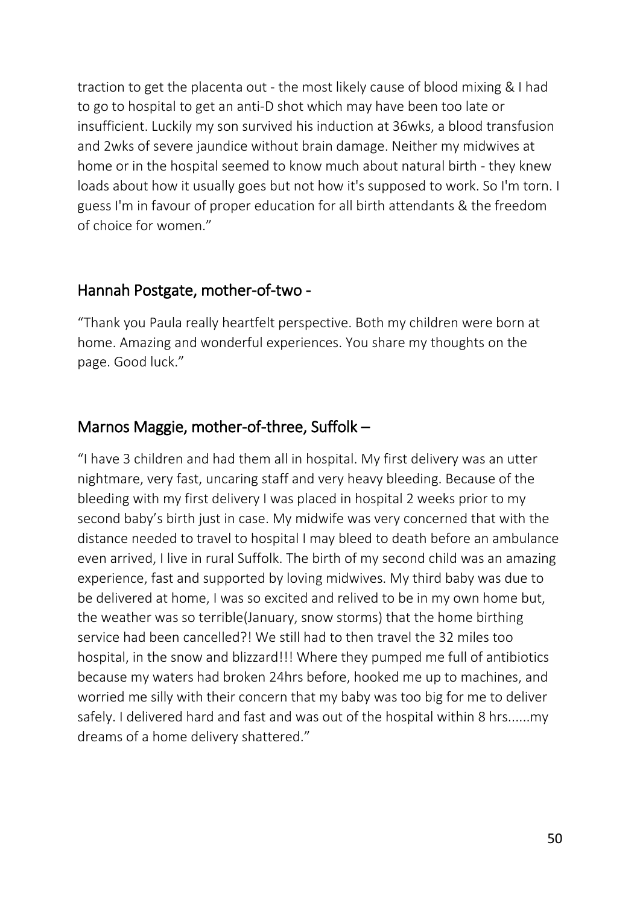traction to get the placenta out - the most likely cause of blood mixing & I had to go to hospital to get an anti-D shot which may have been too late or insufficient. Luckily my son survived his induction at 36wks, a blood transfusion and 2wks of severe jaundice without brain damage. Neither my midwives at home or in the hospital seemed to know much about natural birth - they knew loads about how it usually goes but not how it's supposed to work. So I'm torn. I guess I'm in favour of proper education for all birth attendants & the freedom of choice for women."

## Hannah Postgate, mother-of-two -

"Thank you Paula really heartfelt perspective. Both my children were born at home. Amazing and wonderful experiences. You share my thoughts on the page. Good luck."

## Marnos Maggie, mother-of-three, Suffolk –

"I have 3 children and had them all in hospital. My first delivery was an utter nightmare, very fast, uncaring staff and very heavy bleeding. Because of the bleeding with my first delivery I was placed in hospital 2 weeks prior to my second baby's birth just in case. My midwife was very concerned that with the distance needed to travel to hospital I may bleed to death before an ambulance even arrived, I live in rural Suffolk. The birth of my second child was an amazing experience, fast and supported by loving midwives. My third baby was due to be delivered at home, I was so excited and relived to be in my own home but, the weather was so terrible(January, snow storms) that the home birthing service had been cancelled?! We still had to then travel the 32 miles too hospital, in the snow and blizzard!!! Where they pumped me full of antibiotics because my waters had broken 24hrs before, hooked me up to machines, and worried me silly with their concern that my baby was too big for me to deliver safely. I delivered hard and fast and was out of the hospital within 8 hrs......my dreams of a home delivery shattered."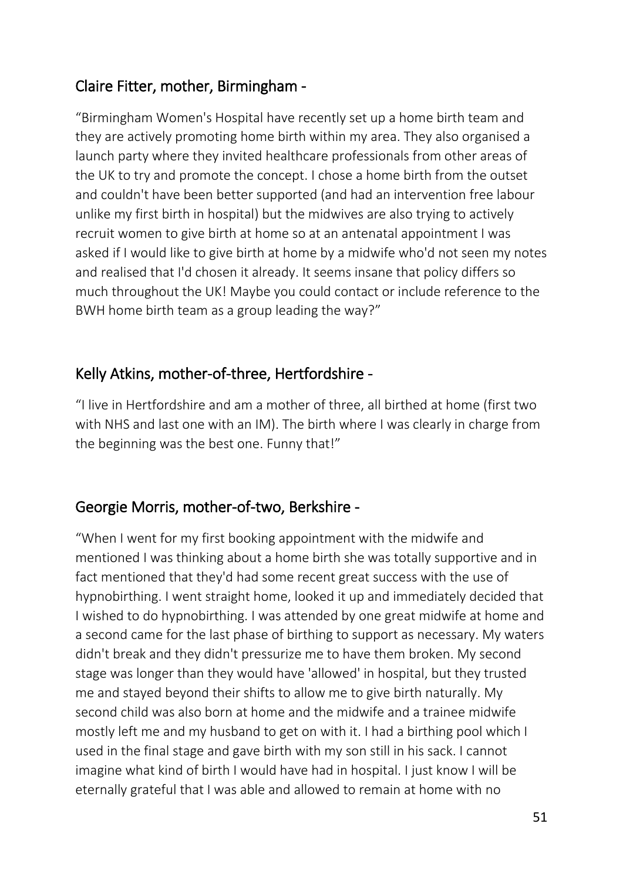## Claire Fitter, mother, Birmingham -

"Birmingham Women's Hospital have recently set up a home birth team and they are actively promoting home birth within my area. They also organised a launch party where they invited healthcare professionals from other areas of the UK to try and promote the concept. I chose a home birth from the outset and couldn't have been better supported (and had an intervention free labour unlike my first birth in hospital) but the midwives are also trying to actively recruit women to give birth at home so at an antenatal appointment I was asked if I would like to give birth at home by a midwife who'd not seen my notes and realised that I'd chosen it already. It seems insane that policy differs so much throughout the UK! Maybe you could contact or include reference to the BWH home birth team as a group leading the way?"

## Kelly Atkins, mother-of-three, Hertfordshire -

"I live in Hertfordshire and am a mother of three, all birthed at home (first two with NHS and last one with an IM). The birth where I was clearly in charge from the beginning was the best one. Funny that!"

## Georgie Morris, mother-of-two, Berkshire -

"When I went for my first booking appointment with the midwife and mentioned I was thinking about a home birth she was totally supportive and in fact mentioned that they'd had some recent great success with the use of hypnobirthing. I went straight home, looked it up and immediately decided that I wished to do hypnobirthing. I was attended by one great midwife at home and a second came for the last phase of birthing to support as necessary. My waters didn't break and they didn't pressurize me to have them broken. My second stage was longer than they would have 'allowed' in hospital, but they trusted me and stayed beyond their shifts to allow me to give birth naturally. My second child was also born at home and the midwife and a trainee midwife mostly left me and my husband to get on with it. I had a birthing pool which I used in the final stage and gave birth with my son still in his sack. I cannot imagine what kind of birth I would have had in hospital. I just know I will be eternally grateful that I was able and allowed to remain at home with no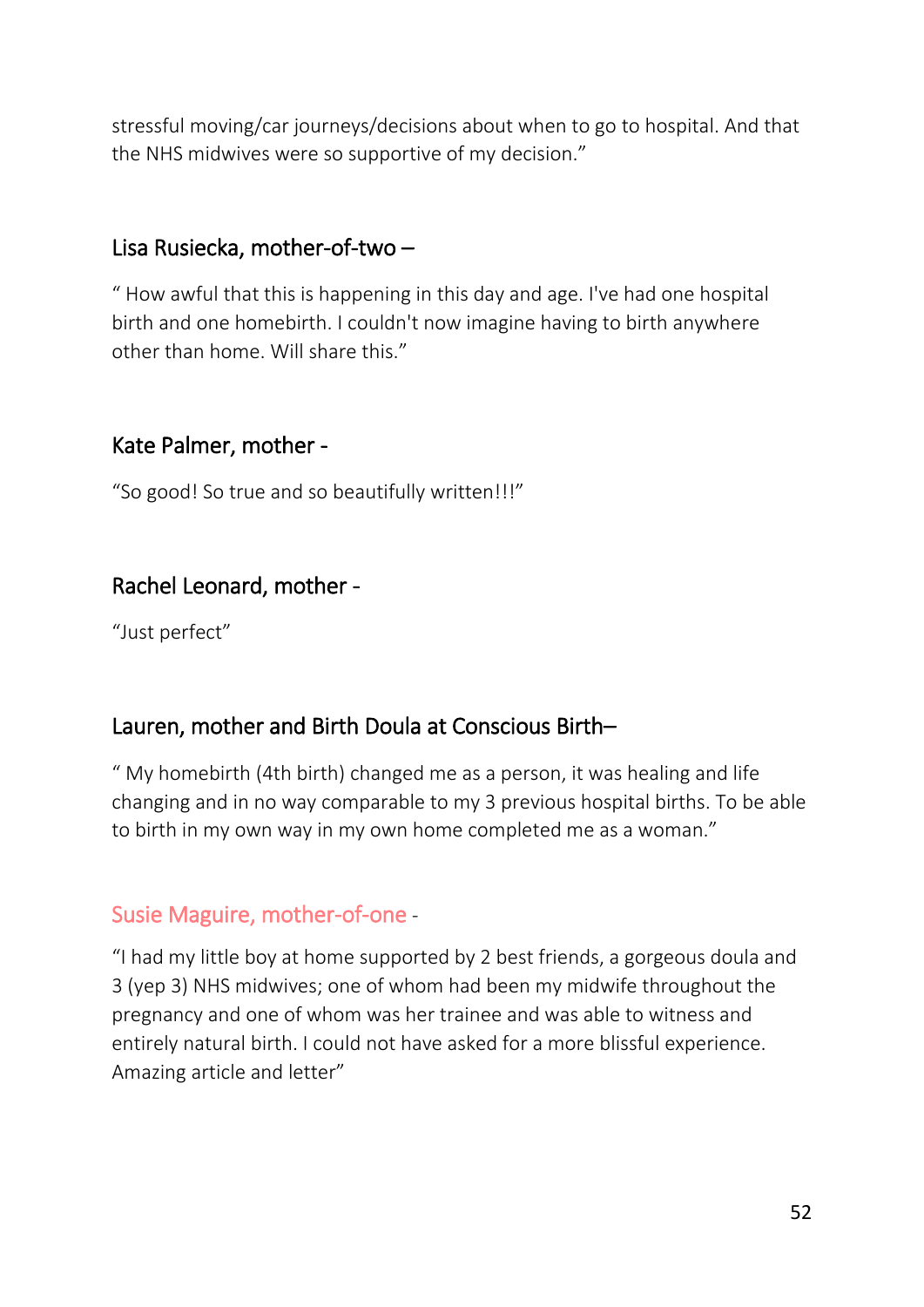stressful moving/car journeys/decisions about when to go to hospital. And that the NHS midwives were so supportive of my decision."

### Lisa Rusiecka, mother-of-two –

" How awful that this is happening in this day and age. I've had one hospital birth and one homebirth. I couldn't now imagine having to birth anywhere other than home. Will share this."

### Kate Palmer, mother -

"So good! So true and so beautifully written!!!"

### Rachel Leonard, mother -

"Just perfect"

### Lauren, mother and Birth Doula at Conscious Birth–

" My homebirth (4th birth) changed me as a person, it was healing and life changing and in no way comparable to my 3 previous hospital births. To be able to birth in my own way in my own home completed me as a woman."

### Susie Maguire, mother-of-one -

"I had my little boy at home supported by 2 best friends, a gorgeous doula and 3 (yep 3) NHS midwives; one of whom had been my midwife throughout the pregnancy and one of whom was her trainee and was able to witness and entirely natural birth. I could not have asked for a more blissful experience. Amazing article and letter"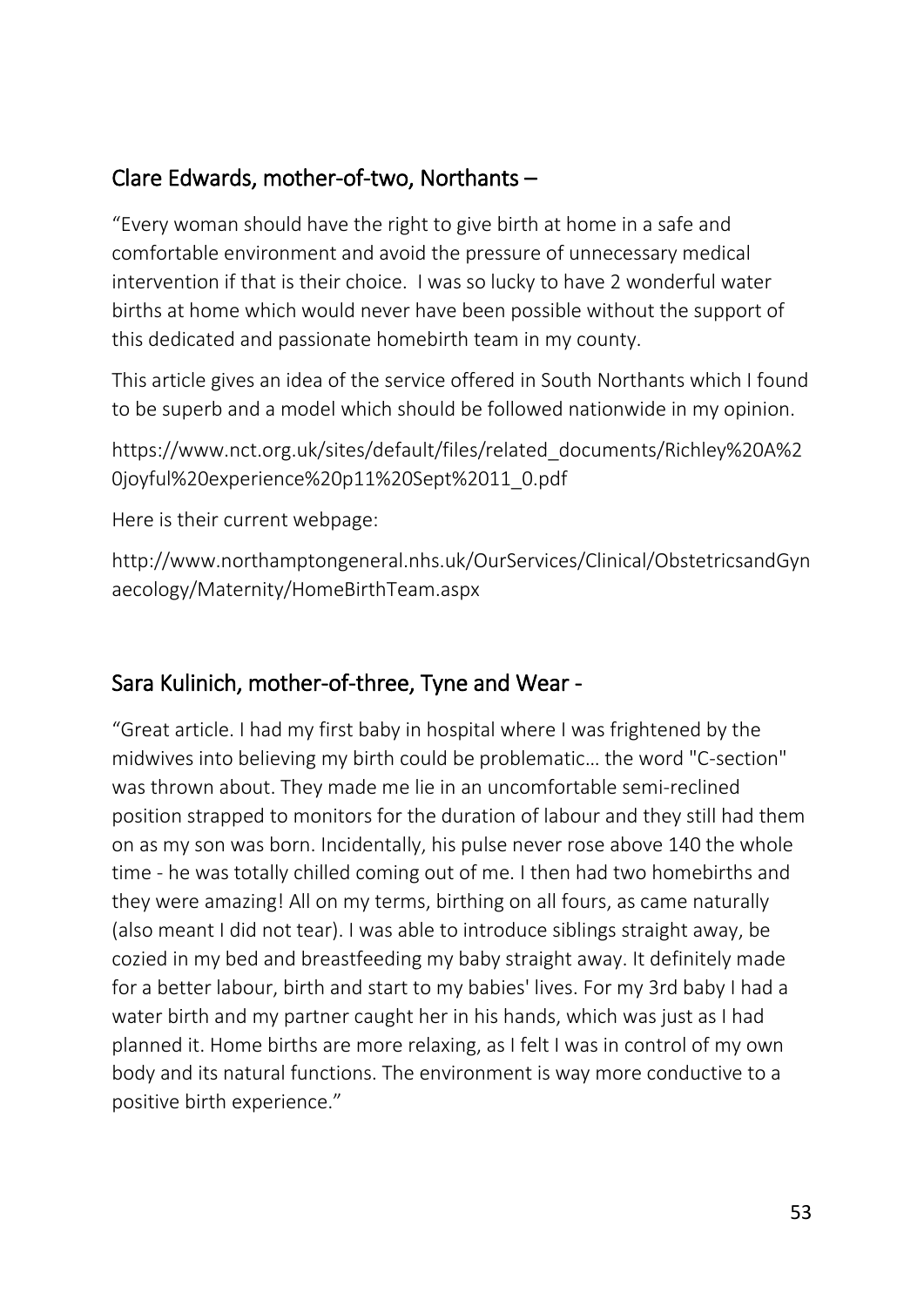## Clare Edwards, mother-of-two, Northants –

"Every woman should have the right to give birth at home in a safe and comfortable environment and avoid the pressure of unnecessary medical intervention if that is their choice. I was so lucky to have 2 wonderful water births at home which would never have been possible without the support of this dedicated and passionate homebirth team in my county.

This article gives an idea of the service offered in South Northants which I found to be superb and a model which should be followed nationwide in my opinion.

https://www.nct.org.uk/sites/default/files/related_documents/Richley%20A%20joyful%20experience%20p11%20Sept%2011_0.pdf

Here is their current webpage:

http://www.northamptongeneral.nhs.uk/OurServices/Clinical/ObstetricsandGynaecology/Maternity/HomeBirthTeam.aspx

## Sara Kulinich, mother-of-three, Tyne and Wear -

"Great article. I had my first baby in hospital where I was frightened by the midwives into believing my birth could be problematic… the word "C-section" was thrown about. They made me lie in an uncomfortable semi-reclined position strapped to monitors for the duration of labour and they still had them on as my son was born. Incidentally, his pulse never rose above 140 the whole time - he was totally chilled coming out of me. I then had two homebirths and they were amazing! All on my terms, birthing on all fours, as came naturally (also meant I did not tear). I was able to introduce siblings straight away, be cozied in my bed and breastfeeding my baby straight away. It definitely made for a better labour, birth and start to my babies' lives. For my 3rd baby I had a water birth and my partner caught her in his hands, which was just as I had planned it. Home births are more relaxing, as I felt I was in control of my own body and its natural functions. The environment is way more conductive to a positive birth experience."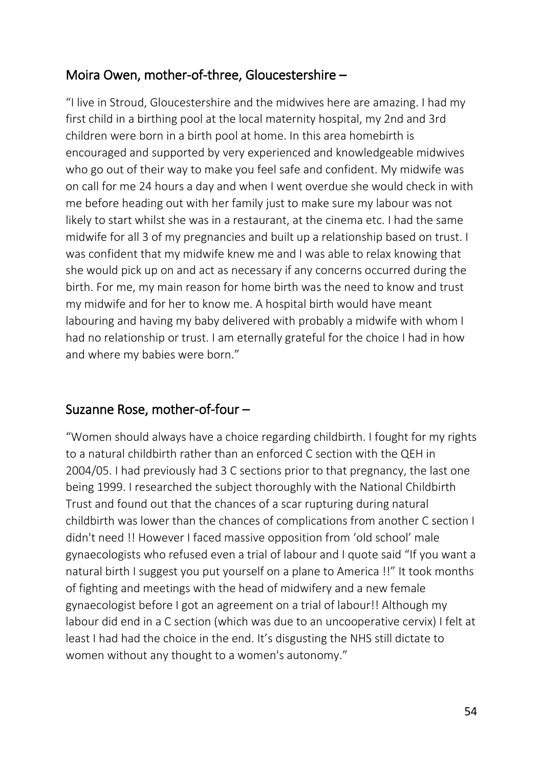## Moira Owen, mother-of-three, Gloucestershire –

"I live in Stroud, Gloucestershire and the midwives here are amazing. I had my first child in a birthing pool at the local maternity hospital, my 2nd and 3rd children were born in a birth pool at home. In this area homebirth is encouraged and supported by very experienced and knowledgeable midwives who go out of their way to make you feel safe and confident. My midwife was on call for me 24 hours a day and when I went overdue she would check in with me before heading out with her family just to make sure my labour was not likely to start whilst she was in a restaurant, at the cinema etc. I had the same midwife for all 3 of my pregnancies and built up a relationship based on trust. I was confident that my midwife knew me and I was able to relax knowing that she would pick up on and act as necessary if any concerns occurred during the birth. For me, my main reason for home birth was the need to know and trust my midwife and for her to know me. A hospital birth would have meant labouring and having my baby delivered with probably a midwife with whom I had no relationship or trust. I am eternally grateful for the choice I had in how and where my babies were born."

## Suzanne Rose, mother-of-four –

"Women should always have a choice regarding childbirth. I fought for my rights to a natural childbirth rather than an enforced C section with the QEH in 2004/05. I had previously had 3 C sections prior to that pregnancy, the last one being 1999. I researched the subject thoroughly with the National Childbirth Trust and found out that the chances of a scar rupturing during natural childbirth was lower than the chances of complications from another C section I didn't need !! However I faced massive opposition from 'old school' male gynaecologists who refused even a trial of labour and I quote said "If you want a natural birth I suggest you put yourself on a plane to America !!" It took months of fighting and meetings with the head of midwifery and a new female gynaecologist before I got an agreement on a trial of labour!! Although my labour did end in a C section (which was due to an uncooperative cervix) I felt at least I had had the choice in the end. It's disgusting the NHS still dictate to women without any thought to a women's autonomy."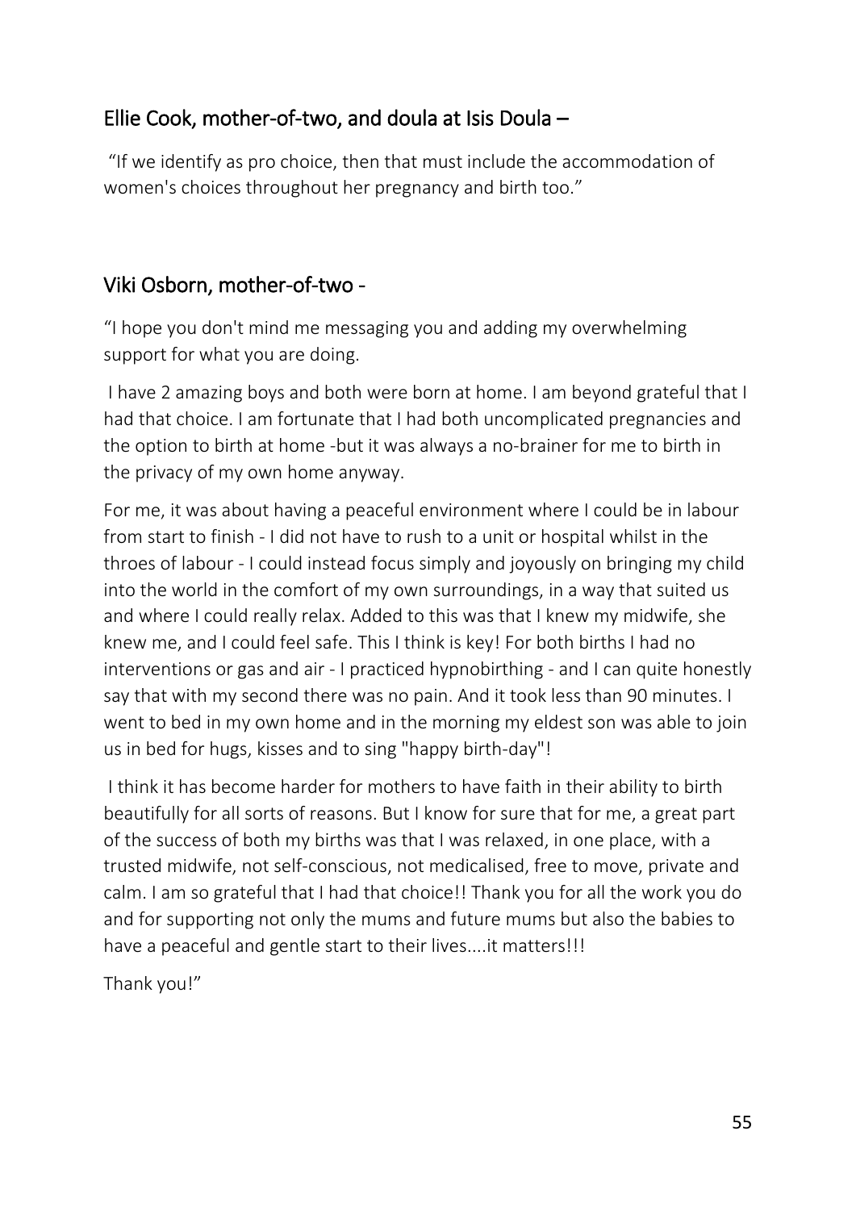## Ellie Cook, mother-of-two, and doula at Isis Doula –

"If we identify as pro choice, then that must include the accommodation of women's choices throughout her pregnancy and birth too."

## Viki Osborn, mother-of-two -

"I hope you don't mind me messaging you and adding my overwhelming support for what you are doing.

I have 2 amazing boys and both were born at home. I am beyond grateful that I had that choice. I am fortunate that I had both uncomplicated pregnancies and the option to birth at home -but it was always a no-brainer for me to birth in the privacy of my own home anyway.

For me, it was about having a peaceful environment where I could be in labour from start to finish - I did not have to rush to a unit or hospital whilst in the throes of labour - I could instead focus simply and joyously on bringing my child into the world in the comfort of my own surroundings, in a way that suited us and where I could really relax. Added to this was that I knew my midwife, she knew me, and I could feel safe. This I think is key! For both births I had no interventions or gas and air - I practiced hypnobirthing - and I can quite honestly say that with my second there was no pain. And it took less than 90 minutes. I went to bed in my own home and in the morning my eldest son was able to join us in bed for hugs, kisses and to sing "happy birth-day"!

I think it has become harder for mothers to have faith in their ability to birth beautifully for all sorts of reasons. But I know for sure that for me, a great part of the success of both my births was that I was relaxed, in one place, with a trusted midwife, not self-conscious, not medicalised, free to move, private and calm. I am so grateful that I had that choice!! Thank you for all the work you do and for supporting not only the mums and future mums but also the babies to have a peaceful and gentle start to their lives....it matters!!!

Thank you!"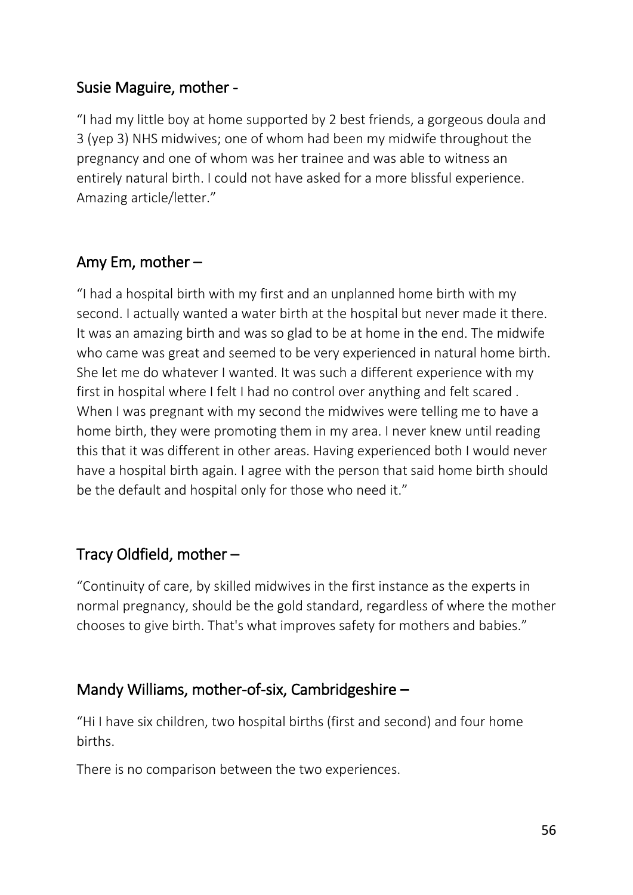## Susie Maguire, mother -

"I had my little boy at home supported by 2 best friends, a gorgeous doula and 3 (yep 3) NHS midwives; one of whom had been my midwife throughout the pregnancy and one of whom was her trainee and was able to witness an entirely natural birth. I could not have asked for a more blissful experience. Amazing article/letter."

## Amy Em, mother –

"I had a hospital birth with my first and an unplanned home birth with my second. I actually wanted a water birth at the hospital but never made it there. It was an amazing birth and was so glad to be at home in the end. The midwife who came was great and seemed to be very experienced in natural home birth. She let me do whatever I wanted. It was such a different experience with my first in hospital where I felt I had no control over anything and felt scared . When I was pregnant with my second the midwives were telling me to have a home birth, they were promoting them in my area. I never knew until reading this that it was different in other areas. Having experienced both I would never have a hospital birth again. I agree with the person that said home birth should be the default and hospital only for those who need it."

## Tracy Oldfield, mother –

"Continuity of care, by skilled midwives in the first instance as the experts in normal pregnancy, should be the gold standard, regardless of where the mother chooses to give birth. That's what improves safety for mothers and babies."

## Mandy Williams, mother-of-six, Cambridgeshire –

"Hi I have six children, two hospital births (first and second) and four home births.

There is no comparison between the two experiences.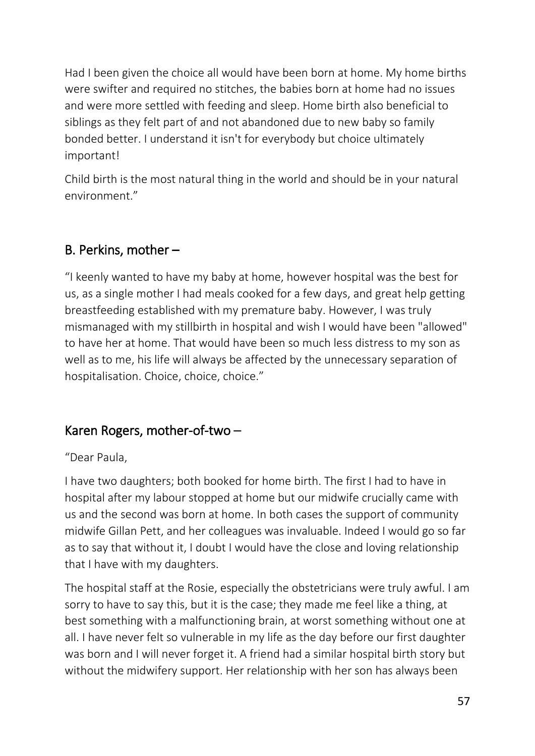Had I been given the choice all would have been born at home. My home births were swifter and required no stitches, the babies born at home had no issues and were more settled with feeding and sleep. Home birth also beneficial to siblings as they felt part of and not abandoned due to new baby so family bonded better. I understand it isn't for everybody but choice ultimately important!

Child birth is the most natural thing in the world and should be in your natural environment."

## B. Perkins, mother –

"I keenly wanted to have my baby at home, however hospital was the best for us, as a single mother I had meals cooked for a few days, and great help getting breastfeeding established with my premature baby. However, I was truly mismanaged with my stillbirth in hospital and wish I would have been "allowed" to have her at home. That would have been so much less distress to my son as well as to me, his life will always be affected by the unnecessary separation of hospitalisation. Choice, choice, choice."

## Karen Rogers, mother-of-two –

"Dear Paula,

I have two daughters; both booked for home birth. The first I had to have in hospital after my labour stopped at home but our midwife crucially came with us and the second was born at home. In both cases the support of community midwife Gillan Pett, and her colleagues was invaluable. Indeed I would go so far as to say that without it, I doubt I would have the close and loving relationship that I have with my daughters.

The hospital staff at the Rosie, especially the obstetricians were truly awful. I am sorry to have to say this, but it is the case; they made me feel like a thing, at best something with a malfunctioning brain, at worst something without one at all. I have never felt so vulnerable in my life as the day before our first daughter was born and I will never forget it. A friend had a similar hospital birth story but without the midwifery support. Her relationship with her son has always been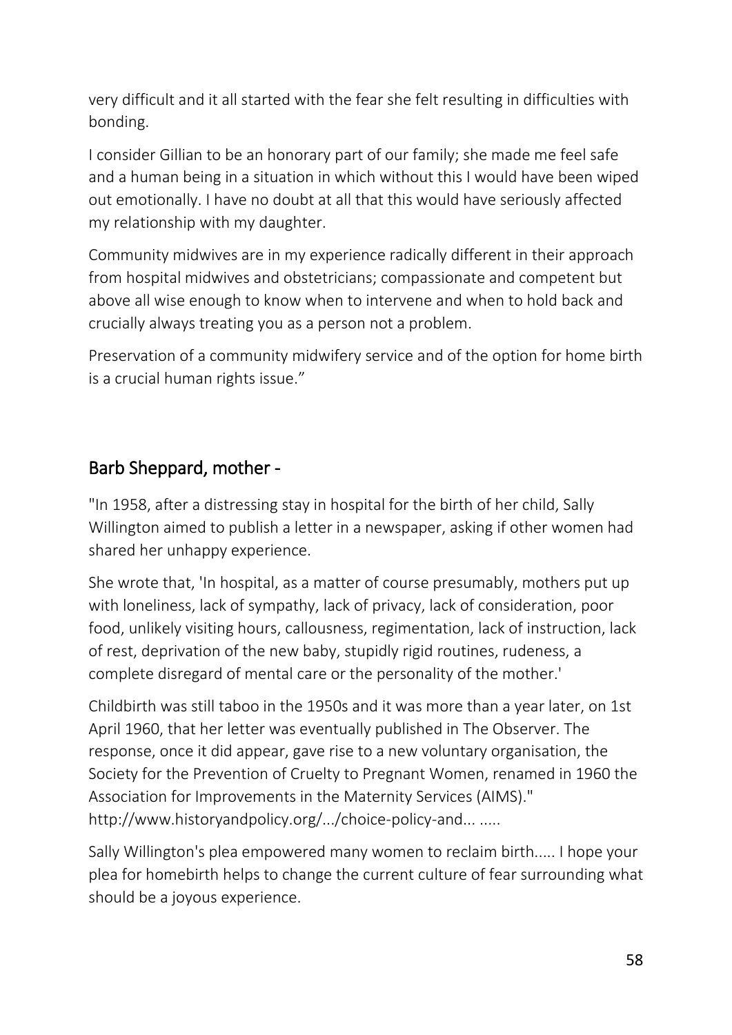very difficult and it all started with the fear she felt resulting in difficulties with bonding.

I consider Gillian to be an honorary part of our family; she made me feel safe and a human being in a situation in which without this I would have been wiped out emotionally. I have no doubt at all that this would have seriously affected my relationship with my daughter.

Community midwives are in my experience radically different in their approach from hospital midwives and obstetricians; compassionate and competent but above all wise enough to know when to intervene and when to hold back and crucially always treating you as a person not a problem.

Preservation of a community midwifery service and of the option for home birth is a crucial human rights issue."

## Barb Sheppard, mother -

"In 1958, after a distressing stay in hospital for the birth of her child, Sally Willington aimed to publish a letter in a newspaper, asking if other women had shared her unhappy experience.

She wrote that, 'In hospital, as a matter of course presumably, mothers put up with loneliness, lack of sympathy, lack of privacy, lack of consideration, poor food, unlikely visiting hours, callousness, regimentation, lack of instruction, lack of rest, deprivation of the new baby, stupidly rigid routines, rudeness, a complete disregard of mental care or the personality of the mother.'

Childbirth was still taboo in the 1950s and it was more than a year later, on 1st April 1960, that her letter was eventually published in The Observer. The response, once it did appear, gave rise to a new voluntary organisation, the Society for the Prevention of Cruelty to Pregnant Women, renamed in 1960 the Association for Improvements in the Maternity Services (AIMS)." http://www.historyandpolicy.org/.../choice-policy-and... .....

Sally Willington's plea empowered many women to reclaim birth..... I hope your plea for homebirth helps to change the current culture of fear surrounding what should be a joyous experience.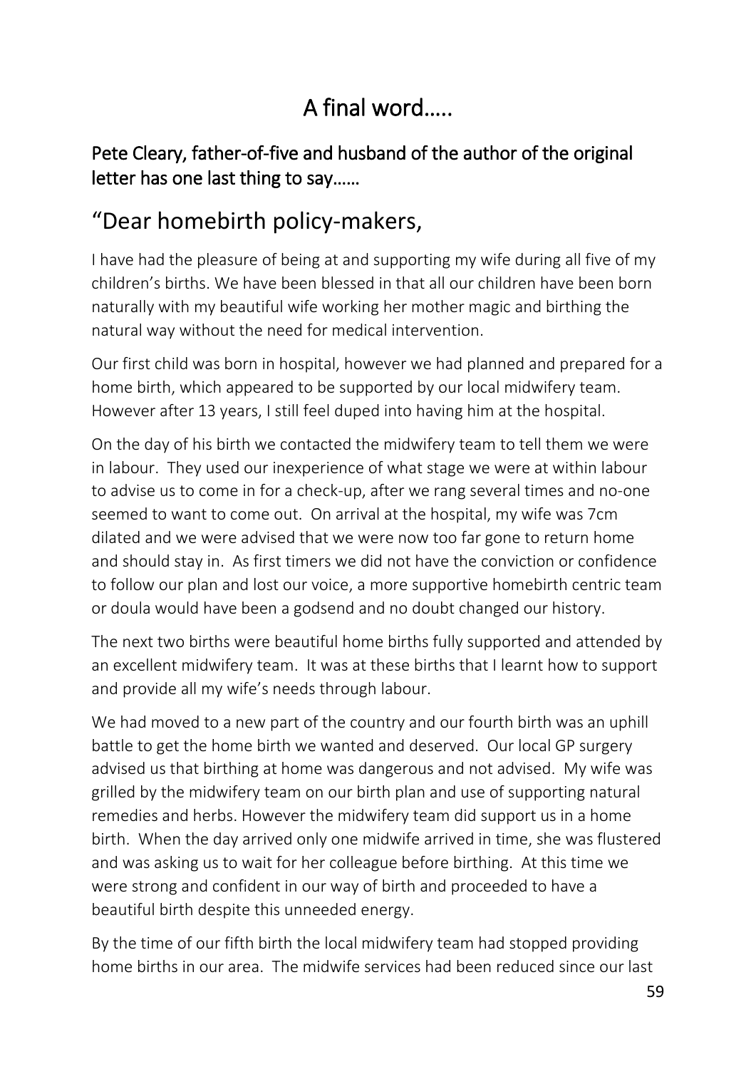# A final word.....

### Pete Cleary, father-of-five and husband of the author of the original letter has one last thing to say……

## "Dear homebirth policy-makers,

I have had the pleasure of being at and supporting my wife during all five of my children's births. We have been blessed in that all our children have been born naturally with my beautiful wife working her mother magic and birthing the natural way without the need for medical intervention.

Our first child was born in hospital, however we had planned and prepared for a home birth, which appeared to be supported by our local midwifery team. However after 13 years, I still feel duped into having him at the hospital.

On the day of his birth we contacted the midwifery team to tell them we were in labour. They used our inexperience of what stage we were at within labour to advise us to come in for a check-up, after we rang several times and no-one seemed to want to come out. On arrival at the hospital, my wife was 7cm dilated and we were advised that we were now too far gone to return home and should stay in. As first timers we did not have the conviction or confidence to follow our plan and lost our voice, a more supportive homebirth centric team or doula would have been a godsend and no doubt changed our history.

The next two births were beautiful home births fully supported and attended by an excellent midwifery team. It was at these births that I learnt how to support and provide all my wife's needs through labour.

We had moved to a new part of the country and our fourth birth was an uphill battle to get the home birth we wanted and deserved. Our local GP surgery advised us that birthing at home was dangerous and not advised. My wife was grilled by the midwifery team on our birth plan and use of supporting natural remedies and herbs. However the midwifery team did support us in a home birth. When the day arrived only one midwife arrived in time, she was flustered and was asking us to wait for her colleague before birthing. At this time we were strong and confident in our way of birth and proceeded to have a beautiful birth despite this unneeded energy.

By the time of our fifth birth the local midwifery team had stopped providing home births in our area. The midwife services had been reduced since our last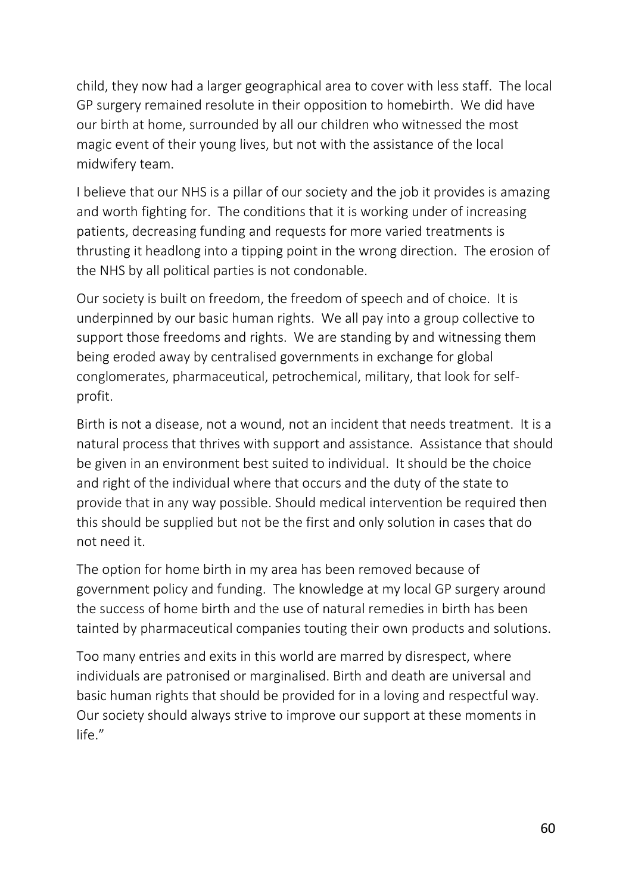child, they now had a larger geographical area to cover with less staff. The local GP surgery remained resolute in their opposition to homebirth. We did have our birth at home, surrounded by all our children who witnessed the most magic event of their young lives, but not with the assistance of the local midwifery team.

I believe that our NHS is a pillar of our society and the job it provides is amazing and worth fighting for. The conditions that it is working under of increasing patients, decreasing funding and requests for more varied treatments is thrusting it headlong into a tipping point in the wrong direction. The erosion of the NHS by all political parties is not condonable.

Our society is built on freedom, the freedom of speech and of choice. It is underpinned by our basic human rights. We all pay into a group collective to support those freedoms and rights. We are standing by and witnessing them being eroded away by centralised governments in exchange for global conglomerates, pharmaceutical, petrochemical, military, that look for self-profit.

Birth is not a disease, not a wound, not an incident that needs treatment. It is a natural process that thrives with support and assistance. Assistance that should be given in an environment best suited to individual. It should be the choice and right of the individual where that occurs and the duty of the state to provide that in any way possible. Should medical intervention be required then this should be supplied but not be the first and only solution in cases that do not need it.

The option for home birth in my area has been removed because of government policy and funding. The knowledge at my local GP surgery around the success of home birth and the use of natural remedies in birth has been tainted by pharmaceutical companies touting their own products and solutions.

Too many entries and exits in this world are marred by disrespect, where individuals are patronised or marginalised. Birth and death are universal and basic human rights that should be provided for in a loving and respectful way. Our society should always strive to improve our support at these moments in life."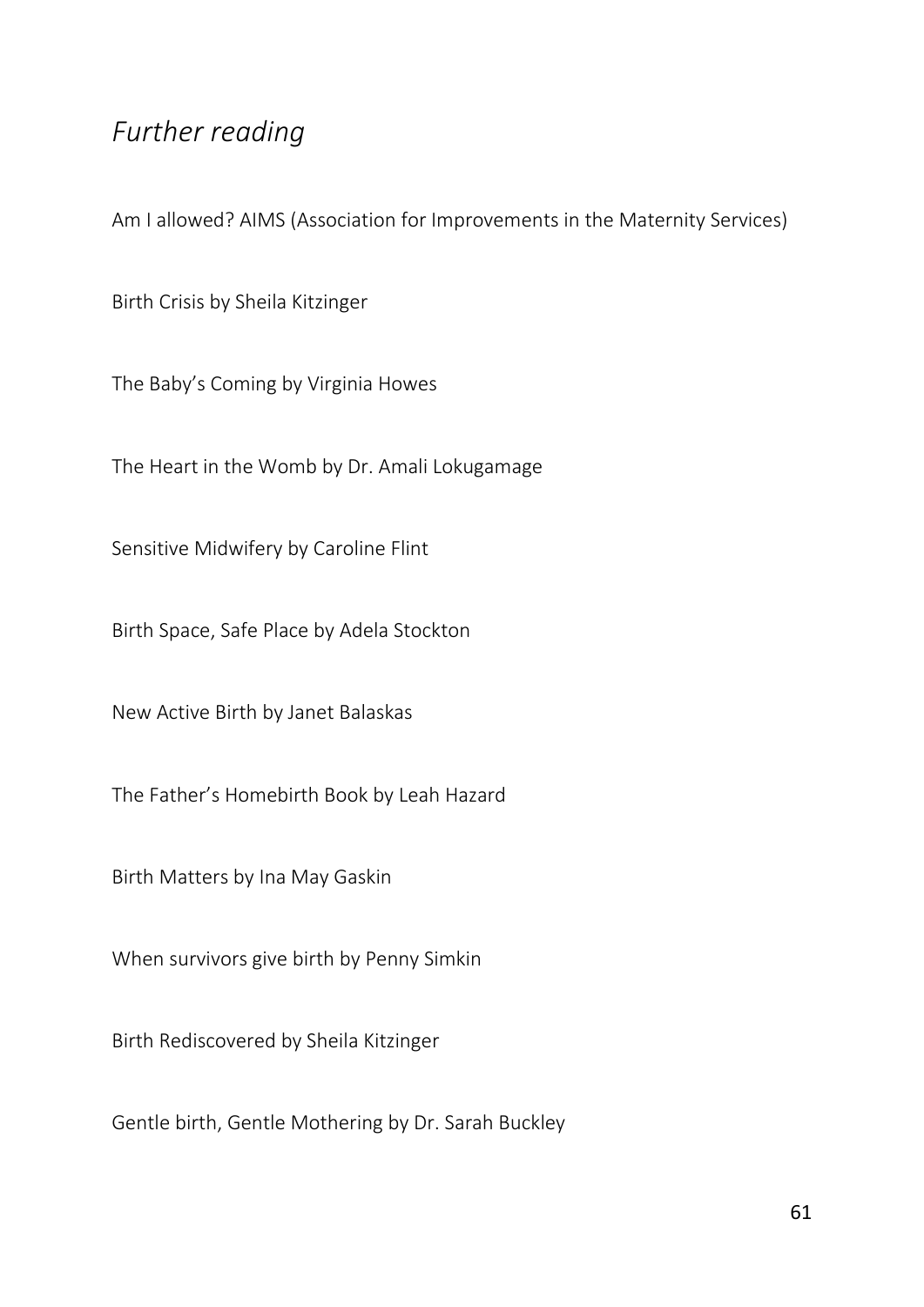## *Further reading*

Am I allowed? AIMS (Association for Improvements in the Maternity Services)

Birth Crisis by Sheila Kitzinger

The Baby's Coming by Virginia Howes

The Heart in the Womb by Dr. Amali Lokugamage

Sensitive Midwifery by Caroline Flint

Birth Space, Safe Place by Adela Stockton

New Active Birth by Janet Balaskas

The Father's Homebirth Book by Leah Hazard

Birth Matters by Ina May Gaskin

When survivors give birth by Penny Simkin

Birth Rediscovered by Sheila Kitzinger

Gentle birth, Gentle Mothering by Dr. Sarah Buckley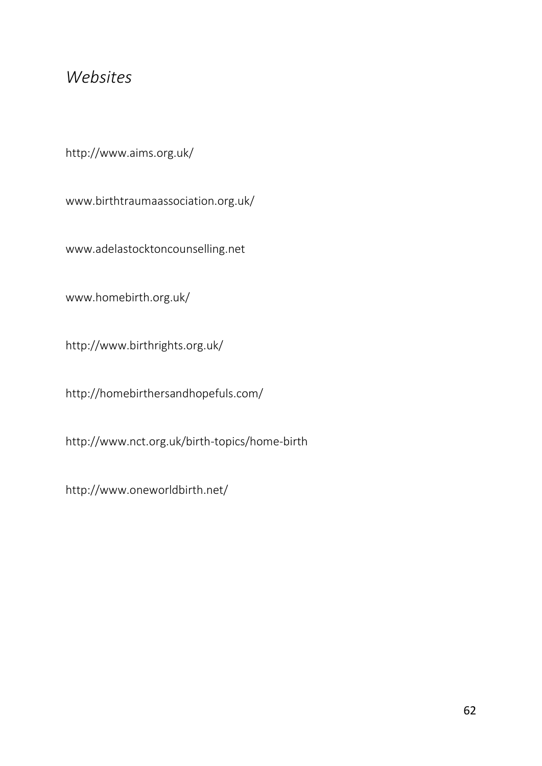## *Websites*

http://www.aims.org.uk/

www.birthtraumaassociation.org.uk/

www.adelastocktoncounselling.net

www.homebirth.org.uk/

http://www.birthrights.org.uk/

http://homebirthersandhopefuls.com/

http://www.nct.org.uk/birth-topics/home-birth

http://www.oneworldbirth.net/